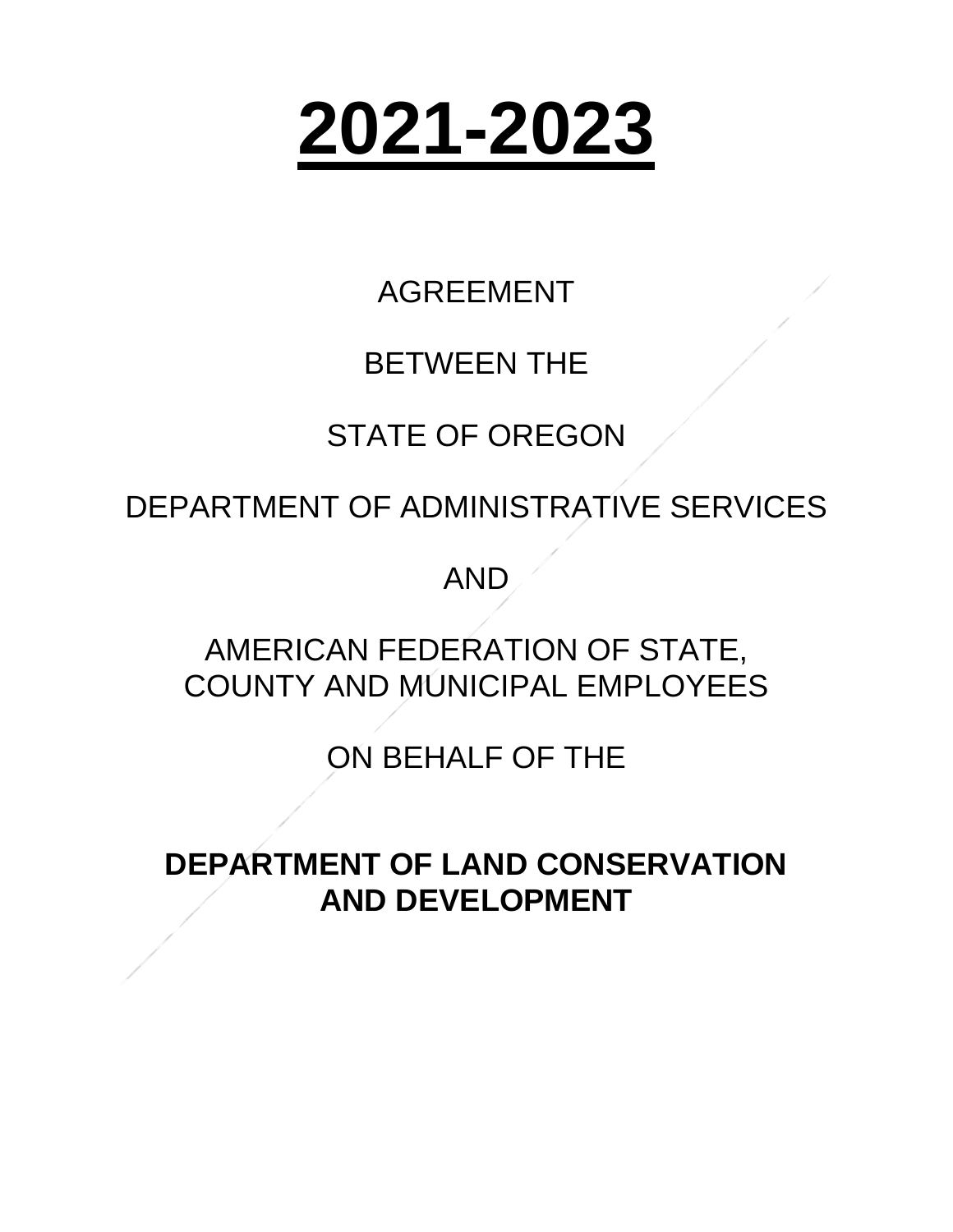# 2021-2023

AGREEMENT

BETWEEN THE

STATE OF OREGON

DEPARTMENT OF ADMINISTRATIVE SERVICES

AND

AMERICAN FEDERATION OF STATE,
COUNTY AND MUNICIPAL EMPLOYEES

ON BEHALF OF THE

**DEPARTMENT OF LAND CONSERVATION AND DEVELOPMENT**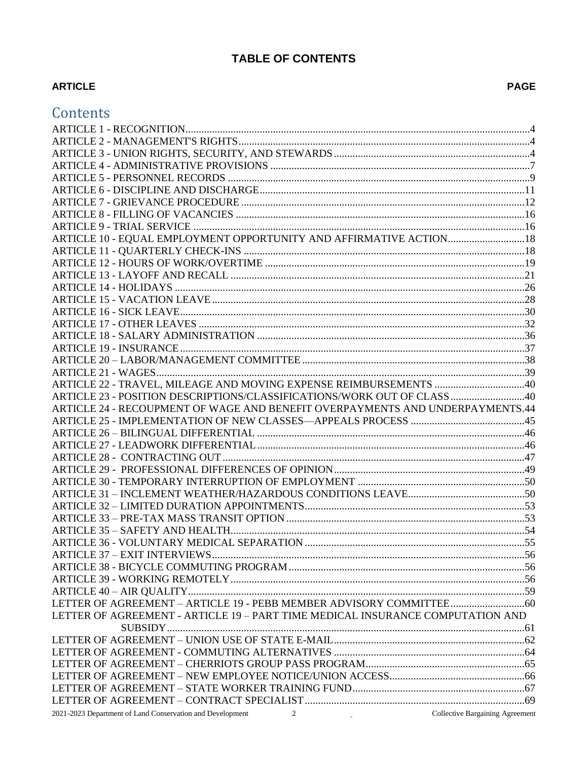# TABLE OF CONTENTS

| ARTICLE | PAGE |
|---|---|

## Contents

| | |
|---|---|
| ARTICLE 1 - RECOGNITION | 4 |
| ARTICLE 2 - MANAGEMENT'S RIGHTS | 4 |
| ARTICLE 3 - UNION RIGHTS, SECURITY, AND STEWARDS | 4 |
| ARTICLE 4 - ADMINISTRATIVE PROVISIONS | 7 |
| ARTICLE 5 - PERSONNEL RECORDS | 9 |
| ARTICLE 6 - DISCIPLINE AND DISCHARGE | 11 |
| ARTICLE 7 - GRIEVANCE PROCEDURE | 12 |
| ARTICLE 8 - FILLING OF VACANCIES | 16 |
| ARTICLE 9 - TRIAL SERVICE | 16 |
| ARTICLE 10 - EQUAL EMPLOYMENT OPPORTUNITY AND AFFIRMATIVE ACTION | 18 |
| ARTICLE 11 - QUARTERLY CHECK-INS | 18 |
| ARTICLE 12 - HOURS OF WORK/OVERTIME | 19 |
| ARTICLE 13 - LAYOFF AND RECALL | 21 |
| ARTICLE 14 - HOLIDAYS | 26 |
| ARTICLE 15 - VACATION LEAVE | 28 |
| ARTICLE 16 - SICK LEAVE | 30 |
| ARTICLE 17 - OTHER LEAVES | 32 |
| ARTICLE 18 - SALARY ADMINISTRATION | 36 |
| ARTICLE 19 - INSURANCE | 37 |
| ARTICLE 20 – LABOR/MANAGEMENT COMMITTEE | 38 |
| ARTICLE 21 - WAGES | 39 |
| ARTICLE 22 - TRAVEL, MILEAGE AND MOVING EXPENSE REIMBURSEMENTS | 40 |
| ARTICLE 23 - POSITION DESCRIPTIONS/CLASSIFICATIONS/WORK OUT OF CLASS | 40 |
| ARTICLE 24 - RECOUPMENT OF WAGE AND BENEFIT OVERPAYMENTS AND UNDERPAYMENTS | 44 |
| ARTICLE 25 - IMPLEMENTATION OF NEW CLASSES—APPEALS PROCESS | 45 |
| ARTICLE 26 – BILINGUAL DIFFERENTIAL | 46 |
| ARTICLE 27 - LEADWORK DIFFERENTIAL | 46 |
| ARTICLE 28 - CONTRACTING OUT | 47 |
| ARTICLE 29 - PROFESSIONAL DIFFERENCES OF OPINION | 49 |
| ARTICLE 30 - TEMPORARY INTERRUPTION OF EMPLOYMENT | 50 |
| ARTICLE 31 – INCLEMENT WEATHER/HAZARDOUS CONDITIONS LEAVE | 50 |
| ARTICLE 32 – LIMITED DURATION APPOINTMENTS | 53 |
| ARTICLE 33 – PRE-TAX MASS TRANSIT OPTION | 53 |
| ARTICLE 35 – SAFETY AND HEALTH | 54 |
| ARTICLE 36 - VOLUNTARY MEDICAL SEPARATION | 55 |
| ARTICLE 37 – EXIT INTERVIEWS | 56 |
| ARTICLE 38 - BICYCLE COMMUTING PROGRAM | 56 |
| ARTICLE 39 - WORKING REMOTELY | 56 |
| ARTICLE 40 – AIR QUALITY | 59 |
| LETTER OF AGREEMENT – ARTICLE 19 - PEBB MEMBER ADVISORY COMMITTEE | 60 |
| LETTER OF AGREEMENT - ARTICLE 19 – PART TIME MEDICAL INSURANCE COMPUTATION AND SUBSIDY | 61 |
| LETTER OF AGREEMENT – UNION USE OF STATE E-MAIL | 62 |
| LETTER OF AGREEMENT - COMMUTING ALTERNATIVES | 64 |
| LETTER OF AGREEMENT – CHERRIOTS GROUP PASS PROGRAM | 65 |
| LETTER OF AGREEMENT – NEW EMPLOYEE NOTICE/UNION ACCESS | 66 |
| LETTER OF AGREEMENT – STATE WORKER TRAINING FUND | 67 |
| LETTER OF AGREEMENT – CONTRACT SPECIALIST | 69 |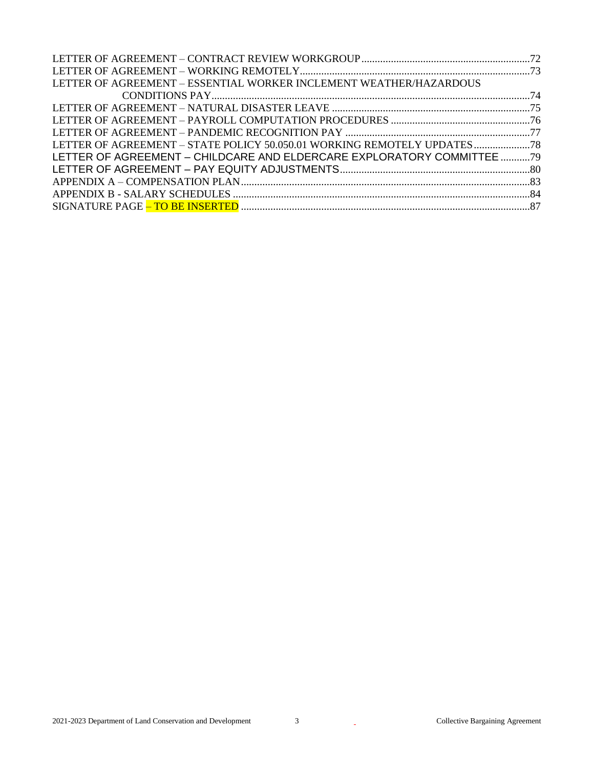LETTER OF AGREEMENT – CONTRACT REVIEW WORKGROUP ..... 72
LETTER OF AGREEMENT – WORKING REMOTELY ..... 73
LETTER OF AGREEMENT – ESSENTIAL WORKER INCLEMENT WEATHER/HAZARDOUS CONDITIONS PAY ..... 74
LETTER OF AGREEMENT – NATURAL DISASTER LEAVE ..... 75
LETTER OF AGREEMENT – PAYROLL COMPUTATION PROCEDURES ..... 76
LETTER OF AGREEMENT – PANDEMIC RECOGNITION PAY ..... 77
LETTER OF AGREEMENT – STATE POLICY 50.050.01 WORKING REMOTELY UPDATES ..... 78
LETTER OF AGREEMENT – CHILDCARE AND ELDERCARE EXPLORATORY COMMITTEE ..... 79
LETTER OF AGREEMENT – PAY EQUITY ADJUSTMENTS ..... 80
APPENDIX A – COMPENSATION PLAN ..... 83
APPENDIX B - SALARY SCHEDULES ..... 84
SIGNATURE PAGE – TO BE INSERTED ..... 87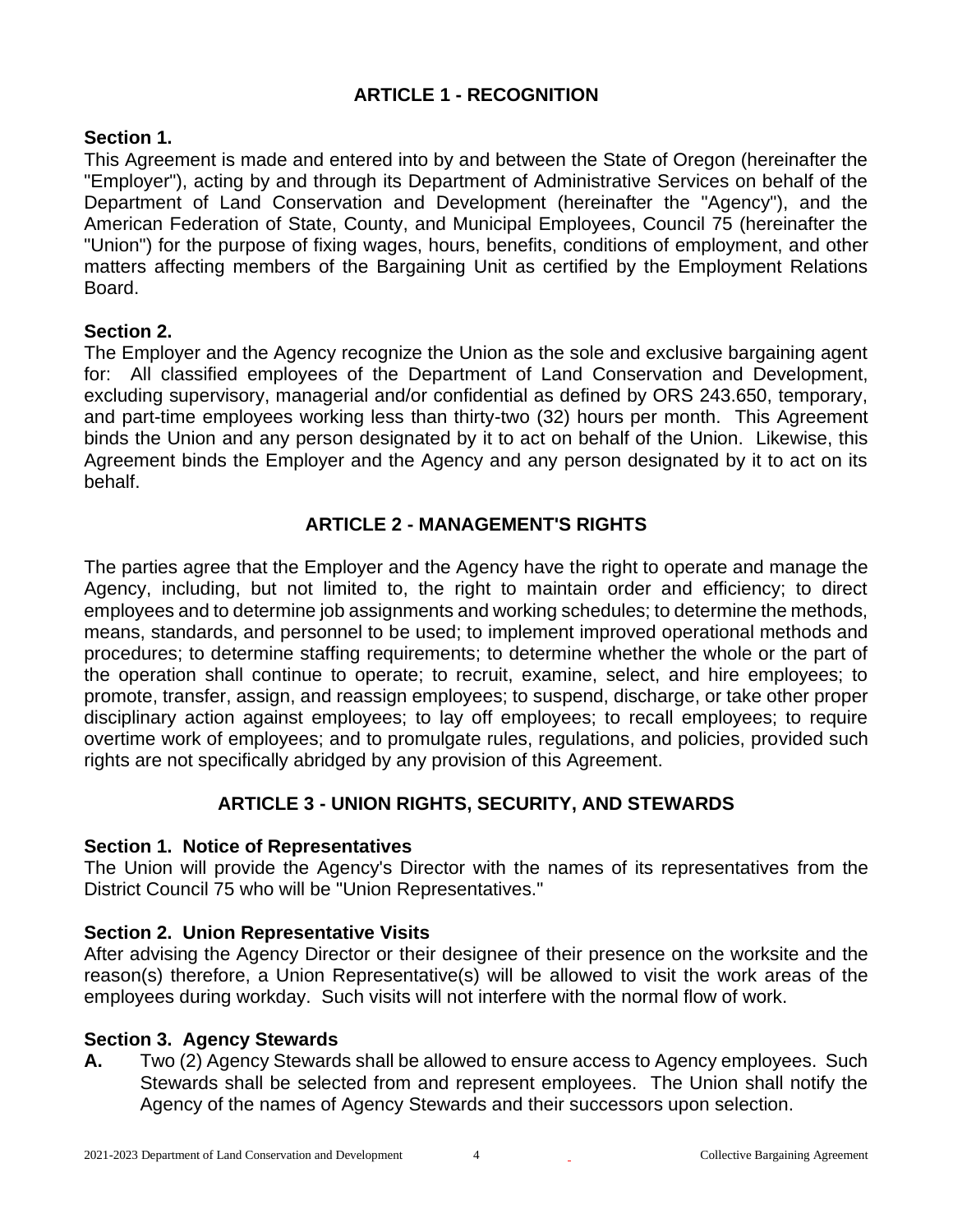## ARTICLE 1 - RECOGNITION

**Section 1.**
This Agreement is made and entered into by and between the State of Oregon (hereinafter the "Employer"), acting by and through its Department of Administrative Services on behalf of the Department of Land Conservation and Development (hereinafter the "Agency"), and the American Federation of State, County, and Municipal Employees, Council 75 (hereinafter the "Union") for the purpose of fixing wages, hours, benefits, conditions of employment, and other matters affecting members of the Bargaining Unit as certified by the Employment Relations Board.

**Section 2.**
The Employer and the Agency recognize the Union as the sole and exclusive bargaining agent for: All classified employees of the Department of Land Conservation and Development, excluding supervisory, managerial and/or confidential as defined by ORS 243.650, temporary, and part-time employees working less than thirty-two (32) hours per month. This Agreement binds the Union and any person designated by it to act on behalf of the Union. Likewise, this Agreement binds the Employer and the Agency and any person designated by it to act on its behalf.

## ARTICLE 2 - MANAGEMENT'S RIGHTS

The parties agree that the Employer and the Agency have the right to operate and manage the Agency, including, but not limited to, the right to maintain order and efficiency; to direct employees and to determine job assignments and working schedules; to determine the methods, means, standards, and personnel to be used; to implement improved operational methods and procedures; to determine staffing requirements; to determine whether the whole or the part of the operation shall continue to operate; to recruit, examine, select, and hire employees; to promote, transfer, assign, and reassign employees; to suspend, discharge, or take other proper disciplinary action against employees; to lay off employees; to recall employees; to require overtime work of employees; and to promulgate rules, regulations, and policies, provided such rights are not specifically abridged by any provision of this Agreement.

## ARTICLE 3 - UNION RIGHTS, SECURITY, AND STEWARDS

**Section 1. Notice of Representatives**
The Union will provide the Agency's Director with the names of its representatives from the District Council 75 who will be "Union Representatives."

**Section 2. Union Representative Visits**
After advising the Agency Director or their designee of their presence on the worksite and the reason(s) therefore, a Union Representative(s) will be allowed to visit the work areas of the employees during workday. Such visits will not interfere with the normal flow of work.

**Section 3. Agency Stewards**

**A.** Two (2) Agency Stewards shall be allowed to ensure access to Agency employees. Such Stewards shall be selected from and represent employees. The Union shall notify the Agency of the names of Agency Stewards and their successors upon selection.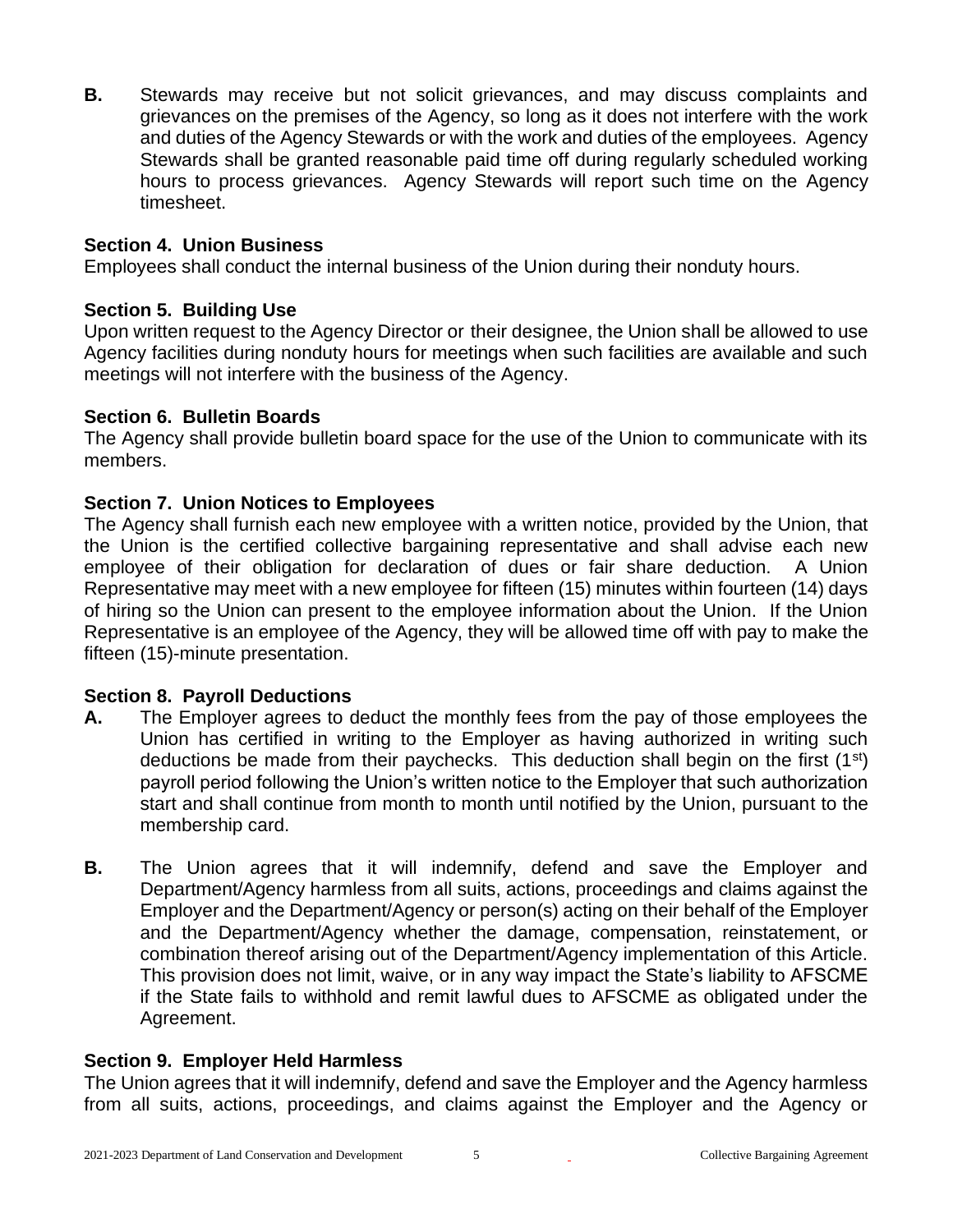**B.** Stewards may receive but not solicit grievances, and may discuss complaints and grievances on the premises of the Agency, so long as it does not interfere with the work and duties of the Agency Stewards or with the work and duties of the employees. Agency Stewards shall be granted reasonable paid time off during regularly scheduled working hours to process grievances. Agency Stewards will report such time on the Agency timesheet.

**Section 4. Union Business**

Employees shall conduct the internal business of the Union during their nonduty hours.

**Section 5. Building Use**

Upon written request to the Agency Director or their designee, the Union shall be allowed to use Agency facilities during nonduty hours for meetings when such facilities are available and such meetings will not interfere with the business of the Agency.

**Section 6. Bulletin Boards**

The Agency shall provide bulletin board space for the use of the Union to communicate with its members.

**Section 7. Union Notices to Employees**

The Agency shall furnish each new employee with a written notice, provided by the Union, that the Union is the certified collective bargaining representative and shall advise each new employee of their obligation for declaration of dues or fair share deduction. A Union Representative may meet with a new employee for fifteen (15) minutes within fourteen (14) days of hiring so the Union can present to the employee information about the Union. If the Union Representative is an employee of the Agency, they will be allowed time off with pay to make the fifteen (15)-minute presentation.

**Section 8. Payroll Deductions**

**A.** The Employer agrees to deduct the monthly fees from the pay of those employees the Union has certified in writing to the Employer as having authorized in writing such deductions be made from their paychecks. This deduction shall begin on the first (1st) payroll period following the Union's written notice to the Employer that such authorization start and shall continue from month to month until notified by the Union, pursuant to the membership card.

**B.** The Union agrees that it will indemnify, defend and save the Employer and Department/Agency harmless from all suits, actions, proceedings and claims against the Employer and the Department/Agency or person(s) acting on their behalf of the Employer and the Department/Agency whether the damage, compensation, reinstatement, or combination thereof arising out of the Department/Agency implementation of this Article. This provision does not limit, waive, or in any way impact the State's liability to AFSCME if the State fails to withhold and remit lawful dues to AFSCME as obligated under the Agreement.

**Section 9. Employer Held Harmless**

The Union agrees that it will indemnify, defend and save the Employer and the Agency harmless from all suits, actions, proceedings, and claims against the Employer and the Agency or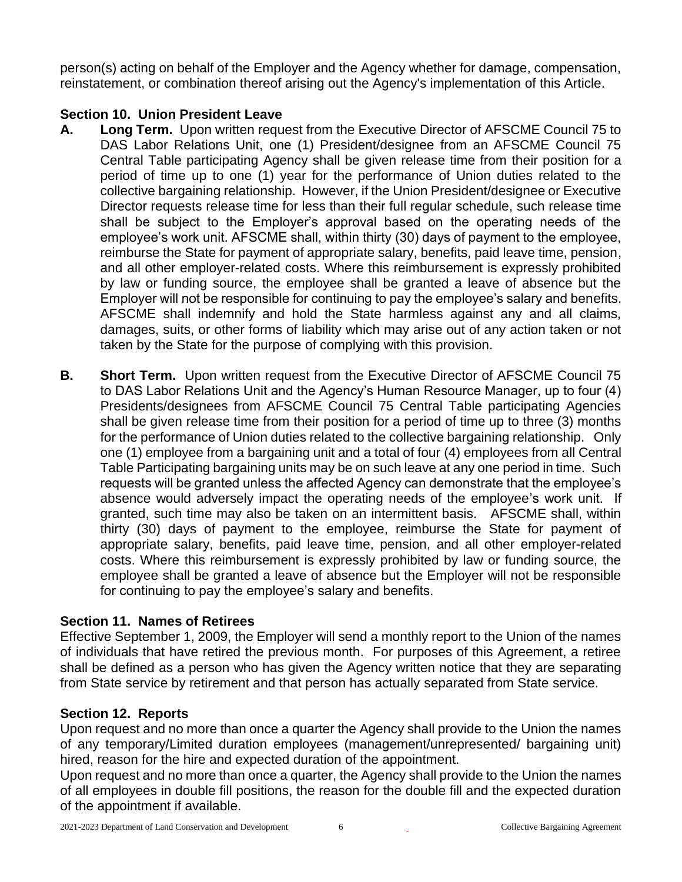person(s) acting on behalf of the Employer and the Agency whether for damage, compensation, reinstatement, or combination thereof arising out the Agency's implementation of this Article.

### Section 10. Union President Leave

**A. Long Term.** Upon written request from the Executive Director of AFSCME Council 75 to DAS Labor Relations Unit, one (1) President/designee from an AFSCME Council 75 Central Table participating Agency shall be given release time from their position for a period of time up to one (1) year for the performance of Union duties related to the collective bargaining relationship. However, if the Union President/designee or Executive Director requests release time for less than their full regular schedule, such release time shall be subject to the Employer's approval based on the operating needs of the employee's work unit. AFSCME shall, within thirty (30) days of payment to the employee, reimburse the State for payment of appropriate salary, benefits, paid leave time, pension, and all other employer-related costs. Where this reimbursement is expressly prohibited by law or funding source, the employee shall be granted a leave of absence but the Employer will not be responsible for continuing to pay the employee's salary and benefits. AFSCME shall indemnify and hold the State harmless against any and all claims, damages, suits, or other forms of liability which may arise out of any action taken or not taken by the State for the purpose of complying with this provision.

**B. Short Term.** Upon written request from the Executive Director of AFSCME Council 75 to DAS Labor Relations Unit and the Agency's Human Resource Manager, up to four (4) Presidents/designees from AFSCME Council 75 Central Table participating Agencies shall be given release time from their position for a period of time up to three (3) months for the performance of Union duties related to the collective bargaining relationship. Only one (1) employee from a bargaining unit and a total of four (4) employees from all Central Table Participating bargaining units may be on such leave at any one period in time. Such requests will be granted unless the affected Agency can demonstrate that the employee's absence would adversely impact the operating needs of the employee's work unit. If granted, such time may also be taken on an intermittent basis. AFSCME shall, within thirty (30) days of payment to the employee, reimburse the State for payment of appropriate salary, benefits, paid leave time, pension, and all other employer-related costs. Where this reimbursement is expressly prohibited by law or funding source, the employee shall be granted a leave of absence but the Employer will not be responsible for continuing to pay the employee's salary and benefits.

### Section 11. Names of Retirees

Effective September 1, 2009, the Employer will send a monthly report to the Union of the names of individuals that have retired the previous month. For purposes of this Agreement, a retiree shall be defined as a person who has given the Agency written notice that they are separating from State service by retirement and that person has actually separated from State service.

### Section 12. Reports

Upon request and no more than once a quarter the Agency shall provide to the Union the names of any temporary/Limited duration employees (management/unrepresented/ bargaining unit) hired, reason for the hire and expected duration of the appointment.

Upon request and no more than once a quarter, the Agency shall provide to the Union the names of all employees in double fill positions, the reason for the double fill and the expected duration of the appointment if available.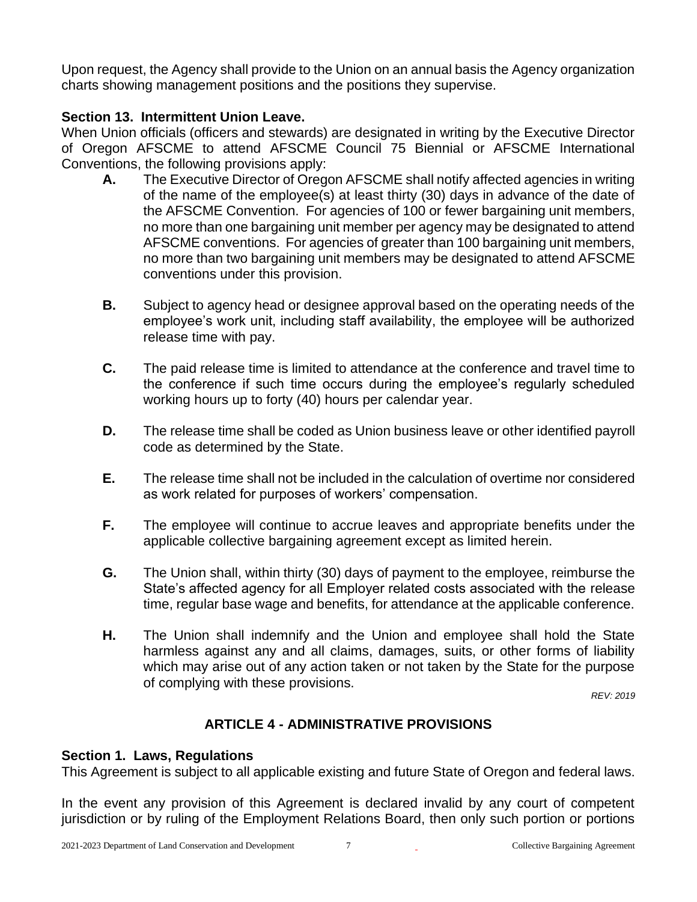Upon request, the Agency shall provide to the Union on an annual basis the Agency organization charts showing management positions and the positions they supervise.

**Section 13. Intermittent Union Leave.**

When Union officials (officers and stewards) are designated in writing by the Executive Director of Oregon AFSCME to attend AFSCME Council 75 Biennial or AFSCME International Conventions, the following provisions apply:

- **A.** The Executive Director of Oregon AFSCME shall notify affected agencies in writing of the name of the employee(s) at least thirty (30) days in advance of the date of the AFSCME Convention. For agencies of 100 or fewer bargaining unit members, no more than one bargaining unit member per agency may be designated to attend AFSCME conventions. For agencies of greater than 100 bargaining unit members, no more than two bargaining unit members may be designated to attend AFSCME conventions under this provision.

- **B.** Subject to agency head or designee approval based on the operating needs of the employee's work unit, including staff availability, the employee will be authorized release time with pay.

- **C.** The paid release time is limited to attendance at the conference and travel time to the conference if such time occurs during the employee's regularly scheduled working hours up to forty (40) hours per calendar year.

- **D.** The release time shall be coded as Union business leave or other identified payroll code as determined by the State.

- **E.** The release time shall not be included in the calculation of overtime nor considered as work related for purposes of workers' compensation.

- **F.** The employee will continue to accrue leaves and appropriate benefits under the applicable collective bargaining agreement except as limited herein.

- **G.** The Union shall, within thirty (30) days of payment to the employee, reimburse the State's affected agency for all Employer related costs associated with the release time, regular base wage and benefits, for attendance at the applicable conference.

- **H.** The Union shall indemnify and the Union and employee shall hold the State harmless against any and all claims, damages, suits, or other forms of liability which may arise out of any action taken or not taken by the State for the purpose of complying with these provisions.

*REV: 2019*

## ARTICLE 4 - ADMINISTRATIVE PROVISIONS

**Section 1. Laws, Regulations**

This Agreement is subject to all applicable existing and future State of Oregon and federal laws.

In the event any provision of this Agreement is declared invalid by any court of competent jurisdiction or by ruling of the Employment Relations Board, then only such portion or portions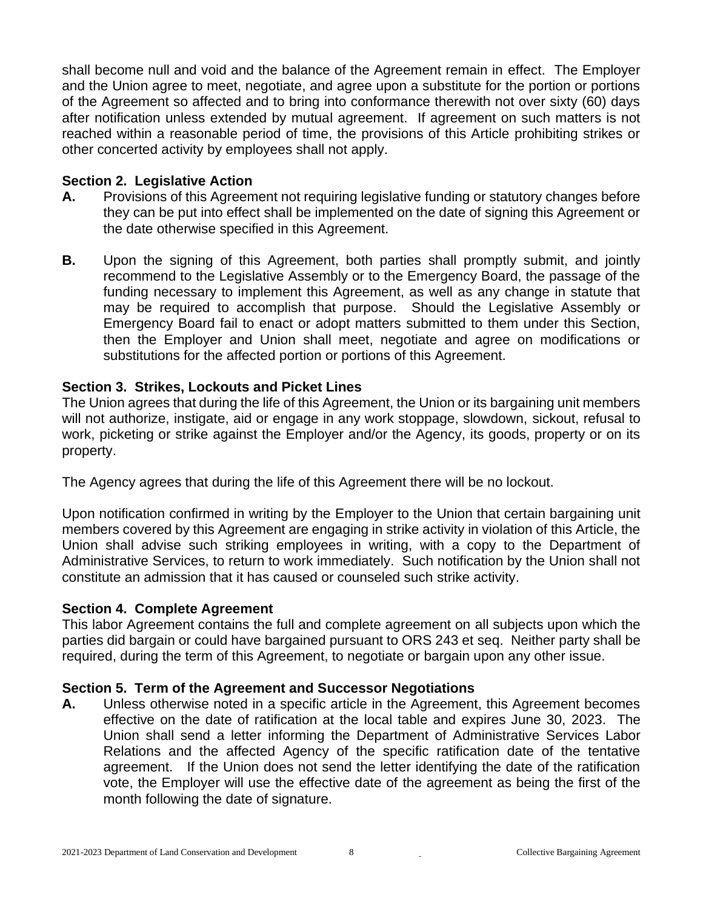shall become null and void and the balance of the Agreement remain in effect. The Employer and the Union agree to meet, negotiate, and agree upon a substitute for the portion or portions of the Agreement so affected and to bring into conformance therewith not over sixty (60) days after notification unless extended by mutual agreement. If agreement on such matters is not reached within a reasonable period of time, the provisions of this Article prohibiting strikes or other concerted activity by employees shall not apply.

**Section 2. Legislative Action**

**A.** Provisions of this Agreement not requiring legislative funding or statutory changes before they can be put into effect shall be implemented on the date of signing this Agreement or the date otherwise specified in this Agreement.

**B.** Upon the signing of this Agreement, both parties shall promptly submit, and jointly recommend to the Legislative Assembly or to the Emergency Board, the passage of the funding necessary to implement this Agreement, as well as any change in statute that may be required to accomplish that purpose. Should the Legislative Assembly or Emergency Board fail to enact or adopt matters submitted to them under this Section, then the Employer and Union shall meet, negotiate and agree on modifications or substitutions for the affected portion or portions of this Agreement.

**Section 3. Strikes, Lockouts and Picket Lines**

The Union agrees that during the life of this Agreement, the Union or its bargaining unit members will not authorize, instigate, aid or engage in any work stoppage, slowdown, sickout, refusal to work, picketing or strike against the Employer and/or the Agency, its goods, property or on its property.

The Agency agrees that during the life of this Agreement there will be no lockout.

Upon notification confirmed in writing by the Employer to the Union that certain bargaining unit members covered by this Agreement are engaging in strike activity in violation of this Article, the Union shall advise such striking employees in writing, with a copy to the Department of Administrative Services, to return to work immediately. Such notification by the Union shall not constitute an admission that it has caused or counseled such strike activity.

**Section 4. Complete Agreement**

This labor Agreement contains the full and complete agreement on all subjects upon which the parties did bargain or could have bargained pursuant to ORS 243 et seq. Neither party shall be required, during the term of this Agreement, to negotiate or bargain upon any other issue.

**Section 5. Term of the Agreement and Successor Negotiations**

**A.** Unless otherwise noted in a specific article in the Agreement, this Agreement becomes effective on the date of ratification at the local table and expires June 30, 2023. The Union shall send a letter informing the Department of Administrative Services Labor Relations and the affected Agency of the specific ratification date of the tentative agreement. If the Union does not send the letter identifying the date of the ratification vote, the Employer will use the effective date of the agreement as being the first of the month following the date of signature.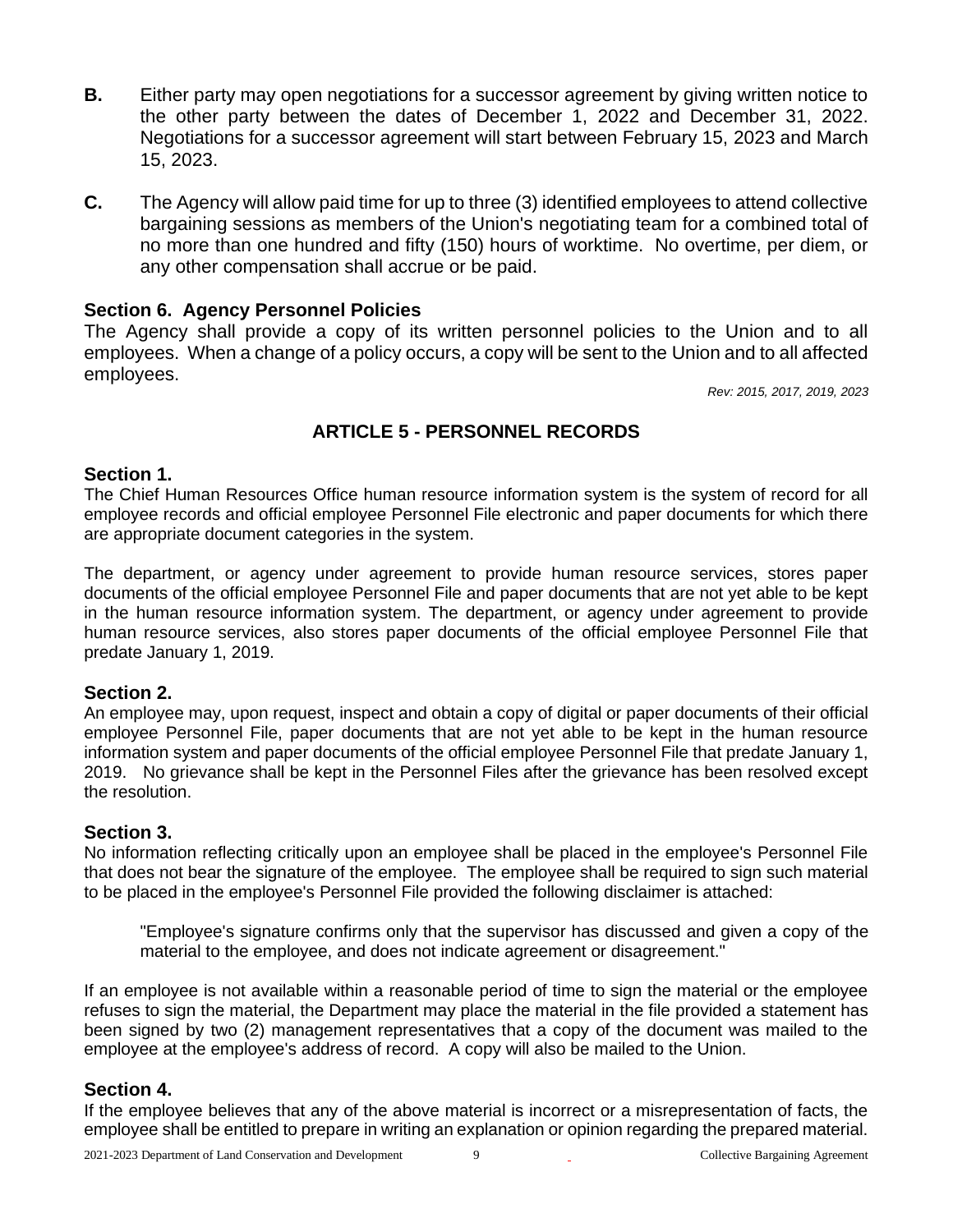**B.** Either party may open negotiations for a successor agreement by giving written notice to the other party between the dates of December 1, 2022 and December 31, 2022. Negotiations for a successor agreement will start between February 15, 2023 and March 15, 2023.

**C.** The Agency will allow paid time for up to three (3) identified employees to attend collective bargaining sessions as members of the Union's negotiating team for a combined total of no more than one hundred and fifty (150) hours of worktime. No overtime, per diem, or any other compensation shall accrue or be paid.

### Section 6. Agency Personnel Policies

The Agency shall provide a copy of its written personnel policies to the Union and to all employees. When a change of a policy occurs, a copy will be sent to the Union and to all affected employees.

*Rev: 2015, 2017, 2019, 2023*

## ARTICLE 5 - PERSONNEL RECORDS

### Section 1.

The Chief Human Resources Office human resource information system is the system of record for all employee records and official employee Personnel File electronic and paper documents for which there are appropriate document categories in the system.

The department, or agency under agreement to provide human resource services, stores paper documents of the official employee Personnel File and paper documents that are not yet able to be kept in the human resource information system. The department, or agency under agreement to provide human resource services, also stores paper documents of the official employee Personnel File that predate January 1, 2019.

### Section 2.

An employee may, upon request, inspect and obtain a copy of digital or paper documents of their official employee Personnel File, paper documents that are not yet able to be kept in the human resource information system and paper documents of the official employee Personnel File that predate January 1, 2019. No grievance shall be kept in the Personnel Files after the grievance has been resolved except the resolution.

### Section 3.

No information reflecting critically upon an employee shall be placed in the employee's Personnel File that does not bear the signature of the employee. The employee shall be required to sign such material to be placed in the employee's Personnel File provided the following disclaimer is attached:

> "Employee's signature confirms only that the supervisor has discussed and given a copy of the material to the employee, and does not indicate agreement or disagreement."

If an employee is not available within a reasonable period of time to sign the material or the employee refuses to sign the material, the Department may place the material in the file provided a statement has been signed by two (2) management representatives that a copy of the document was mailed to the employee at the employee's address of record. A copy will also be mailed to the Union.

### Section 4.

If the employee believes that any of the above material is incorrect or a misrepresentation of facts, the employee shall be entitled to prepare in writing an explanation or opinion regarding the prepared material.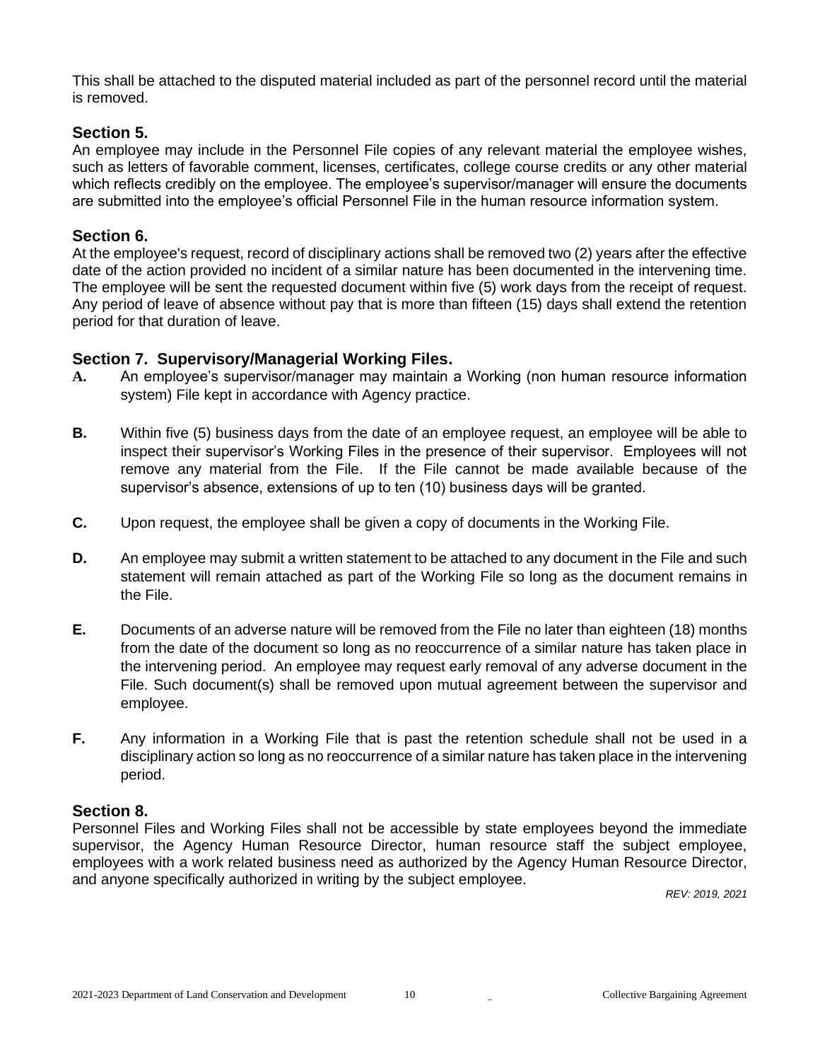This shall be attached to the disputed material included as part of the personnel record until the material is removed.

### Section 5.

An employee may include in the Personnel File copies of any relevant material the employee wishes, such as letters of favorable comment, licenses, certificates, college course credits or any other material which reflects credibly on the employee. The employee's supervisor/manager will ensure the documents are submitted into the employee's official Personnel File in the human resource information system.

### Section 6.

At the employee's request, record of disciplinary actions shall be removed two (2) years after the effective date of the action provided no incident of a similar nature has been documented in the intervening time. The employee will be sent the requested document within five (5) work days from the receipt of request. Any period of leave of absence without pay that is more than fifteen (15) days shall extend the retention period for that duration of leave.

### Section 7. Supervisory/Managerial Working Files.

**A.** An employee's supervisor/manager may maintain a Working (non human resource information system) File kept in accordance with Agency practice.

**B.** Within five (5) business days from the date of an employee request, an employee will be able to inspect their supervisor's Working Files in the presence of their supervisor. Employees will not remove any material from the File. If the File cannot be made available because of the supervisor's absence, extensions of up to ten (10) business days will be granted.

**C.** Upon request, the employee shall be given a copy of documents in the Working File.

**D.** An employee may submit a written statement to be attached to any document in the File and such statement will remain attached as part of the Working File so long as the document remains in the File.

**E.** Documents of an adverse nature will be removed from the File no later than eighteen (18) months from the date of the document so long as no reoccurrence of a similar nature has taken place in the intervening period. An employee may request early removal of any adverse document in the File. Such document(s) shall be removed upon mutual agreement between the supervisor and employee.

**F.** Any information in a Working File that is past the retention schedule shall not be used in a disciplinary action so long as no reoccurrence of a similar nature has taken place in the intervening period.

### Section 8.

Personnel Files and Working Files shall not be accessible by state employees beyond the immediate supervisor, the Agency Human Resource Director, human resource staff the subject employee, employees with a work related business need as authorized by the Agency Human Resource Director, and anyone specifically authorized in writing by the subject employee.

*REV: 2019, 2021*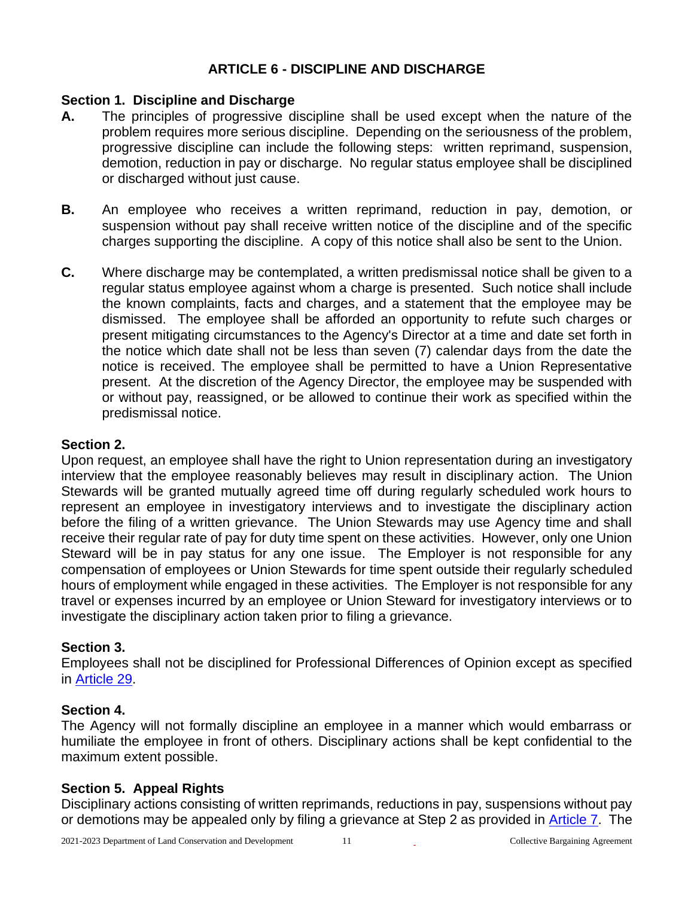## ARTICLE 6 - DISCIPLINE AND DISCHARGE

### Section 1. Discipline and Discharge

**A.** The principles of progressive discipline shall be used except when the nature of the problem requires more serious discipline. Depending on the seriousness of the problem, progressive discipline can include the following steps: written reprimand, suspension, demotion, reduction in pay or discharge. No regular status employee shall be disciplined or discharged without just cause.

**B.** An employee who receives a written reprimand, reduction in pay, demotion, or suspension without pay shall receive written notice of the discipline and of the specific charges supporting the discipline. A copy of this notice shall also be sent to the Union.

**C.** Where discharge may be contemplated, a written predismissal notice shall be given to a regular status employee against whom a charge is presented. Such notice shall include the known complaints, facts and charges, and a statement that the employee may be dismissed. The employee shall be afforded an opportunity to refute such charges or present mitigating circumstances to the Agency's Director at a time and date set forth in the notice which date shall not be less than seven (7) calendar days from the date the notice is received. The employee shall be permitted to have a Union Representative present. At the discretion of the Agency Director, the employee may be suspended with or without pay, reassigned, or be allowed to continue their work as specified within the predismissal notice.

### Section 2.

Upon request, an employee shall have the right to Union representation during an investigatory interview that the employee reasonably believes may result in disciplinary action. The Union Stewards will be granted mutually agreed time off during regularly scheduled work hours to represent an employee in investigatory interviews and to investigate the disciplinary action before the filing of a written grievance. The Union Stewards may use Agency time and shall receive their regular rate of pay for duty time spent on these activities. However, only one Union Steward will be in pay status for any one issue. The Employer is not responsible for any compensation of employees or Union Stewards for time spent outside their regularly scheduled hours of employment while engaged in these activities. The Employer is not responsible for any travel or expenses incurred by an employee or Union Steward for investigatory interviews or to investigate the disciplinary action taken prior to filing a grievance.

### Section 3.

Employees shall not be disciplined for Professional Differences of Opinion except as specified in Article 29.

### Section 4.

The Agency will not formally discipline an employee in a manner which would embarrass or humiliate the employee in front of others. Disciplinary actions shall be kept confidential to the maximum extent possible.

### Section 5. Appeal Rights

Disciplinary actions consisting of written reprimands, reductions in pay, suspensions without pay or demotions may be appealed only by filing a grievance at Step 2 as provided in Article 7. The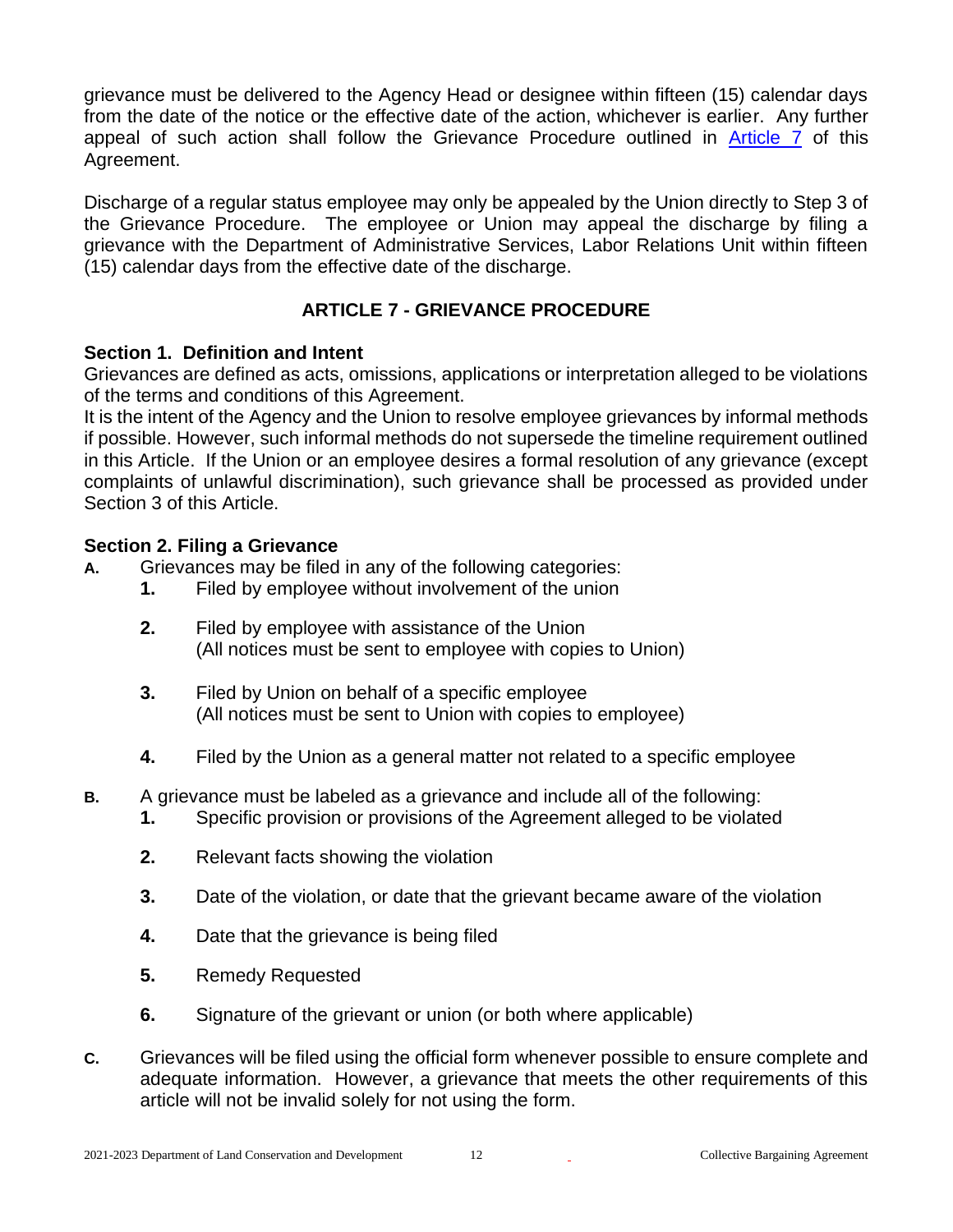grievance must be delivered to the Agency Head or designee within fifteen (15) calendar days from the date of the notice or the effective date of the action, whichever is earlier. Any further appeal of such action shall follow the Grievance Procedure outlined in Article 7 of this Agreement.

Discharge of a regular status employee may only be appealed by the Union directly to Step 3 of the Grievance Procedure. The employee or Union may appeal the discharge by filing a grievance with the Department of Administrative Services, Labor Relations Unit within fifteen (15) calendar days from the effective date of the discharge.

## ARTICLE 7 - GRIEVANCE PROCEDURE

**Section 1. Definition and Intent**

Grievances are defined as acts, omissions, applications or interpretation alleged to be violations of the terms and conditions of this Agreement.

It is the intent of the Agency and the Union to resolve employee grievances by informal methods if possible. However, such informal methods do not supersede the timeline requirement outlined in this Article. If the Union or an employee desires a formal resolution of any grievance (except complaints of unlawful discrimination), such grievance shall be processed as provided under Section 3 of this Article.

**Section 2. Filing a Grievance**

**A.** Grievances may be filed in any of the following categories:

1. Filed by employee without involvement of the union
2. Filed by employee with assistance of the Union
   (All notices must be sent to employee with copies to Union)
3. Filed by Union on behalf of a specific employee
   (All notices must be sent to Union with copies to employee)
4. Filed by the Union as a general matter not related to a specific employee

**B.** A grievance must be labeled as a grievance and include all of the following:

1. Specific provision or provisions of the Agreement alleged to be violated
2. Relevant facts showing the violation
3. Date of the violation, or date that the grievant became aware of the violation
4. Date that the grievance is being filed
5. Remedy Requested
6. Signature of the grievant or union (or both where applicable)

**C.** Grievances will be filed using the official form whenever possible to ensure complete and adequate information. However, a grievance that meets the other requirements of this article will not be invalid solely for not using the form.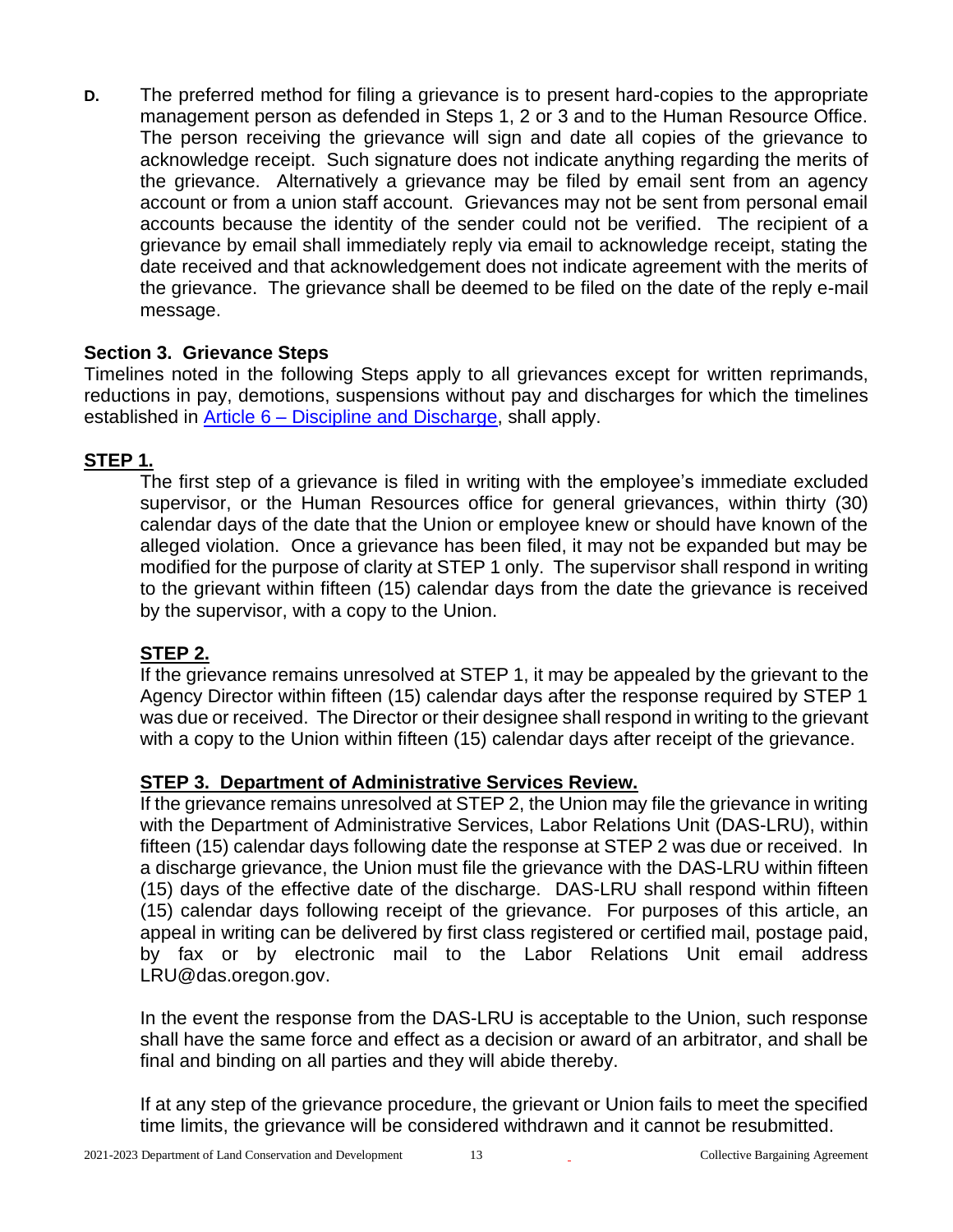**D.** The preferred method for filing a grievance is to present hard-copies to the appropriate management person as defended in Steps 1, 2 or 3 and to the Human Resource Office. The person receiving the grievance will sign and date all copies of the grievance to acknowledge receipt. Such signature does not indicate anything regarding the merits of the grievance. Alternatively a grievance may be filed by email sent from an agency account or from a union staff account. Grievances may not be sent from personal email accounts because the identity of the sender could not be verified. The recipient of a grievance by email shall immediately reply via email to acknowledge receipt, stating the date received and that acknowledgement does not indicate agreement with the merits of the grievance. The grievance shall be deemed to be filed on the date of the reply e-mail message.

## Section 3. Grievance Steps

Timelines noted in the following Steps apply to all grievances except for written reprimands, reductions in pay, demotions, suspensions without pay and discharges for which the timelines established in [Article 6 – Discipline and Discharge](), shall apply.

### STEP 1.

The first step of a grievance is filed in writing with the employee's immediate excluded supervisor, or the Human Resources office for general grievances, within thirty (30) calendar days of the date that the Union or employee knew or should have known of the alleged violation. Once a grievance has been filed, it may not be expanded but may be modified for the purpose of clarity at STEP 1 only. The supervisor shall respond in writing to the grievant within fifteen (15) calendar days from the date the grievance is received by the supervisor, with a copy to the Union.

### STEP 2.

If the grievance remains unresolved at STEP 1, it may be appealed by the grievant to the Agency Director within fifteen (15) calendar days after the response required by STEP 1 was due or received. The Director or their designee shall respond in writing to the grievant with a copy to the Union within fifteen (15) calendar days after receipt of the grievance.

### STEP 3. Department of Administrative Services Review.

If the grievance remains unresolved at STEP 2, the Union may file the grievance in writing with the Department of Administrative Services, Labor Relations Unit (DAS-LRU), within fifteen (15) calendar days following date the response at STEP 2 was due or received. In a discharge grievance, the Union must file the grievance with the DAS-LRU within fifteen (15) days of the effective date of the discharge. DAS-LRU shall respond within fifteen (15) calendar days following receipt of the grievance. For purposes of this article, an appeal in writing can be delivered by first class registered or certified mail, postage paid, by fax or by electronic mail to the Labor Relations Unit email address LRU@das.oregon.gov.

In the event the response from the DAS-LRU is acceptable to the Union, such response shall have the same force and effect as a decision or award of an arbitrator, and shall be final and binding on all parties and they will abide thereby.

If at any step of the grievance procedure, the grievant or Union fails to meet the specified time limits, the grievance will be considered withdrawn and it cannot be resubmitted.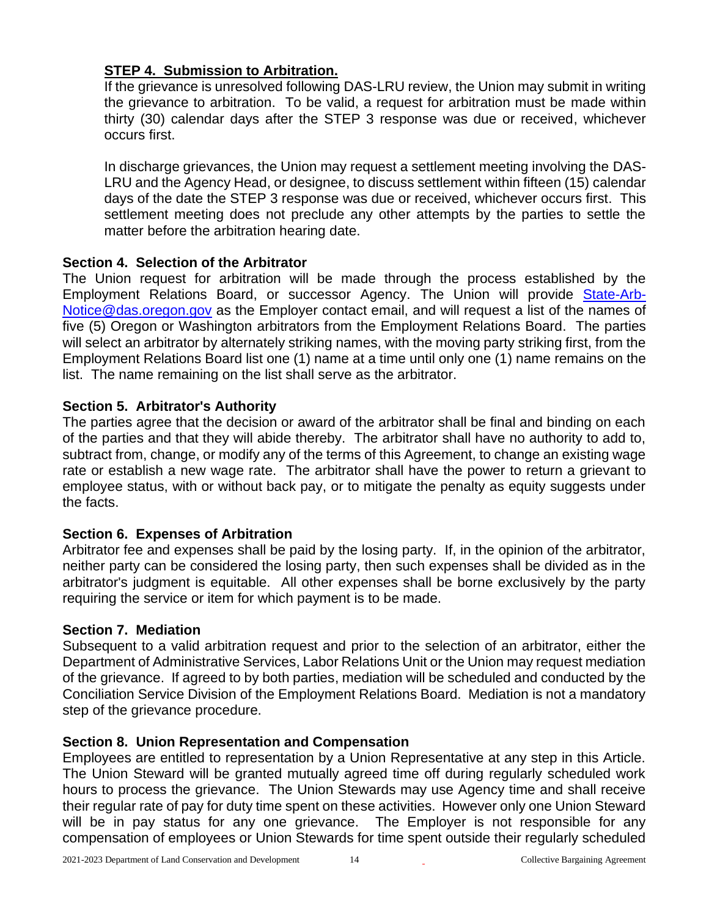**STEP 4. Submission to Arbitration.**

If the grievance is unresolved following DAS-LRU review, the Union may submit in writing the grievance to arbitration. To be valid, a request for arbitration must be made within thirty (30) calendar days after the STEP 3 response was due or received, whichever occurs first.

In discharge grievances, the Union may request a settlement meeting involving the DAS-LRU and the Agency Head, or designee, to discuss settlement within fifteen (15) calendar days of the date the STEP 3 response was due or received, whichever occurs first. This settlement meeting does not preclude any other attempts by the parties to settle the matter before the arbitration hearing date.

### Section 4. Selection of the Arbitrator

The Union request for arbitration will be made through the process established by the Employment Relations Board, or successor Agency. The Union will provide State-Arb-Notice@das.oregon.gov as the Employer contact email, and will request a list of the names of five (5) Oregon or Washington arbitrators from the Employment Relations Board. The parties will select an arbitrator by alternately striking names, with the moving party striking first, from the Employment Relations Board list one (1) name at a time until only one (1) name remains on the list. The name remaining on the list shall serve as the arbitrator.

### Section 5. Arbitrator's Authority

The parties agree that the decision or award of the arbitrator shall be final and binding on each of the parties and that they will abide thereby. The arbitrator shall have no authority to add to, subtract from, change, or modify any of the terms of this Agreement, to change an existing wage rate or establish a new wage rate. The arbitrator shall have the power to return a grievant to employee status, with or without back pay, or to mitigate the penalty as equity suggests under the facts.

### Section 6. Expenses of Arbitration

Arbitrator fee and expenses shall be paid by the losing party. If, in the opinion of the arbitrator, neither party can be considered the losing party, then such expenses shall be divided as in the arbitrator's judgment is equitable. All other expenses shall be borne exclusively by the party requiring the service or item for which payment is to be made.

### Section 7. Mediation

Subsequent to a valid arbitration request and prior to the selection of an arbitrator, either the Department of Administrative Services, Labor Relations Unit or the Union may request mediation of the grievance. If agreed to by both parties, mediation will be scheduled and conducted by the Conciliation Service Division of the Employment Relations Board. Mediation is not a mandatory step of the grievance procedure.

### Section 8. Union Representation and Compensation

Employees are entitled to representation by a Union Representative at any step in this Article. The Union Steward will be granted mutually agreed time off during regularly scheduled work hours to process the grievance. The Union Stewards may use Agency time and shall receive their regular rate of pay for duty time spent on these activities. However only one Union Steward will be in pay status for any one grievance. The Employer is not responsible for any compensation of employees or Union Stewards for time spent outside their regularly scheduled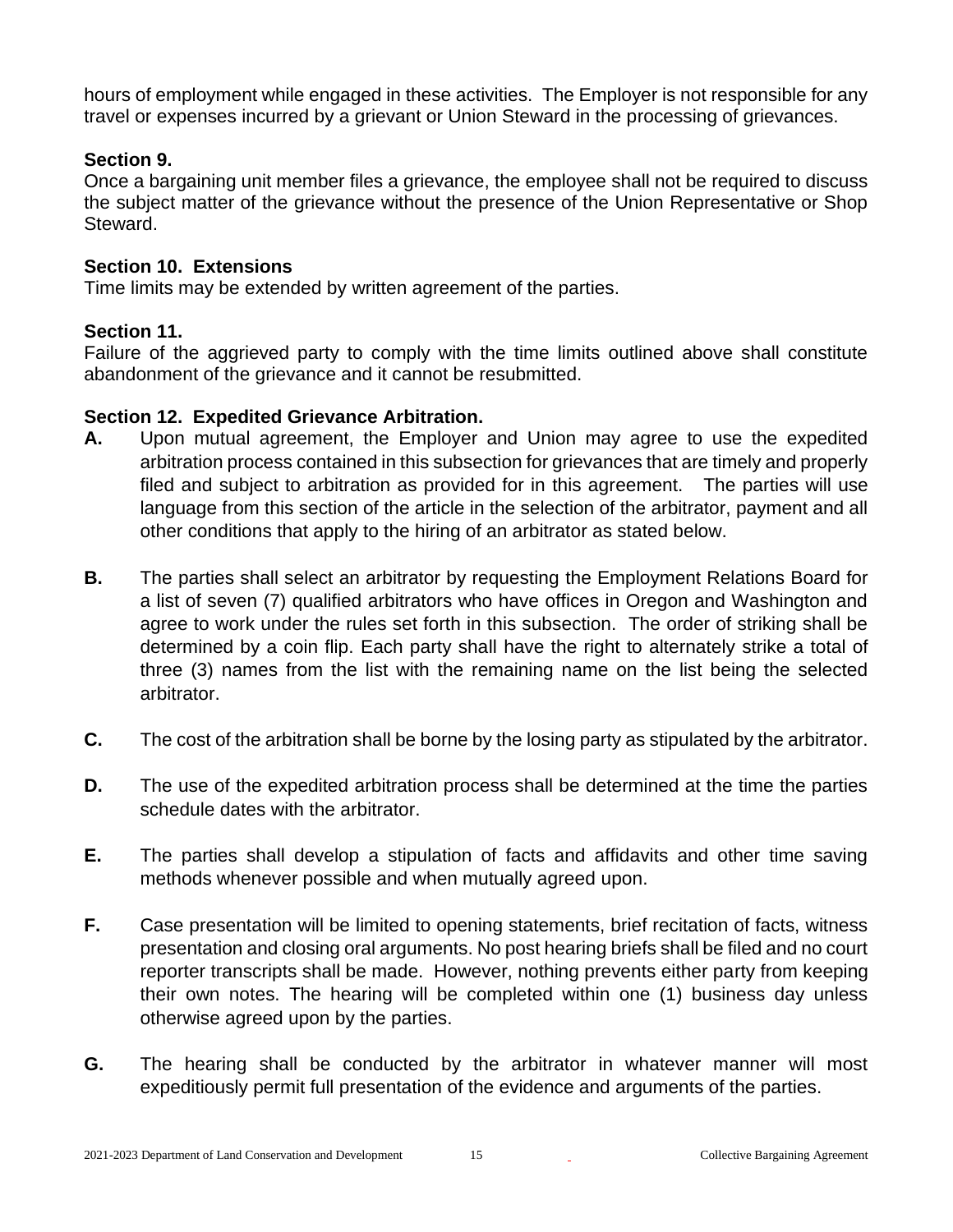hours of employment while engaged in these activities. The Employer is not responsible for any travel or expenses incurred by a grievant or Union Steward in the processing of grievances.

**Section 9.**
Once a bargaining unit member files a grievance, the employee shall not be required to discuss the subject matter of the grievance without the presence of the Union Representative or Shop Steward.

**Section 10. Extensions**
Time limits may be extended by written agreement of the parties.

**Section 11.**
Failure of the aggrieved party to comply with the time limits outlined above shall constitute abandonment of the grievance and it cannot be resubmitted.

**Section 12. Expedited Grievance Arbitration.**

**A.** Upon mutual agreement, the Employer and Union may agree to use the expedited arbitration process contained in this subsection for grievances that are timely and properly filed and subject to arbitration as provided for in this agreement. The parties will use language from this section of the article in the selection of the arbitrator, payment and all other conditions that apply to the hiring of an arbitrator as stated below.

**B.** The parties shall select an arbitrator by requesting the Employment Relations Board for a list of seven (7) qualified arbitrators who have offices in Oregon and Washington and agree to work under the rules set forth in this subsection. The order of striking shall be determined by a coin flip. Each party shall have the right to alternately strike a total of three (3) names from the list with the remaining name on the list being the selected arbitrator.

**C.** The cost of the arbitration shall be borne by the losing party as stipulated by the arbitrator.

**D.** The use of the expedited arbitration process shall be determined at the time the parties schedule dates with the arbitrator.

**E.** The parties shall develop a stipulation of facts and affidavits and other time saving methods whenever possible and when mutually agreed upon.

**F.** Case presentation will be limited to opening statements, brief recitation of facts, witness presentation and closing oral arguments. No post hearing briefs shall be filed and no court reporter transcripts shall be made. However, nothing prevents either party from keeping their own notes. The hearing will be completed within one (1) business day unless otherwise agreed upon by the parties.

**G.** The hearing shall be conducted by the arbitrator in whatever manner will most expeditiously permit full presentation of the evidence and arguments of the parties.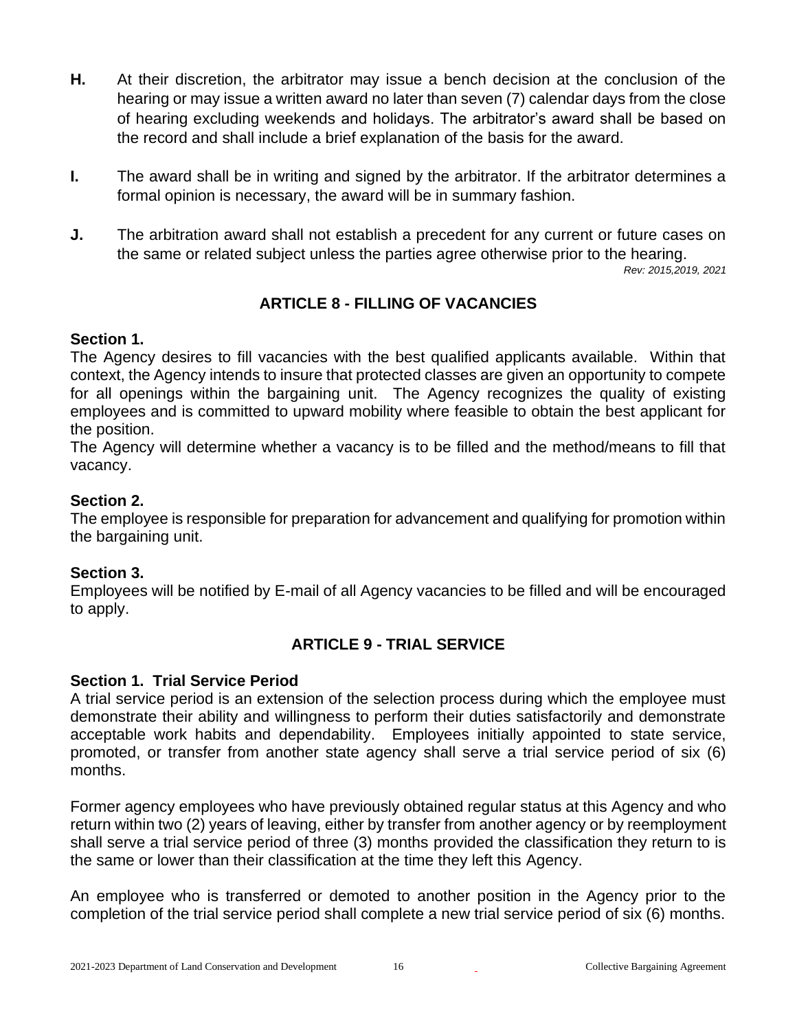**H.** At their discretion, the arbitrator may issue a bench decision at the conclusion of the hearing or may issue a written award no later than seven (7) calendar days from the close of hearing excluding weekends and holidays. The arbitrator's award shall be based on the record and shall include a brief explanation of the basis for the award.

**I.** The award shall be in writing and signed by the arbitrator. If the arbitrator determines a formal opinion is necessary, the award will be in summary fashion.

**J.** The arbitration award shall not establish a precedent for any current or future cases on the same or related subject unless the parties agree otherwise prior to the hearing.

*Rev: 2015,2019, 2021*

## ARTICLE 8 - FILLING OF VACANCIES

**Section 1.**
The Agency desires to fill vacancies with the best qualified applicants available. Within that context, the Agency intends to insure that protected classes are given an opportunity to compete for all openings within the bargaining unit. The Agency recognizes the quality of existing employees and is committed to upward mobility where feasible to obtain the best applicant for the position.
The Agency will determine whether a vacancy is to be filled and the method/means to fill that vacancy.

**Section 2.**
The employee is responsible for preparation for advancement and qualifying for promotion within the bargaining unit.

**Section 3.**
Employees will be notified by E-mail of all Agency vacancies to be filled and will be encouraged to apply.

## ARTICLE 9 - TRIAL SERVICE

**Section 1. Trial Service Period**
A trial service period is an extension of the selection process during which the employee must demonstrate their ability and willingness to perform their duties satisfactorily and demonstrate acceptable work habits and dependability. Employees initially appointed to state service, promoted, or transfer from another state agency shall serve a trial service period of six (6) months.

Former agency employees who have previously obtained regular status at this Agency and who return within two (2) years of leaving, either by transfer from another agency or by reemployment shall serve a trial service period of three (3) months provided the classification they return to is the same or lower than their classification at the time they left this Agency.

An employee who is transferred or demoted to another position in the Agency prior to the completion of the trial service period shall complete a new trial service period of six (6) months.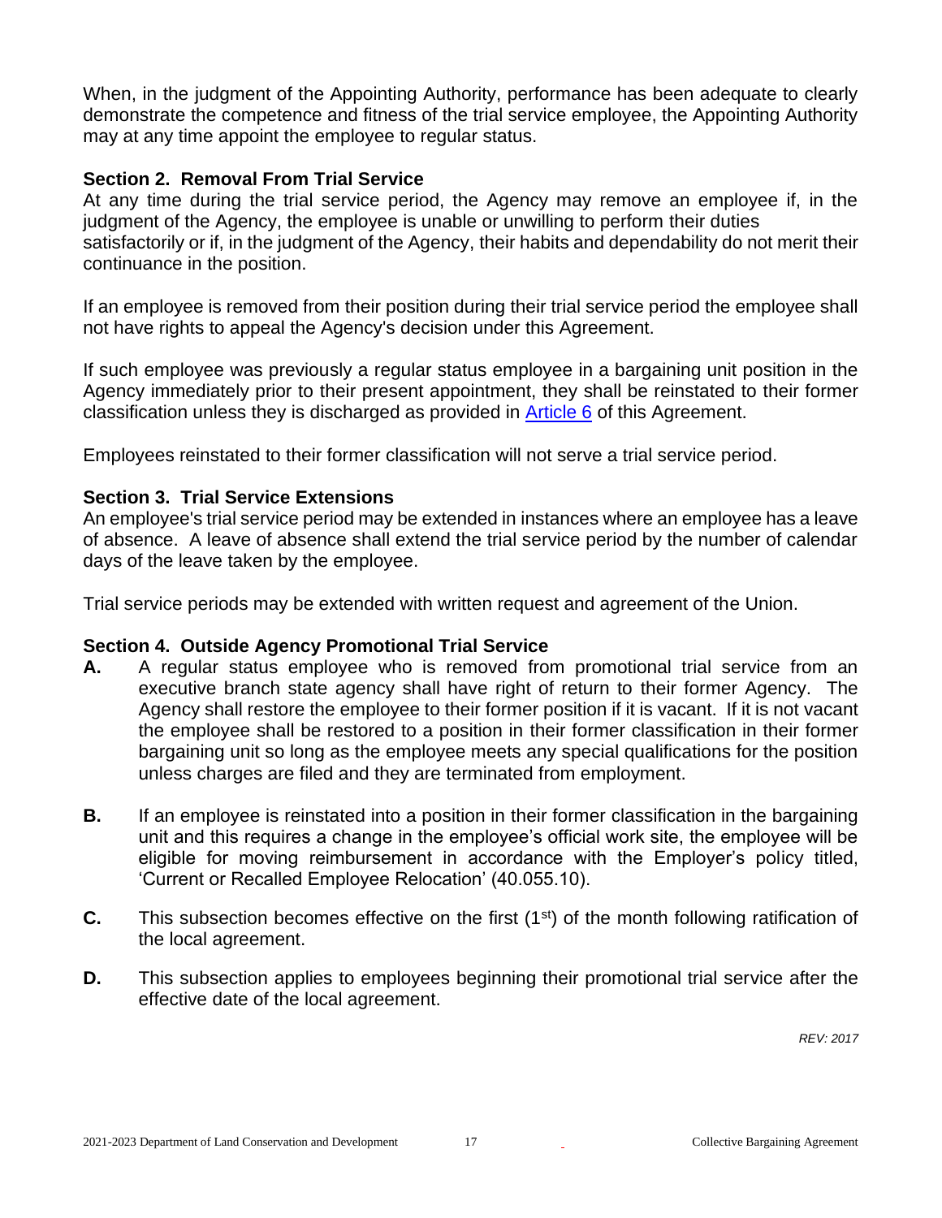When, in the judgment of the Appointing Authority, performance has been adequate to clearly demonstrate the competence and fitness of the trial service employee, the Appointing Authority may at any time appoint the employee to regular status.

**Section 2. Removal From Trial Service**

At any time during the trial service period, the Agency may remove an employee if, in the judgment of the Agency, the employee is unable or unwilling to perform their duties satisfactorily or if, in the judgment of the Agency, their habits and dependability do not merit their continuance in the position.

If an employee is removed from their position during their trial service period the employee shall not have rights to appeal the Agency's decision under this Agreement.

If such employee was previously a regular status employee in a bargaining unit position in the Agency immediately prior to their present appointment, they shall be reinstated to their former classification unless they is discharged as provided in Article 6 of this Agreement.

Employees reinstated to their former classification will not serve a trial service period.

**Section 3. Trial Service Extensions**

An employee's trial service period may be extended in instances where an employee has a leave of absence. A leave of absence shall extend the trial service period by the number of calendar days of the leave taken by the employee.

Trial service periods may be extended with written request and agreement of the Union.

**Section 4. Outside Agency Promotional Trial Service**

**A.** A regular status employee who is removed from promotional trial service from an executive branch state agency shall have right of return to their former Agency. The Agency shall restore the employee to their former position if it is vacant. If it is not vacant the employee shall be restored to a position in their former classification in their former bargaining unit so long as the employee meets any special qualifications for the position unless charges are filed and they are terminated from employment.

**B.** If an employee is reinstated into a position in their former classification in the bargaining unit and this requires a change in the employee's official work site, the employee will be eligible for moving reimbursement in accordance with the Employer's policy titled, 'Current or Recalled Employee Relocation' (40.055.10).

**C.** This subsection becomes effective on the first (1st) of the month following ratification of the local agreement.

**D.** This subsection applies to employees beginning their promotional trial service after the effective date of the local agreement.

*REV: 2017*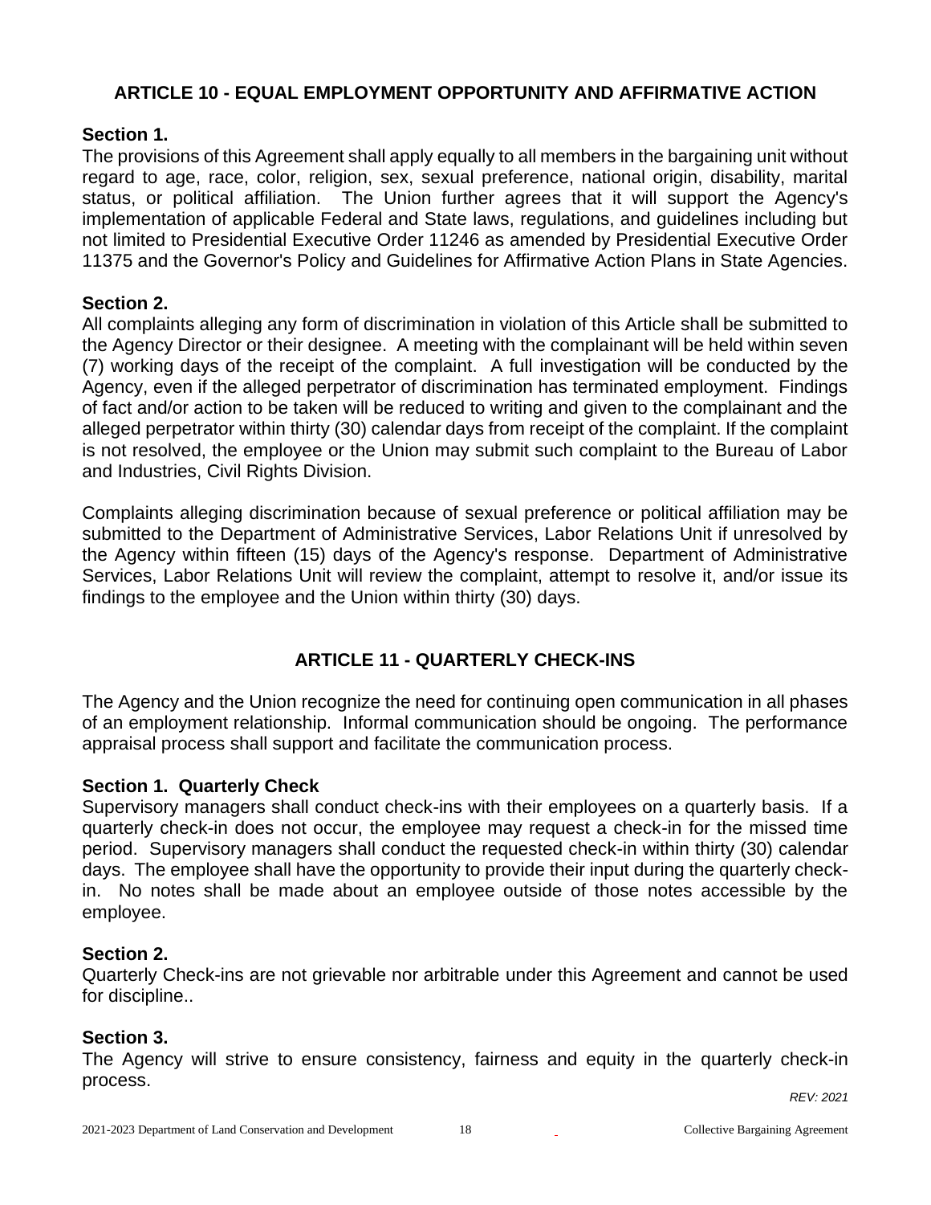## ARTICLE 10 - EQUAL EMPLOYMENT OPPORTUNITY AND AFFIRMATIVE ACTION

**Section 1.**
The provisions of this Agreement shall apply equally to all members in the bargaining unit without regard to age, race, color, religion, sex, sexual preference, national origin, disability, marital status, or political affiliation. The Union further agrees that it will support the Agency's implementation of applicable Federal and State laws, regulations, and guidelines including but not limited to Presidential Executive Order 11246 as amended by Presidential Executive Order 11375 and the Governor's Policy and Guidelines for Affirmative Action Plans in State Agencies.

**Section 2.**
All complaints alleging any form of discrimination in violation of this Article shall be submitted to the Agency Director or their designee. A meeting with the complainant will be held within seven (7) working days of the receipt of the complaint. A full investigation will be conducted by the Agency, even if the alleged perpetrator of discrimination has terminated employment. Findings of fact and/or action to be taken will be reduced to writing and given to the complainant and the alleged perpetrator within thirty (30) calendar days from receipt of the complaint. If the complaint is not resolved, the employee or the Union may submit such complaint to the Bureau of Labor and Industries, Civil Rights Division.

Complaints alleging discrimination because of sexual preference or political affiliation may be submitted to the Department of Administrative Services, Labor Relations Unit if unresolved by the Agency within fifteen (15) days of the Agency's response. Department of Administrative Services, Labor Relations Unit will review the complaint, attempt to resolve it, and/or issue its findings to the employee and the Union within thirty (30) days.

## ARTICLE 11 - QUARTERLY CHECK-INS

The Agency and the Union recognize the need for continuing open communication in all phases of an employment relationship. Informal communication should be ongoing. The performance appraisal process shall support and facilitate the communication process.

**Section 1. Quarterly Check**
Supervisory managers shall conduct check-ins with their employees on a quarterly basis. If a quarterly check-in does not occur, the employee may request a check-in for the missed time period. Supervisory managers shall conduct the requested check-in within thirty (30) calendar days. The employee shall have the opportunity to provide their input during the quarterly check-in. No notes shall be made about an employee outside of those notes accessible by the employee.

**Section 2.**
Quarterly Check-ins are not grievable nor arbitrable under this Agreement and cannot be used for discipline..

**Section 3.**
The Agency will strive to ensure consistency, fairness and equity in the quarterly check-in process.

*REV: 2021*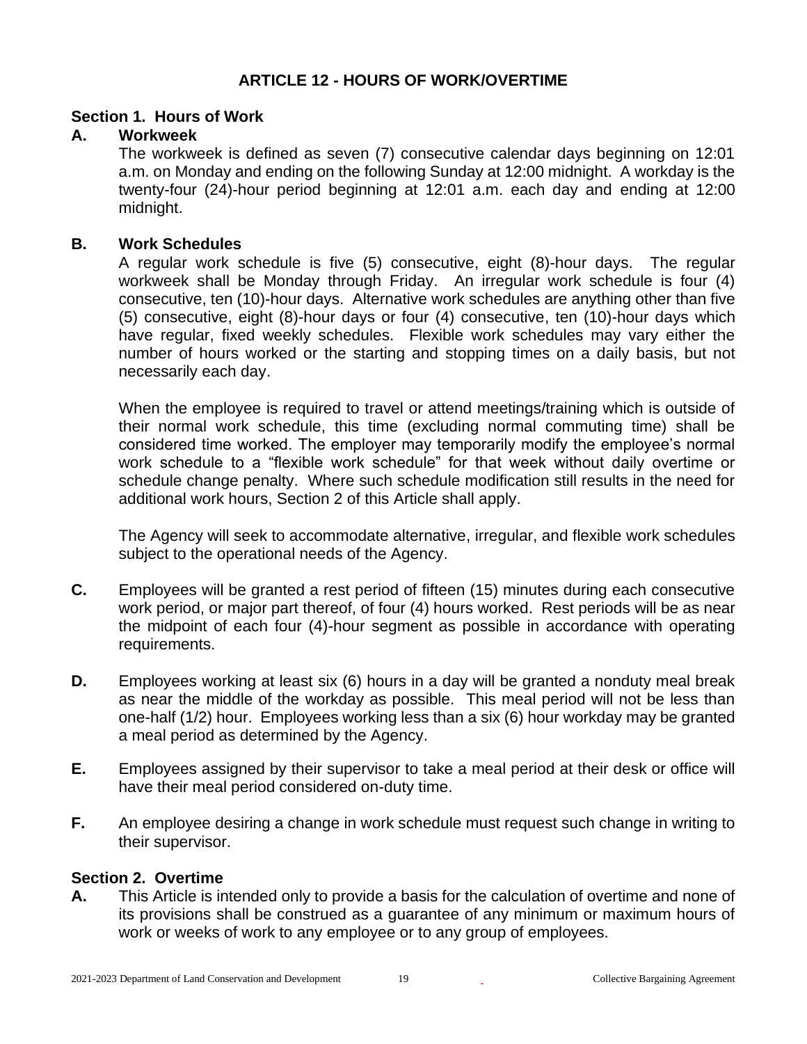# ARTICLE 12 - HOURS OF WORK/OVERTIME

## Section 1. Hours of Work

**A. Workweek**

The workweek is defined as seven (7) consecutive calendar days beginning on 12:01 a.m. on Monday and ending on the following Sunday at 12:00 midnight. A workday is the twenty-four (24)-hour period beginning at 12:01 a.m. each day and ending at 12:00 midnight.

**B. Work Schedules**

A regular work schedule is five (5) consecutive, eight (8)-hour days. The regular workweek shall be Monday through Friday. An irregular work schedule is four (4) consecutive, ten (10)-hour days. Alternative work schedules are anything other than five (5) consecutive, eight (8)-hour days or four (4) consecutive, ten (10)-hour days which have regular, fixed weekly schedules. Flexible work schedules may vary either the number of hours worked or the starting and stopping times on a daily basis, but not necessarily each day.

When the employee is required to travel or attend meetings/training which is outside of their normal work schedule, this time (excluding normal commuting time) shall be considered time worked. The employer may temporarily modify the employee's normal work schedule to a "flexible work schedule" for that week without daily overtime or schedule change penalty. Where such schedule modification still results in the need for additional work hours, Section 2 of this Article shall apply.

The Agency will seek to accommodate alternative, irregular, and flexible work schedules subject to the operational needs of the Agency.

**C.** Employees will be granted a rest period of fifteen (15) minutes during each consecutive work period, or major part thereof, of four (4) hours worked. Rest periods will be as near the midpoint of each four (4)-hour segment as possible in accordance with operating requirements.

**D.** Employees working at least six (6) hours in a day will be granted a nonduty meal break as near the middle of the workday as possible. This meal period will not be less than one-half (1/2) hour. Employees working less than a six (6) hour workday may be granted a meal period as determined by the Agency.

**E.** Employees assigned by their supervisor to take a meal period at their desk or office will have their meal period considered on-duty time.

**F.** An employee desiring a change in work schedule must request such change in writing to their supervisor.

## Section 2. Overtime

**A.** This Article is intended only to provide a basis for the calculation of overtime and none of its provisions shall be construed as a guarantee of any minimum or maximum hours of work or weeks of work to any employee or to any group of employees.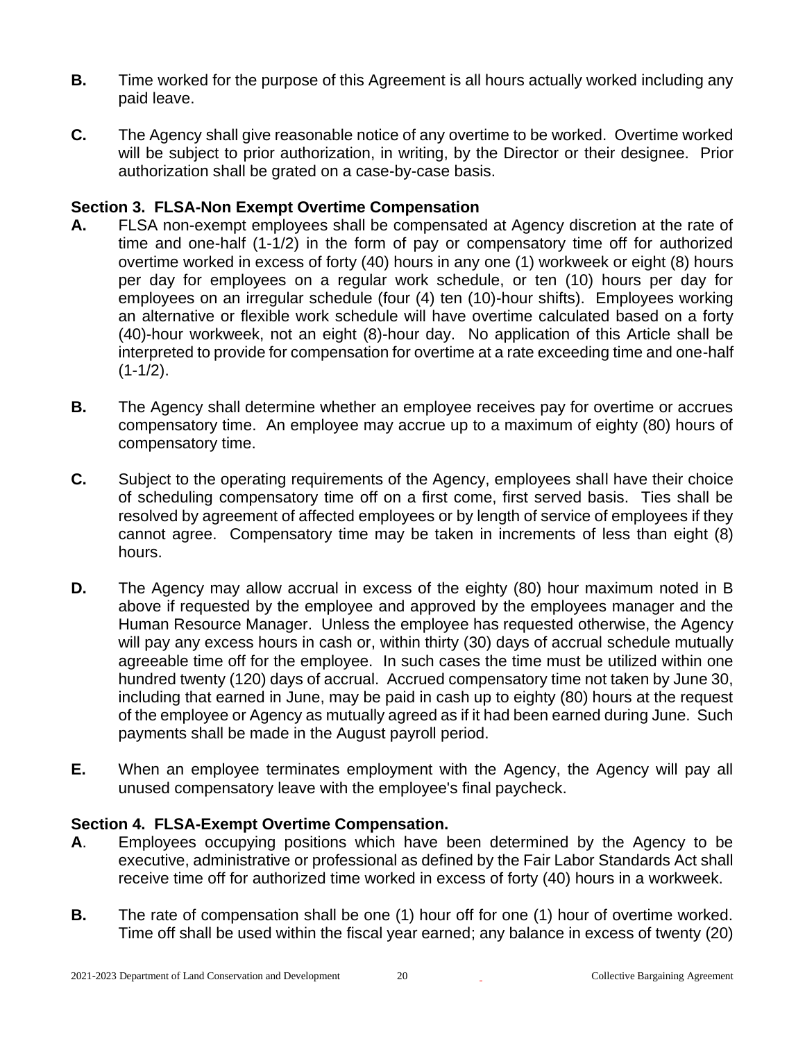**B.** Time worked for the purpose of this Agreement is all hours actually worked including any paid leave.

**C.** The Agency shall give reasonable notice of any overtime to be worked. Overtime worked will be subject to prior authorization, in writing, by the Director or their designee. Prior authorization shall be grated on a case-by-case basis.

### Section 3. FLSA-Non Exempt Overtime Compensation

**A.** FLSA non-exempt employees shall be compensated at Agency discretion at the rate of time and one-half (1-1/2) in the form of pay or compensatory time off for authorized overtime worked in excess of forty (40) hours in any one (1) workweek or eight (8) hours per day for employees on a regular work schedule, or ten (10) hours per day for employees on an irregular schedule (four (4) ten (10)-hour shifts). Employees working an alternative or flexible work schedule will have overtime calculated based on a forty (40)-hour workweek, not an eight (8)-hour day. No application of this Article shall be interpreted to provide for compensation for overtime at a rate exceeding time and one-half (1-1/2).

**B.** The Agency shall determine whether an employee receives pay for overtime or accrues compensatory time. An employee may accrue up to a maximum of eighty (80) hours of compensatory time.

**C.** Subject to the operating requirements of the Agency, employees shall have their choice of scheduling compensatory time off on a first come, first served basis. Ties shall be resolved by agreement of affected employees or by length of service of employees if they cannot agree. Compensatory time may be taken in increments of less than eight (8) hours.

**D.** The Agency may allow accrual in excess of the eighty (80) hour maximum noted in B above if requested by the employee and approved by the employees manager and the Human Resource Manager. Unless the employee has requested otherwise, the Agency will pay any excess hours in cash or, within thirty (30) days of accrual schedule mutually agreeable time off for the employee. In such cases the time must be utilized within one hundred twenty (120) days of accrual. Accrued compensatory time not taken by June 30, including that earned in June, may be paid in cash up to eighty (80) hours at the request of the employee or Agency as mutually agreed as if it had been earned during June. Such payments shall be made in the August payroll period.

**E.** When an employee terminates employment with the Agency, the Agency will pay all unused compensatory leave with the employee's final paycheck.

### Section 4. FLSA-Exempt Overtime Compensation.

**A**. Employees occupying positions which have been determined by the Agency to be executive, administrative or professional as defined by the Fair Labor Standards Act shall receive time off for authorized time worked in excess of forty (40) hours in a workweek.

**B.** The rate of compensation shall be one (1) hour off for one (1) hour of overtime worked. Time off shall be used within the fiscal year earned; any balance in excess of twenty (20)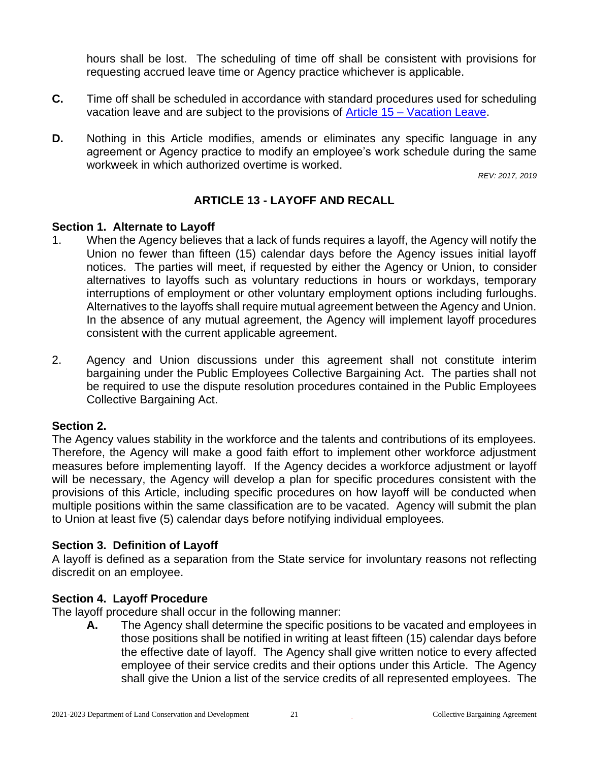hours shall be lost. The scheduling of time off shall be consistent with provisions for requesting accrued leave time or Agency practice whichever is applicable.

**C.** Time off shall be scheduled in accordance with standard procedures used for scheduling vacation leave and are subject to the provisions of [Article 15 – Vacation Leave](#).

**D.** Nothing in this Article modifies, amends or eliminates any specific language in any agreement or Agency practice to modify an employee's work schedule during the same workweek in which authorized overtime is worked.

*REV: 2017, 2019*

## ARTICLE 13 - LAYOFF AND RECALL

### Section 1. Alternate to Layoff

1. When the Agency believes that a lack of funds requires a layoff, the Agency will notify the Union no fewer than fifteen (15) calendar days before the Agency issues initial layoff notices. The parties will meet, if requested by either the Agency or Union, to consider alternatives to layoffs such as voluntary reductions in hours or workdays, temporary interruptions of employment or other voluntary employment options including furloughs. Alternatives to the layoffs shall require mutual agreement between the Agency and Union. In the absence of any mutual agreement, the Agency will implement layoff procedures consistent with the current applicable agreement.

2. Agency and Union discussions under this agreement shall not constitute interim bargaining under the Public Employees Collective Bargaining Act. The parties shall not be required to use the dispute resolution procedures contained in the Public Employees Collective Bargaining Act.

### Section 2.

The Agency values stability in the workforce and the talents and contributions of its employees. Therefore, the Agency will make a good faith effort to implement other workforce adjustment measures before implementing layoff. If the Agency decides a workforce adjustment or layoff will be necessary, the Agency will develop a plan for specific procedures consistent with the provisions of this Article, including specific procedures on how layoff will be conducted when multiple positions within the same classification are to be vacated. Agency will submit the plan to Union at least five (5) calendar days before notifying individual employees.

### Section 3. Definition of Layoff

A layoff is defined as a separation from the State service for involuntary reasons not reflecting discredit on an employee.

### Section 4. Layoff Procedure

The layoff procedure shall occur in the following manner:

**A.** The Agency shall determine the specific positions to be vacated and employees in those positions shall be notified in writing at least fifteen (15) calendar days before the effective date of layoff. The Agency shall give written notice to every affected employee of their service credits and their options under this Article. The Agency shall give the Union a list of the service credits of all represented employees. The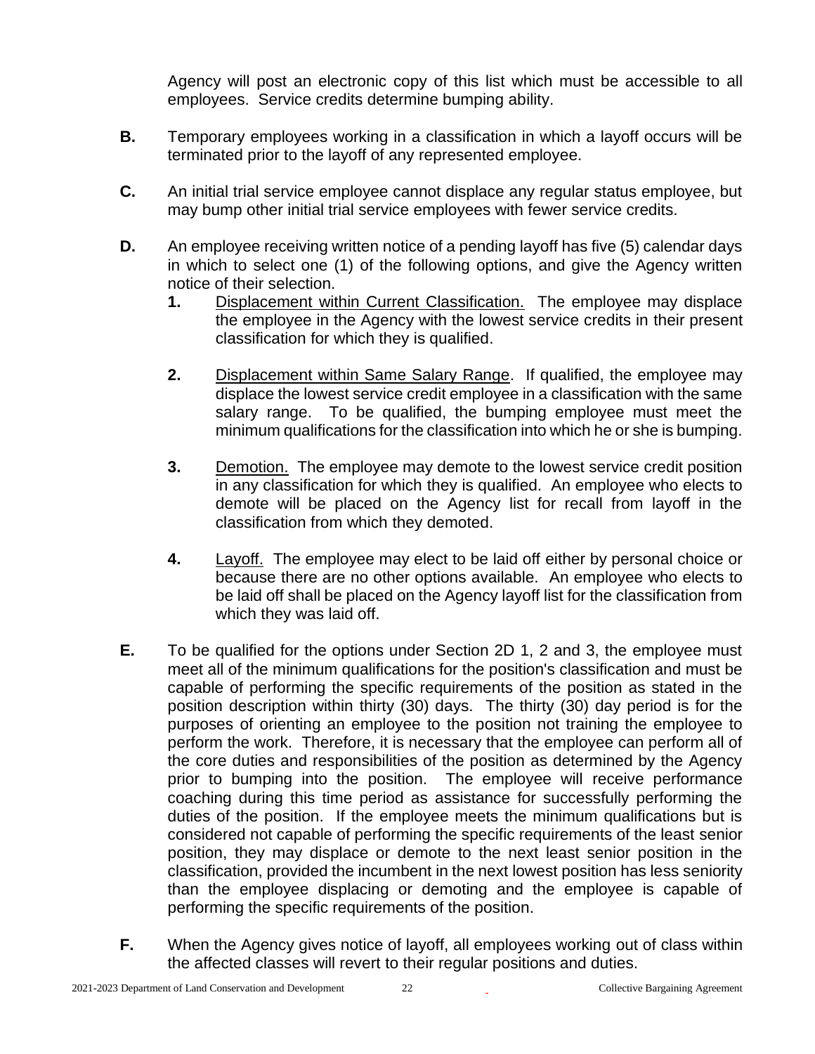Agency will post an electronic copy of this list which must be accessible to all employees. Service credits determine bumping ability.

**B.** Temporary employees working in a classification in which a layoff occurs will be terminated prior to the layoff of any represented employee.

**C.** An initial trial service employee cannot displace any regular status employee, but may bump other initial trial service employees with fewer service credits.

**D.** An employee receiving written notice of a pending layoff has five (5) calendar days in which to select one (1) of the following options, and give the Agency written notice of their selection.

**1.** Displacement within Current Classification. The employee may displace the employee in the Agency with the lowest service credits in their present classification for which they is qualified.

**2.** Displacement within Same Salary Range. If qualified, the employee may displace the lowest service credit employee in a classification with the same salary range. To be qualified, the bumping employee must meet the minimum qualifications for the classification into which he or she is bumping.

**3.** Demotion. The employee may demote to the lowest service credit position in any classification for which they is qualified. An employee who elects to demote will be placed on the Agency list for recall from layoff in the classification from which they demoted.

**4.** Layoff. The employee may elect to be laid off either by personal choice or because there are no other options available. An employee who elects to be laid off shall be placed on the Agency layoff list for the classification from which they was laid off.

**E.** To be qualified for the options under Section 2D 1, 2 and 3, the employee must meet all of the minimum qualifications for the position's classification and must be capable of performing the specific requirements of the position as stated in the position description within thirty (30) days. The thirty (30) day period is for the purposes of orienting an employee to the position not training the employee to perform the work. Therefore, it is necessary that the employee can perform all of the core duties and responsibilities of the position as determined by the Agency prior to bumping into the position. The employee will receive performance coaching during this time period as assistance for successfully performing the duties of the position. If the employee meets the minimum qualifications but is considered not capable of performing the specific requirements of the least senior position, they may displace or demote to the next least senior position in the classification, provided the incumbent in the next lowest position has less seniority than the employee displacing or demoting and the employee is capable of performing the specific requirements of the position.

**F.** When the Agency gives notice of layoff, all employees working out of class within the affected classes will revert to their regular positions and duties.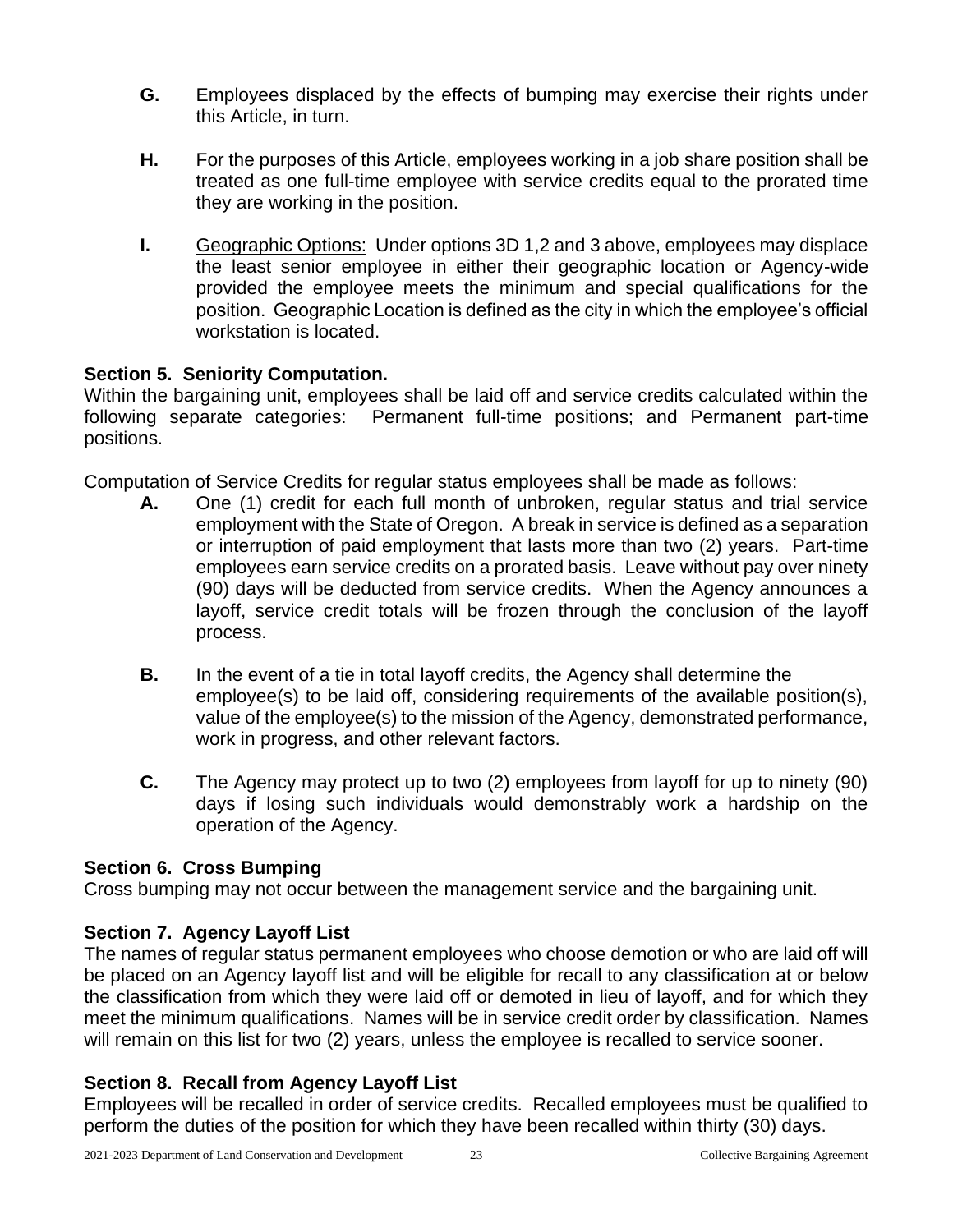**G.** Employees displaced by the effects of bumping may exercise their rights under this Article, in turn.

**H.** For the purposes of this Article, employees working in a job share position shall be treated as one full-time employee with service credits equal to the prorated time they are working in the position.

**I.** Geographic Options: Under options 3D 1,2 and 3 above, employees may displace the least senior employee in either their geographic location or Agency-wide provided the employee meets the minimum and special qualifications for the position. Geographic Location is defined as the city in which the employee's official workstation is located.

**Section 5. Seniority Computation.**
Within the bargaining unit, employees shall be laid off and service credits calculated within the following separate categories: Permanent full-time positions; and Permanent part-time positions.

Computation of Service Credits for regular status employees shall be made as follows:

**A.** One (1) credit for each full month of unbroken, regular status and trial service employment with the State of Oregon. A break in service is defined as a separation or interruption of paid employment that lasts more than two (2) years. Part-time employees earn service credits on a prorated basis. Leave without pay over ninety (90) days will be deducted from service credits. When the Agency announces a layoff, service credit totals will be frozen through the conclusion of the layoff process.

**B.** In the event of a tie in total layoff credits, the Agency shall determine the employee(s) to be laid off, considering requirements of the available position(s), value of the employee(s) to the mission of the Agency, demonstrated performance, work in progress, and other relevant factors.

**C.** The Agency may protect up to two (2) employees from layoff for up to ninety (90) days if losing such individuals would demonstrably work a hardship on the operation of the Agency.

**Section 6. Cross Bumping**
Cross bumping may not occur between the management service and the bargaining unit.

**Section 7. Agency Layoff List**
The names of regular status permanent employees who choose demotion or who are laid off will be placed on an Agency layoff list and will be eligible for recall to any classification at or below the classification from which they were laid off or demoted in lieu of layoff, and for which they meet the minimum qualifications. Names will be in service credit order by classification. Names will remain on this list for two (2) years, unless the employee is recalled to service sooner.

**Section 8. Recall from Agency Layoff List**
Employees will be recalled in order of service credits. Recalled employees must be qualified to perform the duties of the position for which they have been recalled within thirty (30) days.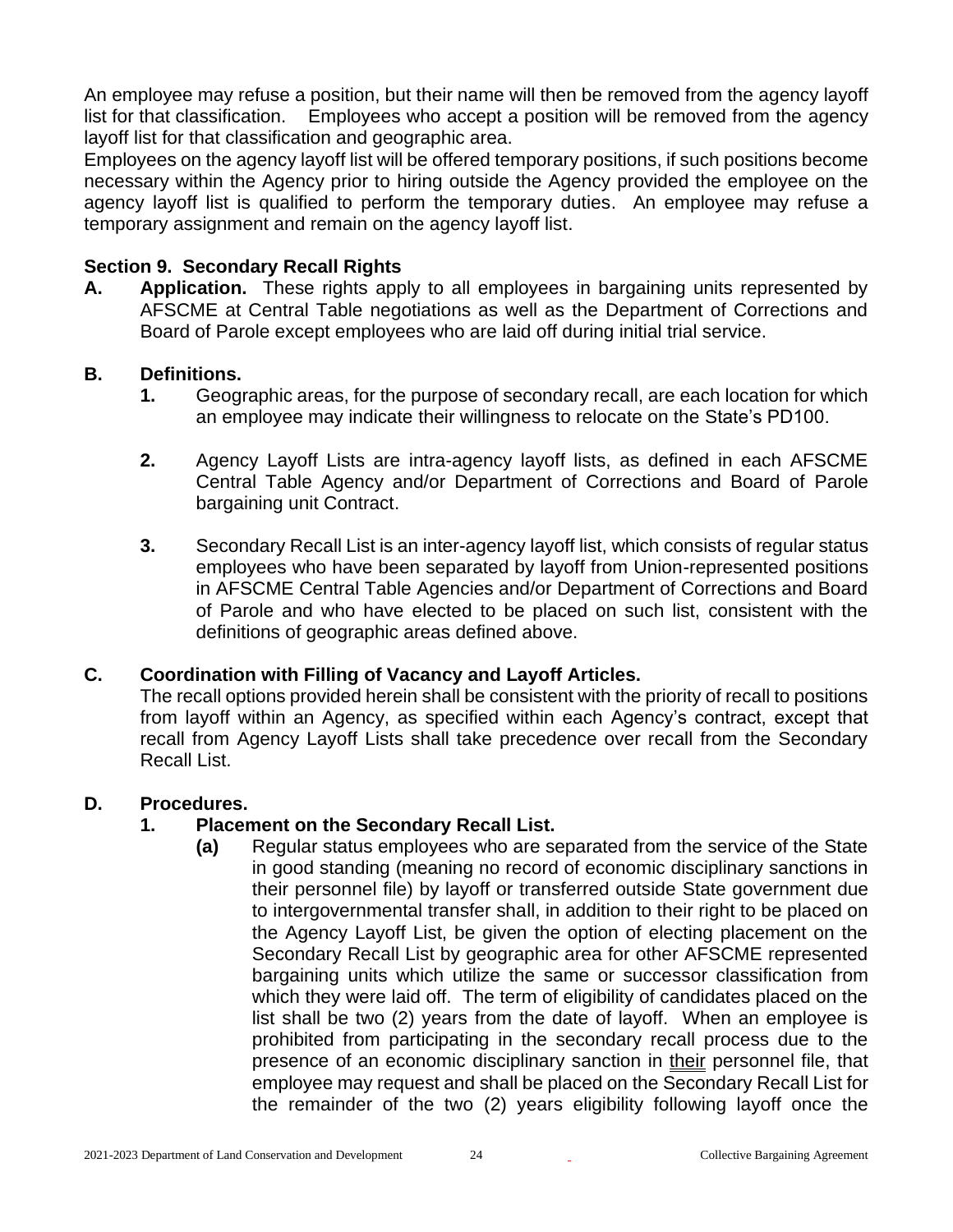An employee may refuse a position, but their name will then be removed from the agency layoff list for that classification. Employees who accept a position will be removed from the agency layoff list for that classification and geographic area.

Employees on the agency layoff list will be offered temporary positions, if such positions become necessary within the Agency prior to hiring outside the Agency provided the employee on the agency layoff list is qualified to perform the temporary duties. An employee may refuse a temporary assignment and remain on the agency layoff list.

**Section 9. Secondary Recall Rights**

**A. Application.** These rights apply to all employees in bargaining units represented by AFSCME at Central Table negotiations as well as the Department of Corrections and Board of Parole except employees who are laid off during initial trial service.

**B. Definitions.**

**1.** Geographic areas, for the purpose of secondary recall, are each location for which an employee may indicate their willingness to relocate on the State's PD100.

**2.** Agency Layoff Lists are intra-agency layoff lists, as defined in each AFSCME Central Table Agency and/or Department of Corrections and Board of Parole bargaining unit Contract.

**3.** Secondary Recall List is an inter-agency layoff list, which consists of regular status employees who have been separated by layoff from Union-represented positions in AFSCME Central Table Agencies and/or Department of Corrections and Board of Parole and who have elected to be placed on such list, consistent with the definitions of geographic areas defined above.

**C. Coordination with Filling of Vacancy and Layoff Articles.**

The recall options provided herein shall be consistent with the priority of recall to positions from layoff within an Agency, as specified within each Agency's contract, except that recall from Agency Layoff Lists shall take precedence over recall from the Secondary Recall List.

**D. Procedures.**

**1. Placement on the Secondary Recall List.**

**(a)** Regular status employees who are separated from the service of the State in good standing (meaning no record of economic disciplinary sanctions in their personnel file) by layoff or transferred outside State government due to intergovernmental transfer shall, in addition to their right to be placed on the Agency Layoff List, be given the option of electing placement on the Secondary Recall List by geographic area for other AFSCME represented bargaining units which utilize the same or successor classification from which they were laid off. The term of eligibility of candidates placed on the list shall be two (2) years from the date of layoff. When an employee is prohibited from participating in the secondary recall process due to the presence of an economic disciplinary sanction in their personnel file, that employee may request and shall be placed on the Secondary Recall List for the remainder of the two (2) years eligibility following layoff once the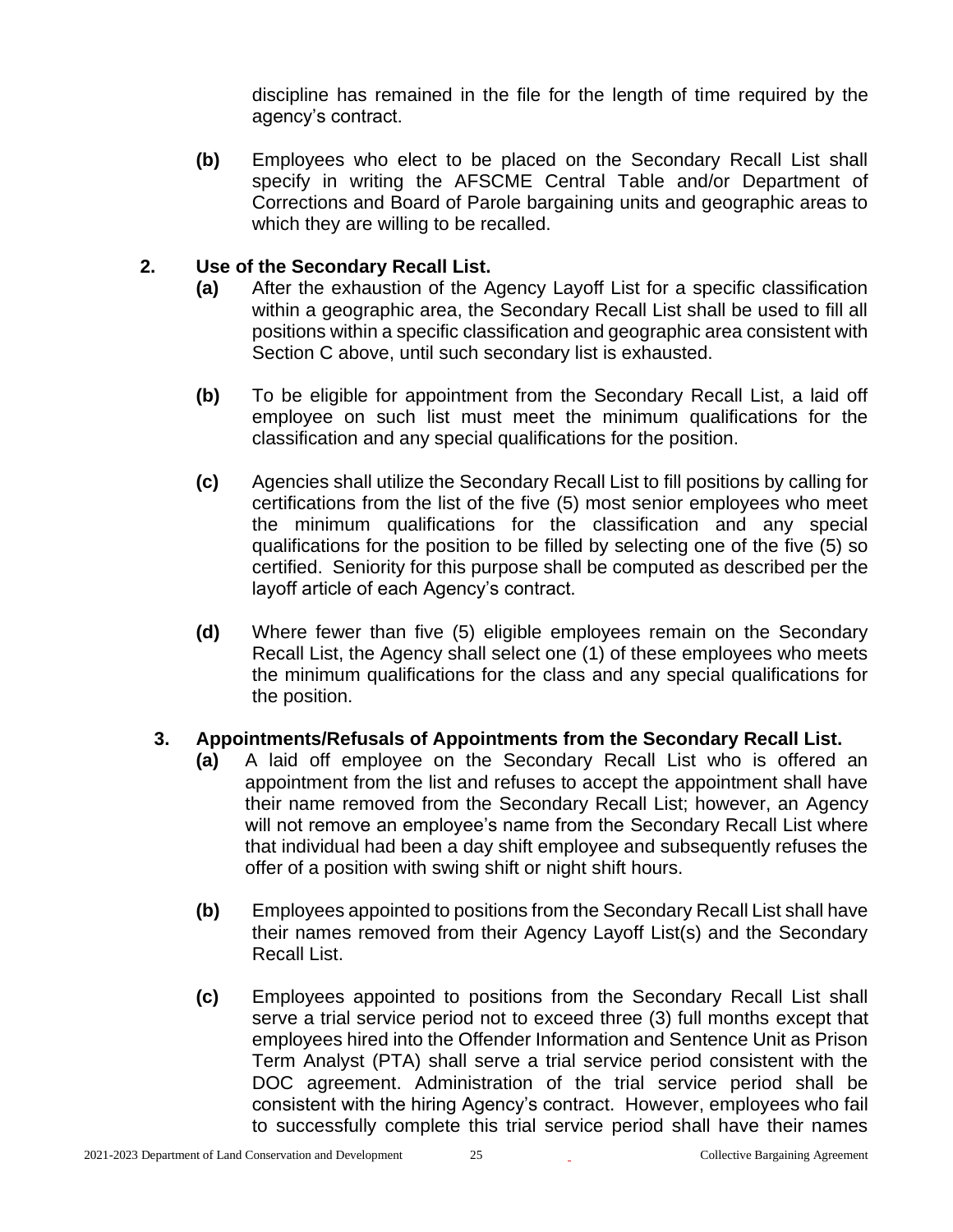discipline has remained in the file for the length of time required by the agency's contract.

**(b)** Employees who elect to be placed on the Secondary Recall List shall specify in writing the AFSCME Central Table and/or Department of Corrections and Board of Parole bargaining units and geographic areas to which they are willing to be recalled.

**2. Use of the Secondary Recall List.**

**(a)** After the exhaustion of the Agency Layoff List for a specific classification within a geographic area, the Secondary Recall List shall be used to fill all positions within a specific classification and geographic area consistent with Section C above, until such secondary list is exhausted.

**(b)** To be eligible for appointment from the Secondary Recall List, a laid off employee on such list must meet the minimum qualifications for the classification and any special qualifications for the position.

**(c)** Agencies shall utilize the Secondary Recall List to fill positions by calling for certifications from the list of the five (5) most senior employees who meet the minimum qualifications for the classification and any special qualifications for the position to be filled by selecting one of the five (5) so certified. Seniority for this purpose shall be computed as described per the layoff article of each Agency's contract.

**(d)** Where fewer than five (5) eligible employees remain on the Secondary Recall List, the Agency shall select one (1) of these employees who meets the minimum qualifications for the class and any special qualifications for the position.

**3. Appointments/Refusals of Appointments from the Secondary Recall List.**

**(a)** A laid off employee on the Secondary Recall List who is offered an appointment from the list and refuses to accept the appointment shall have their name removed from the Secondary Recall List; however, an Agency will not remove an employee's name from the Secondary Recall List where that individual had been a day shift employee and subsequently refuses the offer of a position with swing shift or night shift hours.

**(b)** Employees appointed to positions from the Secondary Recall List shall have their names removed from their Agency Layoff List(s) and the Secondary Recall List.

**(c)** Employees appointed to positions from the Secondary Recall List shall serve a trial service period not to exceed three (3) full months except that employees hired into the Offender Information and Sentence Unit as Prison Term Analyst (PTA) shall serve a trial service period consistent with the DOC agreement. Administration of the trial service period shall be consistent with the hiring Agency's contract. However, employees who fail to successfully complete this trial service period shall have their names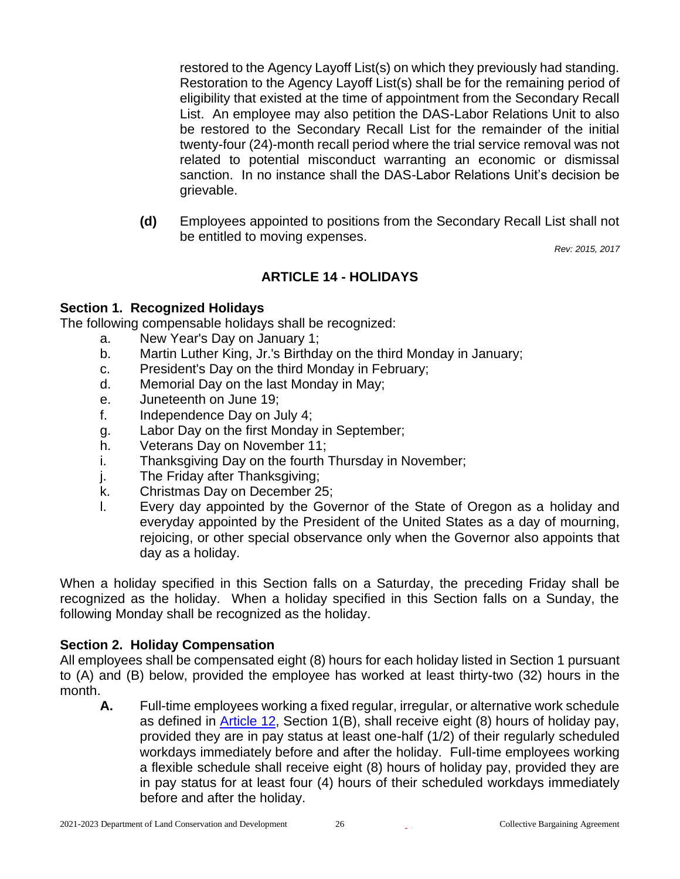restored to the Agency Layoff List(s) on which they previously had standing. Restoration to the Agency Layoff List(s) shall be for the remaining period of eligibility that existed at the time of appointment from the Secondary Recall List. An employee may also petition the DAS-Labor Relations Unit to also be restored to the Secondary Recall List for the remainder of the initial twenty-four (24)-month recall period where the trial service removal was not related to potential misconduct warranting an economic or dismissal sanction. In no instance shall the DAS-Labor Relations Unit's decision be grievable.

**(d)** Employees appointed to positions from the Secondary Recall List shall not be entitled to moving expenses.

*Rev: 2015, 2017*

## ARTICLE 14 - HOLIDAYS

### Section 1. Recognized Holidays

The following compensable holidays shall be recognized:

a. New Year's Day on January 1;
b. Martin Luther King, Jr.'s Birthday on the third Monday in January;
c. President's Day on the third Monday in February;
d. Memorial Day on the last Monday in May;
e. Juneteenth on June 19;
f. Independence Day on July 4;
g. Labor Day on the first Monday in September;
h. Veterans Day on November 11;
i. Thanksgiving Day on the fourth Thursday in November;
j. The Friday after Thanksgiving;
k. Christmas Day on December 25;
l. Every day appointed by the Governor of the State of Oregon as a holiday and everyday appointed by the President of the United States as a day of mourning, rejoicing, or other special observance only when the Governor also appoints that day as a holiday.

When a holiday specified in this Section falls on a Saturday, the preceding Friday shall be recognized as the holiday. When a holiday specified in this Section falls on a Sunday, the following Monday shall be recognized as the holiday.

### Section 2. Holiday Compensation

All employees shall be compensated eight (8) hours for each holiday listed in Section 1 pursuant to (A) and (B) below, provided the employee has worked at least thirty-two (32) hours in the month.

**A.** Full-time employees working a fixed regular, irregular, or alternative work schedule as defined in Article 12, Section 1(B), shall receive eight (8) hours of holiday pay, provided they are in pay status at least one-half (1/2) of their regularly scheduled workdays immediately before and after the holiday. Full-time employees working a flexible schedule shall receive eight (8) hours of holiday pay, provided they are in pay status for at least four (4) hours of their scheduled workdays immediately before and after the holiday.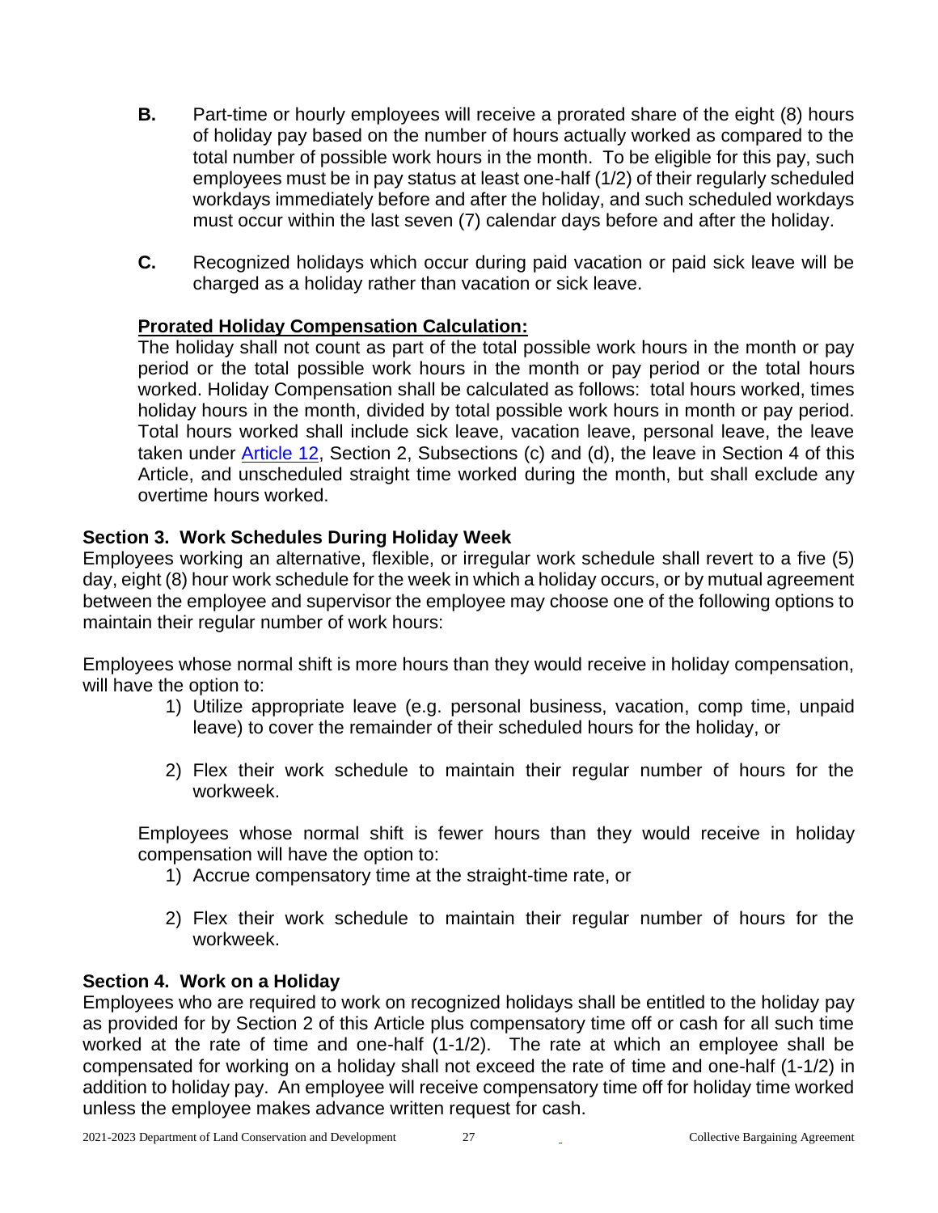**B.** Part-time or hourly employees will receive a prorated share of the eight (8) hours of holiday pay based on the number of hours actually worked as compared to the total number of possible work hours in the month. To be eligible for this pay, such employees must be in pay status at least one-half (1/2) of their regularly scheduled workdays immediately before and after the holiday, and such scheduled workdays must occur within the last seven (7) calendar days before and after the holiday.

**C.** Recognized holidays which occur during paid vacation or paid sick leave will be charged as a holiday rather than vacation or sick leave.

**<u>Prorated Holiday Compensation Calculation:</u>**
The holiday shall not count as part of the total possible work hours in the month or pay period or the total possible work hours in the month or pay period or the total hours worked. Holiday Compensation shall be calculated as follows: total hours worked, times holiday hours in the month, divided by total possible work hours in month or pay period. Total hours worked shall include sick leave, vacation leave, personal leave, the leave taken under Article 12, Section 2, Subsections (c) and (d), the leave in Section 4 of this Article, and unscheduled straight time worked during the month, but shall exclude any overtime hours worked.

### Section 3. Work Schedules During Holiday Week

Employees working an alternative, flexible, or irregular work schedule shall revert to a five (5) day, eight (8) hour work schedule for the week in which a holiday occurs, or by mutual agreement between the employee and supervisor the employee may choose one of the following options to maintain their regular number of work hours:

Employees whose normal shift is more hours than they would receive in holiday compensation, will have the option to:

1) Utilize appropriate leave (e.g. personal business, vacation, comp time, unpaid leave) to cover the remainder of their scheduled hours for the holiday, or

2) Flex their work schedule to maintain their regular number of hours for the workweek.

Employees whose normal shift is fewer hours than they would receive in holiday compensation will have the option to:

1) Accrue compensatory time at the straight-time rate, or

2) Flex their work schedule to maintain their regular number of hours for the workweek.

### Section 4. Work on a Holiday

Employees who are required to work on recognized holidays shall be entitled to the holiday pay as provided for by Section 2 of this Article plus compensatory time off or cash for all such time worked at the rate of time and one-half (1-1/2). The rate at which an employee shall be compensated for working on a holiday shall not exceed the rate of time and one-half (1-1/2) in addition to holiday pay. An employee will receive compensatory time off for holiday time worked unless the employee makes advance written request for cash.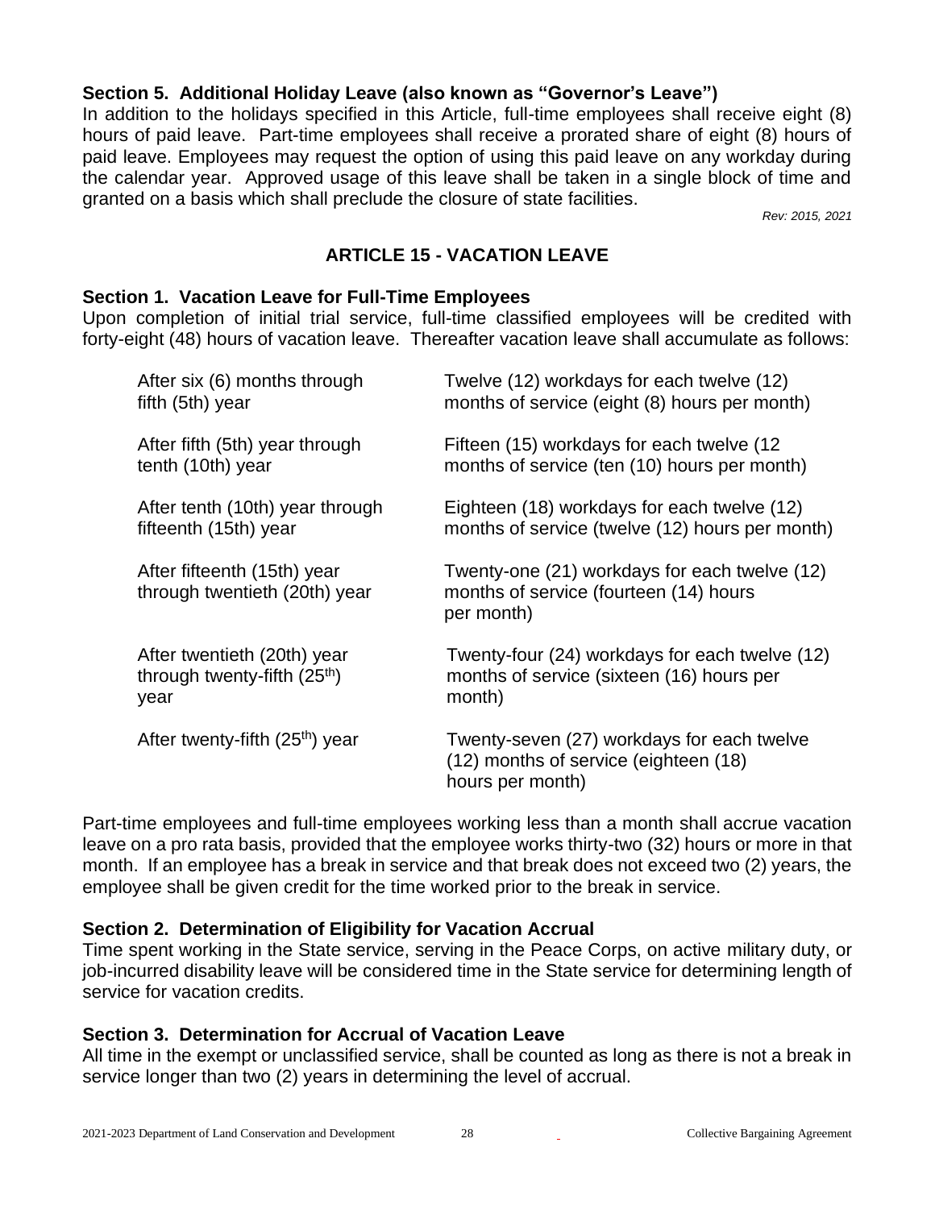### Section 5. Additional Holiday Leave (also known as "Governor's Leave")

In addition to the holidays specified in this Article, full-time employees shall receive eight (8) hours of paid leave. Part-time employees shall receive a prorated share of eight (8) hours of paid leave. Employees may request the option of using this paid leave on any workday during the calendar year. Approved usage of this leave shall be taken in a single block of time and granted on a basis which shall preclude the closure of state facilities.

*Rev: 2015, 2021*

## ARTICLE 15 - VACATION LEAVE

### Section 1. Vacation Leave for Full-Time Employees

Upon completion of initial trial service, full-time classified employees will be credited with forty-eight (48) hours of vacation leave. Thereafter vacation leave shall accumulate as follows:

| | |
|---|---|
| After six (6) months through fifth (5th) year | Twelve (12) workdays for each twelve (12) months of service (eight (8) hours per month) |
| After fifth (5th) year through tenth (10th) year | Fifteen (15) workdays for each twelve (12 months of service (ten (10) hours per month) |
| After tenth (10th) year through fifteenth (15th) year | Eighteen (18) workdays for each twelve (12) months of service (twelve (12) hours per month) |
| After fifteenth (15th) year through twentieth (20th) year | Twenty-one (21) workdays for each twelve (12) months of service (fourteen (14) hours per month) |
| After twentieth (20th) year through twenty-fifth (25th) year | Twenty-four (24) workdays for each twelve (12) months of service (sixteen (16) hours per month) |
| After twenty-fifth (25th) year | Twenty-seven (27) workdays for each twelve (12) months of service (eighteen (18) hours per month) |

Part-time employees and full-time employees working less than a month shall accrue vacation leave on a pro rata basis, provided that the employee works thirty-two (32) hours or more in that month. If an employee has a break in service and that break does not exceed two (2) years, the employee shall be given credit for the time worked prior to the break in service.

### Section 2. Determination of Eligibility for Vacation Accrual

Time spent working in the State service, serving in the Peace Corps, on active military duty, or job-incurred disability leave will be considered time in the State service for determining length of service for vacation credits.

### Section 3. Determination for Accrual of Vacation Leave

All time in the exempt or unclassified service, shall be counted as long as there is not a break in service longer than two (2) years in determining the level of accrual.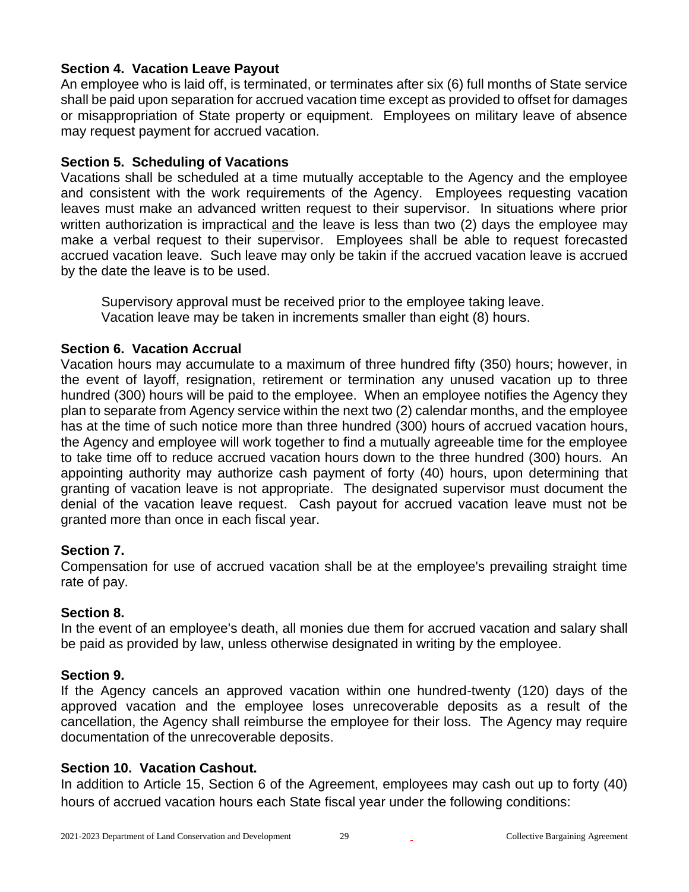**Section 4. Vacation Leave Payout**
An employee who is laid off, is terminated, or terminates after six (6) full months of State service shall be paid upon separation for accrued vacation time except as provided to offset for damages or misappropriation of State property or equipment. Employees on military leave of absence may request payment for accrued vacation.

**Section 5. Scheduling of Vacations**
Vacations shall be scheduled at a time mutually acceptable to the Agency and the employee and consistent with the work requirements of the Agency. Employees requesting vacation leaves must make an advanced written request to their supervisor. In situations where prior written authorization is impractical <u>and</u> the leave is less than two (2) days the employee may make a verbal request to their supervisor. Employees shall be able to request forecasted accrued vacation leave. Such leave may only be takin if the accrued vacation leave is accrued by the date the leave is to be used.

Supervisory approval must be received prior to the employee taking leave.
Vacation leave may be taken in increments smaller than eight (8) hours.

**Section 6. Vacation Accrual**
Vacation hours may accumulate to a maximum of three hundred fifty (350) hours; however, in the event of layoff, resignation, retirement or termination any unused vacation up to three hundred (300) hours will be paid to the employee. When an employee notifies the Agency they plan to separate from Agency service within the next two (2) calendar months, and the employee has at the time of such notice more than three hundred (300) hours of accrued vacation hours, the Agency and employee will work together to find a mutually agreeable time for the employee to take time off to reduce accrued vacation hours down to the three hundred (300) hours. An appointing authority may authorize cash payment of forty (40) hours, upon determining that granting of vacation leave is not appropriate. The designated supervisor must document the denial of the vacation leave request. Cash payout for accrued vacation leave must not be granted more than once in each fiscal year.

**Section 7.**
Compensation for use of accrued vacation shall be at the employee's prevailing straight time rate of pay.

**Section 8.**
In the event of an employee's death, all monies due them for accrued vacation and salary shall be paid as provided by law, unless otherwise designated in writing by the employee.

**Section 9.**
If the Agency cancels an approved vacation within one hundred-twenty (120) days of the approved vacation and the employee loses unrecoverable deposits as a result of the cancellation, the Agency shall reimburse the employee for their loss. The Agency may require documentation of the unrecoverable deposits.

**Section 10. Vacation Cashout.**
In addition to Article 15, Section 6 of the Agreement, employees may cash out up to forty (40) hours of accrued vacation hours each State fiscal year under the following conditions: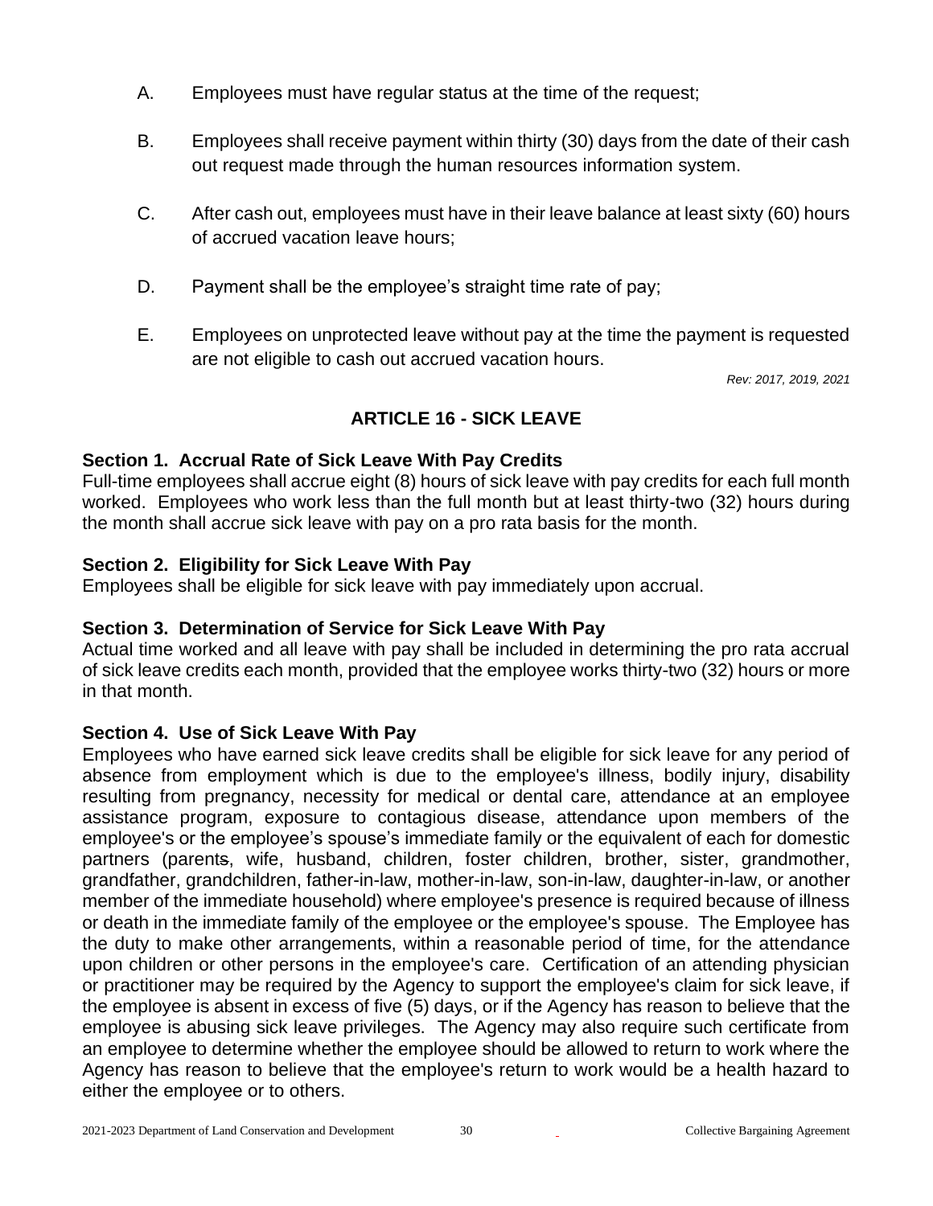A. Employees must have regular status at the time of the request;

B. Employees shall receive payment within thirty (30) days from the date of their cash out request made through the human resources information system.

C. After cash out, employees must have in their leave balance at least sixty (60) hours of accrued vacation leave hours;

D. Payment shall be the employee's straight time rate of pay;

E. Employees on unprotected leave without pay at the time the payment is requested are not eligible to cash out accrued vacation hours.

*Rev: 2017, 2019, 2021*

## ARTICLE 16 - SICK LEAVE

**Section 1. Accrual Rate of Sick Leave With Pay Credits**
Full-time employees shall accrue eight (8) hours of sick leave with pay credits for each full month worked. Employees who work less than the full month but at least thirty-two (32) hours during the month shall accrue sick leave with pay on a pro rata basis for the month.

**Section 2. Eligibility for Sick Leave With Pay**
Employees shall be eligible for sick leave with pay immediately upon accrual.

**Section 3. Determination of Service for Sick Leave With Pay**
Actual time worked and all leave with pay shall be included in determining the pro rata accrual of sick leave credits each month, provided that the employee works thirty-two (32) hours or more in that month.

**Section 4. Use of Sick Leave With Pay**
Employees who have earned sick leave credits shall be eligible for sick leave for any period of absence from employment which is due to the employee's illness, bodily injury, disability resulting from pregnancy, necessity for medical or dental care, attendance at an employee assistance program, exposure to contagious disease, attendance upon members of the employee's or the employee's spouse's immediate family or the equivalent of each for domestic partners (parents, wife, husband, children, foster children, brother, sister, grandmother, grandfather, grandchildren, father-in-law, mother-in-law, son-in-law, daughter-in-law, or another member of the immediate household) where employee's presence is required because of illness or death in the immediate family of the employee or the employee's spouse. The Employee has the duty to make other arrangements, within a reasonable period of time, for the attendance upon children or other persons in the employee's care. Certification of an attending physician or practitioner may be required by the Agency to support the employee's claim for sick leave, if the employee is absent in excess of five (5) days, or if the Agency has reason to believe that the employee is abusing sick leave privileges. The Agency may also require such certificate from an employee to determine whether the employee should be allowed to return to work where the Agency has reason to believe that the employee's return to work would be a health hazard to either the employee or to others.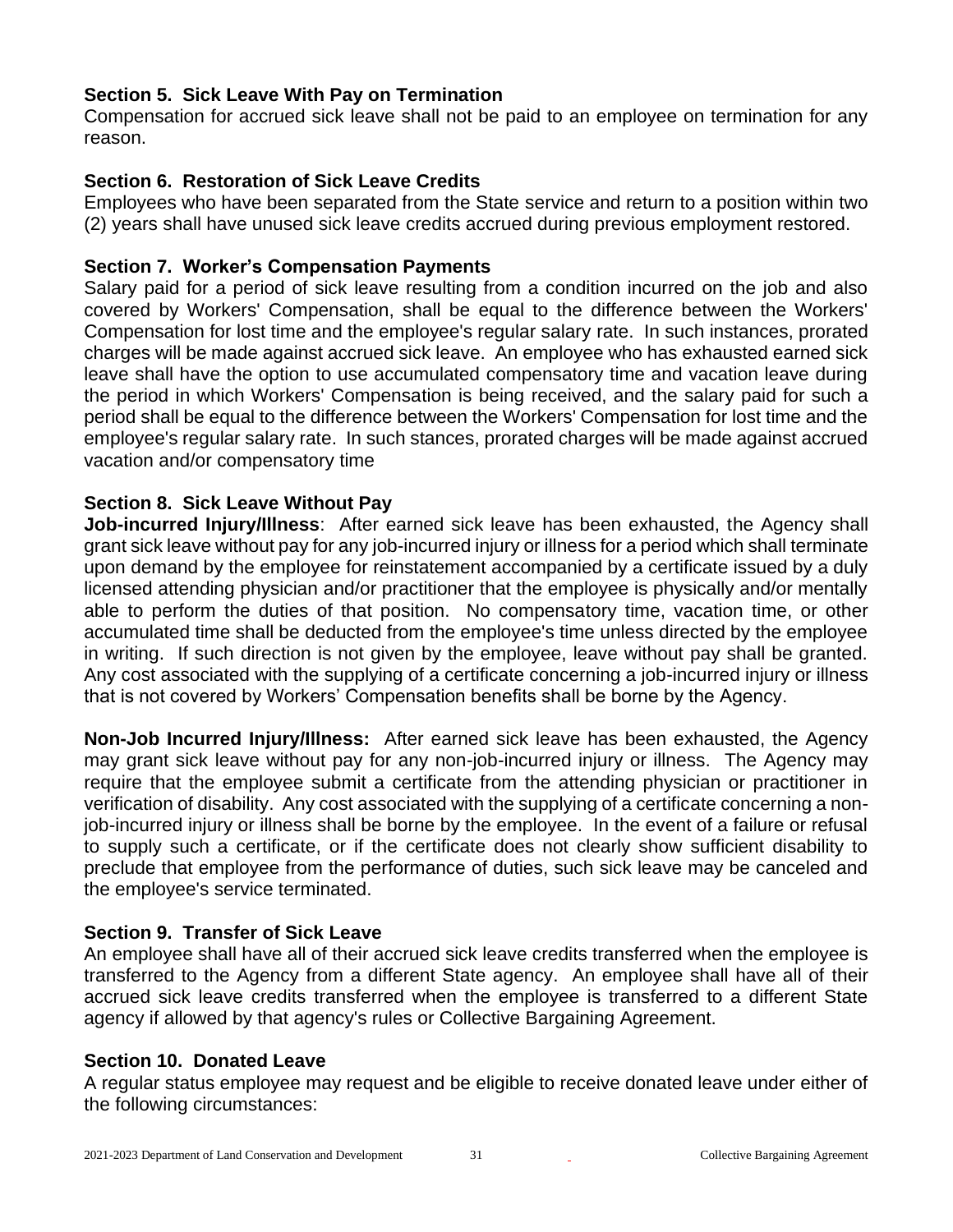**Section 5. Sick Leave With Pay on Termination**
Compensation for accrued sick leave shall not be paid to an employee on termination for any reason.

**Section 6. Restoration of Sick Leave Credits**
Employees who have been separated from the State service and return to a position within two (2) years shall have unused sick leave credits accrued during previous employment restored.

**Section 7. Worker's Compensation Payments**
Salary paid for a period of sick leave resulting from a condition incurred on the job and also covered by Workers' Compensation, shall be equal to the difference between the Workers' Compensation for lost time and the employee's regular salary rate. In such instances, prorated charges will be made against accrued sick leave. An employee who has exhausted earned sick leave shall have the option to use accumulated compensatory time and vacation leave during the period in which Workers' Compensation is being received, and the salary paid for such a period shall be equal to the difference between the Workers' Compensation for lost time and the employee's regular salary rate. In such stances, prorated charges will be made against accrued vacation and/or compensatory time

**Section 8. Sick Leave Without Pay**
**Job-incurred Injury/Illness**: After earned sick leave has been exhausted, the Agency shall grant sick leave without pay for any job-incurred injury or illness for a period which shall terminate upon demand by the employee for reinstatement accompanied by a certificate issued by a duly licensed attending physician and/or practitioner that the employee is physically and/or mentally able to perform the duties of that position. No compensatory time, vacation time, or other accumulated time shall be deducted from the employee's time unless directed by the employee in writing. If such direction is not given by the employee, leave without pay shall be granted. Any cost associated with the supplying of a certificate concerning a job-incurred injury or illness that is not covered by Workers' Compensation benefits shall be borne by the Agency.

**Non-Job Incurred Injury/Illness:** After earned sick leave has been exhausted, the Agency may grant sick leave without pay for any non-job-incurred injury or illness. The Agency may require that the employee submit a certificate from the attending physician or practitioner in verification of disability. Any cost associated with the supplying of a certificate concerning a non-job-incurred injury or illness shall be borne by the employee. In the event of a failure or refusal to supply such a certificate, or if the certificate does not clearly show sufficient disability to preclude that employee from the performance of duties, such sick leave may be canceled and the employee's service terminated.

**Section 9. Transfer of Sick Leave**
An employee shall have all of their accrued sick leave credits transferred when the employee is transferred to the Agency from a different State agency. An employee shall have all of their accrued sick leave credits transferred when the employee is transferred to a different State agency if allowed by that agency's rules or Collective Bargaining Agreement.

**Section 10. Donated Leave**
A regular status employee may request and be eligible to receive donated leave under either of the following circumstances: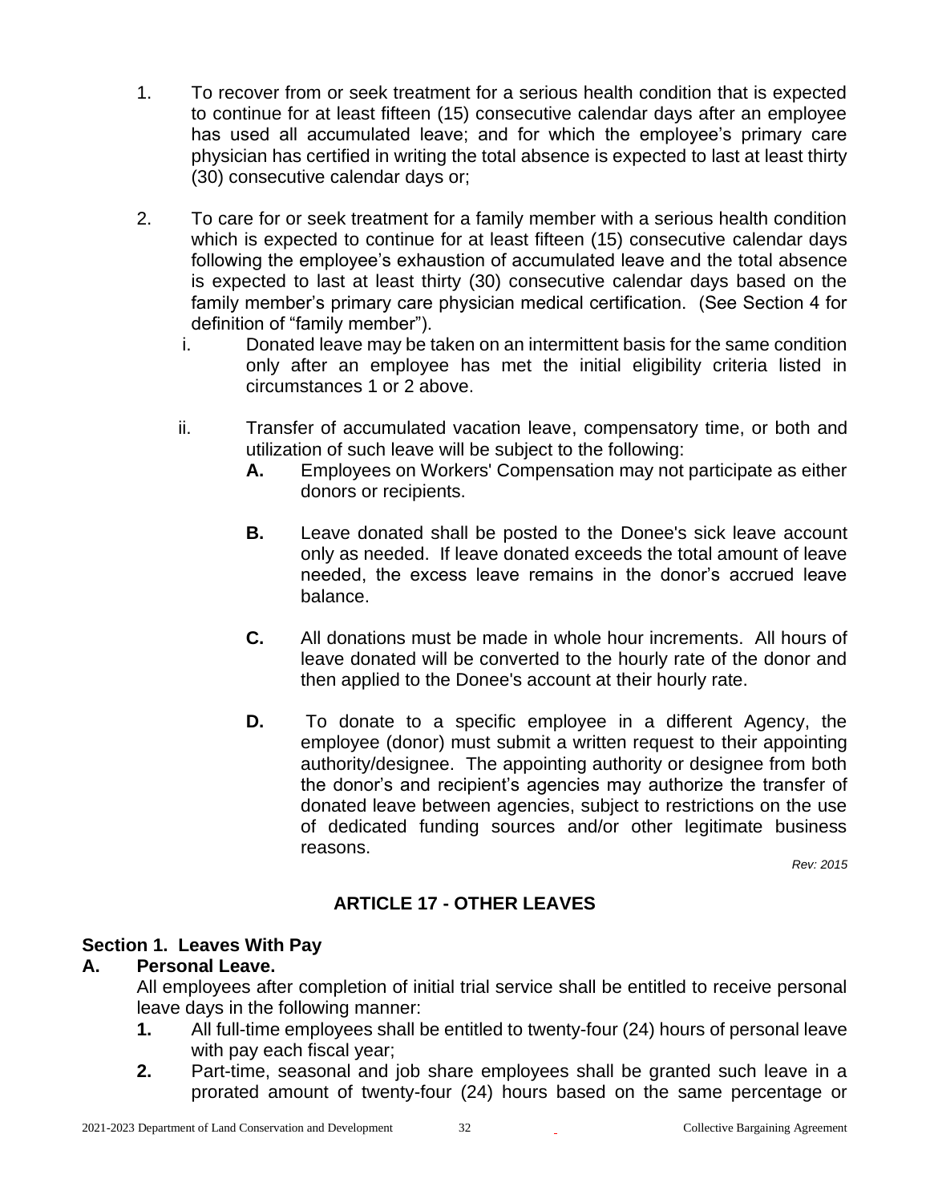1. To recover from or seek treatment for a serious health condition that is expected to continue for at least fifteen (15) consecutive calendar days after an employee has used all accumulated leave; and for which the employee's primary care physician has certified in writing the total absence is expected to last at least thirty (30) consecutive calendar days or;

2. To care for or seek treatment for a family member with a serious health condition which is expected to continue for at least fifteen (15) consecutive calendar days following the employee's exhaustion of accumulated leave and the total absence is expected to last at least thirty (30) consecutive calendar days based on the family member's primary care physician medical certification. (See Section 4 for definition of "family member").
   - i. Donated leave may be taken on an intermittent basis for the same condition only after an employee has met the initial eligibility criteria listed in circumstances 1 or 2 above.
   - ii. Transfer of accumulated vacation leave, compensatory time, or both and utilization of such leave will be subject to the following:
     - **A.** Employees on Workers' Compensation may not participate as either donors or recipients.
     - **B.** Leave donated shall be posted to the Donee's sick leave account only as needed. If leave donated exceeds the total amount of leave needed, the excess leave remains in the donor's accrued leave balance.
     - **C.** All donations must be made in whole hour increments. All hours of leave donated will be converted to the hourly rate of the donor and then applied to the Donee's account at their hourly rate.
     - **D.** To donate to a specific employee in a different Agency, the employee (donor) must submit a written request to their appointing authority/designee. The appointing authority or designee from both the donor's and recipient's agencies may authorize the transfer of donated leave between agencies, subject to restrictions on the use of dedicated funding sources and/or other legitimate business reasons.

*Rev: 2015*

## ARTICLE 17 - OTHER LEAVES

### Section 1. Leaves With Pay

**A. Personal Leave.**

All employees after completion of initial trial service shall be entitled to receive personal leave days in the following manner:

**1.** All full-time employees shall be entitled to twenty-four (24) hours of personal leave with pay each fiscal year;

**2.** Part-time, seasonal and job share employees shall be granted such leave in a prorated amount of twenty-four (24) hours based on the same percentage or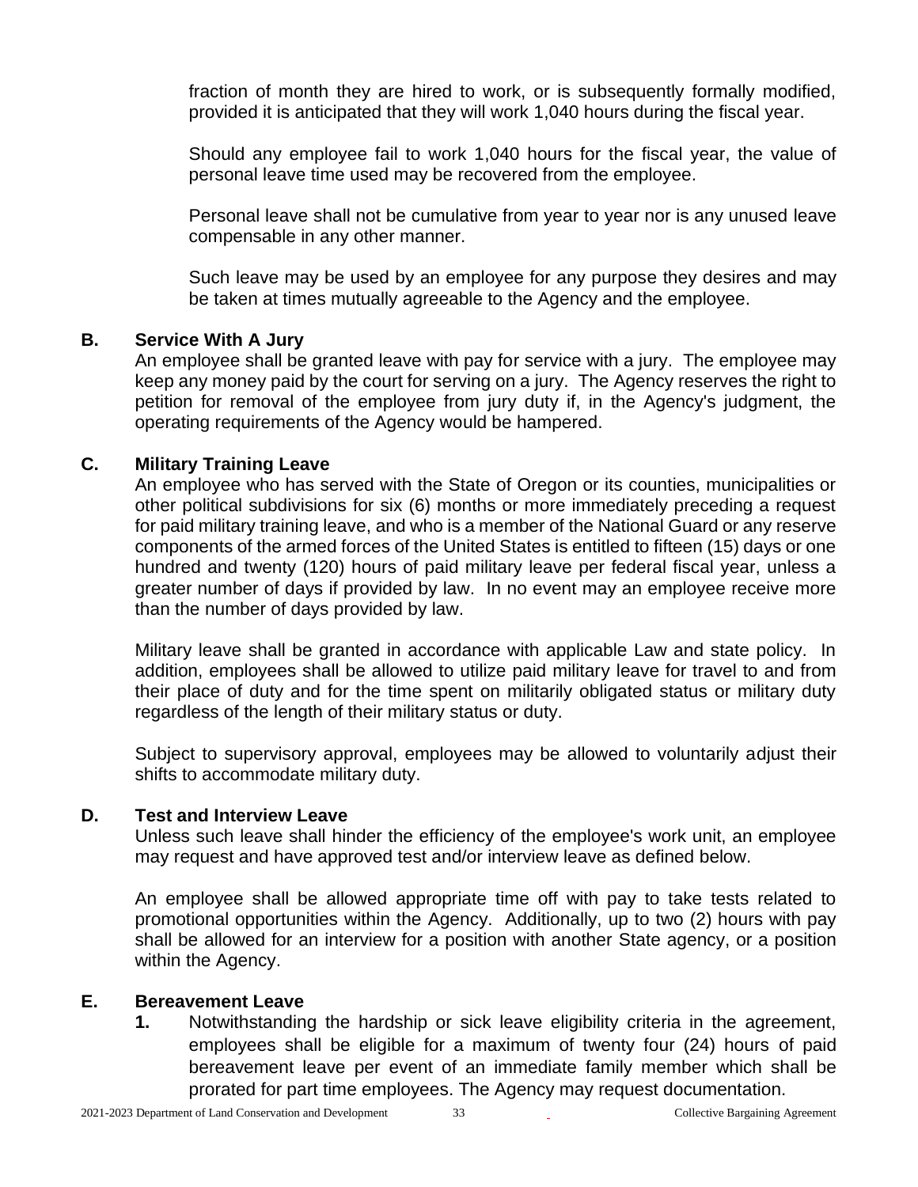fraction of month they are hired to work, or is subsequently formally modified, provided it is anticipated that they will work 1,040 hours during the fiscal year.

Should any employee fail to work 1,040 hours for the fiscal year, the value of personal leave time used may be recovered from the employee.

Personal leave shall not be cumulative from year to year nor is any unused leave compensable in any other manner.

Such leave may be used by an employee for any purpose they desires and may be taken at times mutually agreeable to the Agency and the employee.

**B. Service With A Jury**

An employee shall be granted leave with pay for service with a jury. The employee may keep any money paid by the court for serving on a jury. The Agency reserves the right to petition for removal of the employee from jury duty if, in the Agency's judgment, the operating requirements of the Agency would be hampered.

**C. Military Training Leave**

An employee who has served with the State of Oregon or its counties, municipalities or other political subdivisions for six (6) months or more immediately preceding a request for paid military training leave, and who is a member of the National Guard or any reserve components of the armed forces of the United States is entitled to fifteen (15) days or one hundred and twenty (120) hours of paid military leave per federal fiscal year, unless a greater number of days if provided by law. In no event may an employee receive more than the number of days provided by law.

Military leave shall be granted in accordance with applicable Law and state policy. In addition, employees shall be allowed to utilize paid military leave for travel to and from their place of duty and for the time spent on militarily obligated status or military duty regardless of the length of their military status or duty.

Subject to supervisory approval, employees may be allowed to voluntarily adjust their shifts to accommodate military duty.

**D. Test and Interview Leave**

Unless such leave shall hinder the efficiency of the employee's work unit, an employee may request and have approved test and/or interview leave as defined below.

An employee shall be allowed appropriate time off with pay to take tests related to promotional opportunities within the Agency. Additionally, up to two (2) hours with pay shall be allowed for an interview for a position with another State agency, or a position within the Agency.

**E. Bereavement Leave**

1. Notwithstanding the hardship or sick leave eligibility criteria in the agreement, employees shall be eligible for a maximum of twenty four (24) hours of paid bereavement leave per event of an immediate family member which shall be prorated for part time employees. The Agency may request documentation.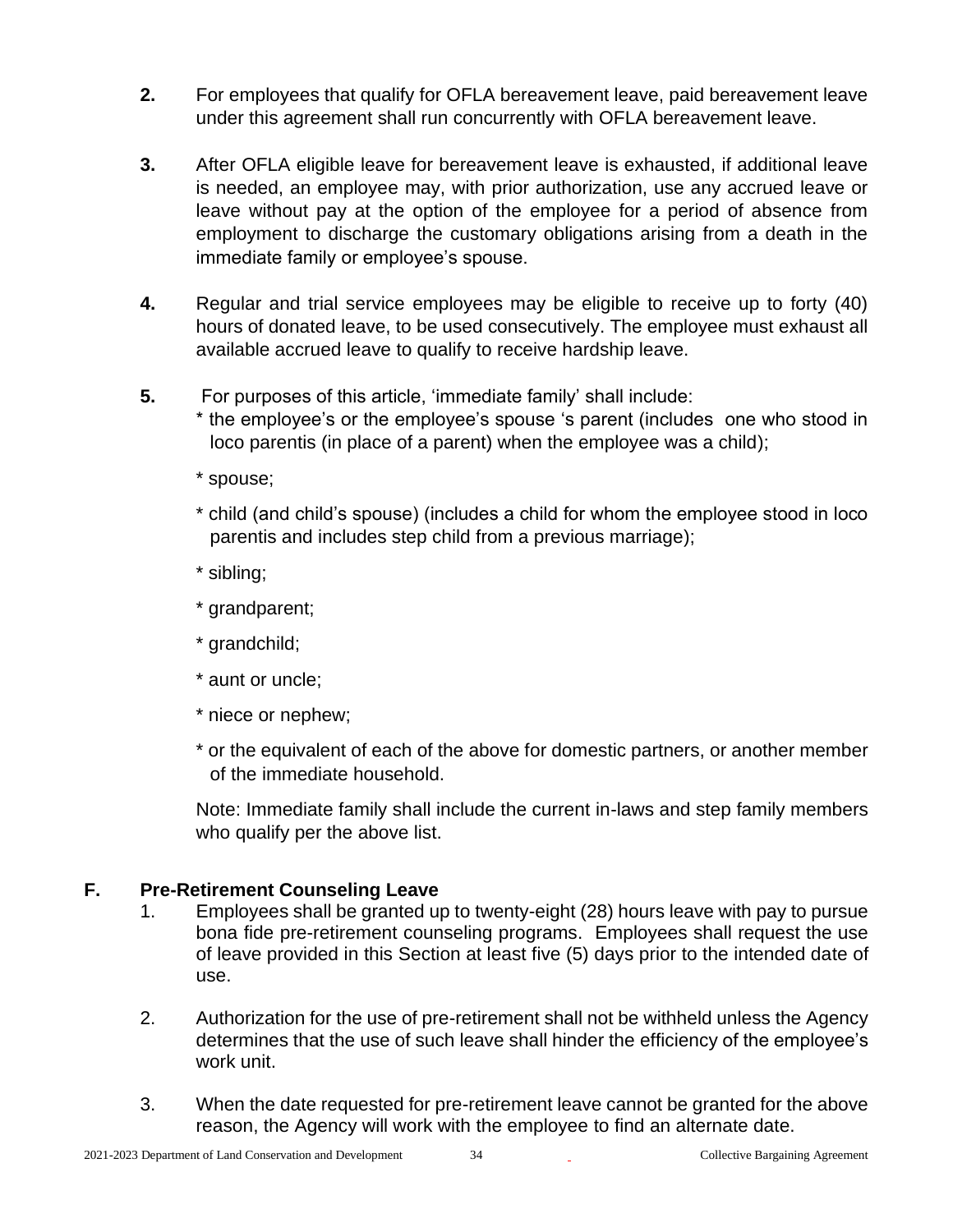**2.** For employees that qualify for OFLA bereavement leave, paid bereavement leave under this agreement shall run concurrently with OFLA bereavement leave.

**3.** After OFLA eligible leave for bereavement leave is exhausted, if additional leave is needed, an employee may, with prior authorization, use any accrued leave or leave without pay at the option of the employee for a period of absence from employment to discharge the customary obligations arising from a death in the immediate family or employee's spouse.

**4.** Regular and trial service employees may be eligible to receive up to forty (40) hours of donated leave, to be used consecutively. The employee must exhaust all available accrued leave to qualify to receive hardship leave.

**5.** For purposes of this article, 'immediate family' shall include:

* the employee's or the employee's spouse 's parent (includes one who stood in loco parentis (in place of a parent) when the employee was a child);
* spouse;
* child (and child's spouse) (includes a child for whom the employee stood in loco parentis and includes step child from a previous marriage);
* sibling;
* grandparent;
* grandchild;
* aunt or uncle;
* niece or nephew;
* or the equivalent of each of the above for domestic partners, or another member of the immediate household.

Note: Immediate family shall include the current in-laws and step family members who qualify per the above list.

## F. Pre-Retirement Counseling Leave

1. Employees shall be granted up to twenty-eight (28) hours leave with pay to pursue bona fide pre-retirement counseling programs. Employees shall request the use of leave provided in this Section at least five (5) days prior to the intended date of use.

2. Authorization for the use of pre-retirement shall not be withheld unless the Agency determines that the use of such leave shall hinder the efficiency of the employee's work unit.

3. When the date requested for pre-retirement leave cannot be granted for the above reason, the Agency will work with the employee to find an alternate date.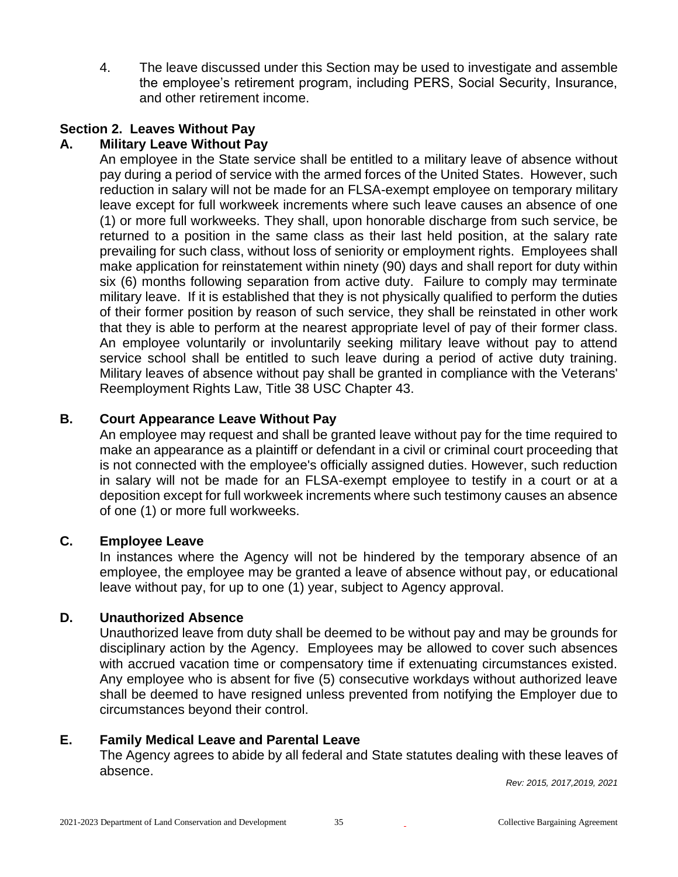4. The leave discussed under this Section may be used to investigate and assemble the employee's retirement program, including PERS, Social Security, Insurance, and other retirement income.

## Section 2. Leaves Without Pay

### A. Military Leave Without Pay

An employee in the State service shall be entitled to a military leave of absence without pay during a period of service with the armed forces of the United States. However, such reduction in salary will not be made for an FLSA-exempt employee on temporary military leave except for full workweek increments where such leave causes an absence of one (1) or more full workweeks. They shall, upon honorable discharge from such service, be returned to a position in the same class as their last held position, at the salary rate prevailing for such class, without loss of seniority or employment rights. Employees shall make application for reinstatement within ninety (90) days and shall report for duty within six (6) months following separation from active duty. Failure to comply may terminate military leave. If it is established that they is not physically qualified to perform the duties of their former position by reason of such service, they shall be reinstated in other work that they is able to perform at the nearest appropriate level of pay of their former class. An employee voluntarily or involuntarily seeking military leave without pay to attend service school shall be entitled to such leave during a period of active duty training. Military leaves of absence without pay shall be granted in compliance with the Veterans' Reemployment Rights Law, Title 38 USC Chapter 43.

### B. Court Appearance Leave Without Pay

An employee may request and shall be granted leave without pay for the time required to make an appearance as a plaintiff or defendant in a civil or criminal court proceeding that is not connected with the employee's officially assigned duties. However, such reduction in salary will not be made for an FLSA-exempt employee to testify in a court or at a deposition except for full workweek increments where such testimony causes an absence of one (1) or more full workweeks.

### C. Employee Leave

In instances where the Agency will not be hindered by the temporary absence of an employee, the employee may be granted a leave of absence without pay, or educational leave without pay, for up to one (1) year, subject to Agency approval.

### D. Unauthorized Absence

Unauthorized leave from duty shall be deemed to be without pay and may be grounds for disciplinary action by the Agency. Employees may be allowed to cover such absences with accrued vacation time or compensatory time if extenuating circumstances existed. Any employee who is absent for five (5) consecutive workdays without authorized leave shall be deemed to have resigned unless prevented from notifying the Employer due to circumstances beyond their control.

### E. Family Medical Leave and Parental Leave

The Agency agrees to abide by all federal and State statutes dealing with these leaves of absence.

*Rev: 2015, 2017,2019, 2021*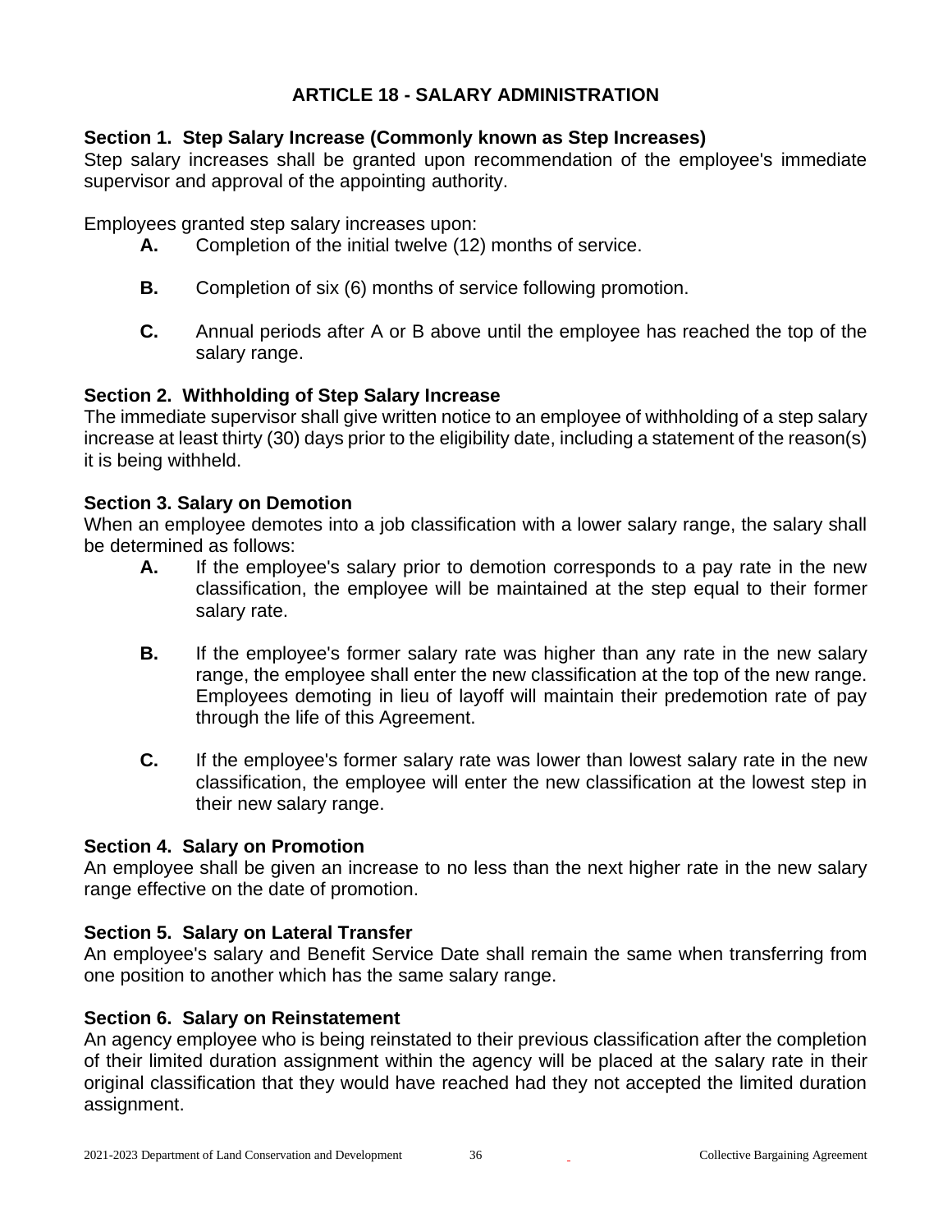# ARTICLE 18 - SALARY ADMINISTRATION

### Section 1. Step Salary Increase (Commonly known as Step Increases)

Step salary increases shall be granted upon recommendation of the employee's immediate supervisor and approval of the appointing authority.

Employees granted step salary increases upon:

- **A.** Completion of the initial twelve (12) months of service.
- **B.** Completion of six (6) months of service following promotion.
- **C.** Annual periods after A or B above until the employee has reached the top of the salary range.

### Section 2. Withholding of Step Salary Increase

The immediate supervisor shall give written notice to an employee of withholding of a step salary increase at least thirty (30) days prior to the eligibility date, including a statement of the reason(s) it is being withheld.

### Section 3. Salary on Demotion

When an employee demotes into a job classification with a lower salary range, the salary shall be determined as follows:

- **A.** If the employee's salary prior to demotion corresponds to a pay rate in the new classification, the employee will be maintained at the step equal to their former salary rate.
- **B.** If the employee's former salary rate was higher than any rate in the new salary range, the employee shall enter the new classification at the top of the new range. Employees demoting in lieu of layoff will maintain their predemotion rate of pay through the life of this Agreement.
- **C.** If the employee's former salary rate was lower than lowest salary rate in the new classification, the employee will enter the new classification at the lowest step in their new salary range.

### Section 4. Salary on Promotion

An employee shall be given an increase to no less than the next higher rate in the new salary range effective on the date of promotion.

### Section 5. Salary on Lateral Transfer

An employee's salary and Benefit Service Date shall remain the same when transferring from one position to another which has the same salary range.

### Section 6. Salary on Reinstatement

An agency employee who is being reinstated to their previous classification after the completion of their limited duration assignment within the agency will be placed at the salary rate in their original classification that they would have reached had they not accepted the limited duration assignment.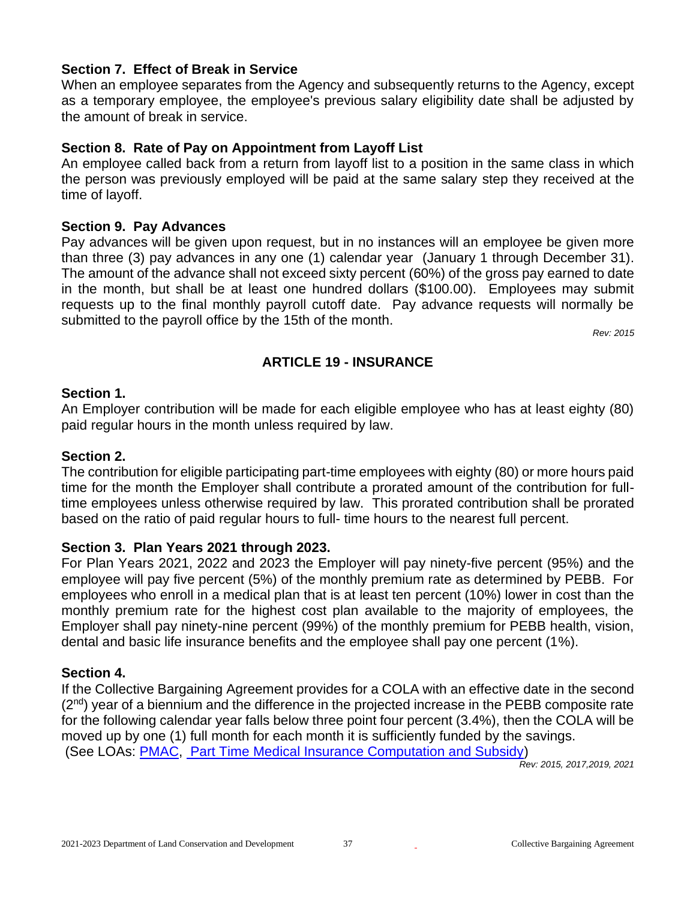**Section 7. Effect of Break in Service**
When an employee separates from the Agency and subsequently returns to the Agency, except as a temporary employee, the employee's previous salary eligibility date shall be adjusted by the amount of break in service.

**Section 8. Rate of Pay on Appointment from Layoff List**
An employee called back from a return from layoff list to a position in the same class in which the person was previously employed will be paid at the same salary step they received at the time of layoff.

**Section 9. Pay Advances**
Pay advances will be given upon request, but in no instances will an employee be given more than three (3) pay advances in any one (1) calendar year (January 1 through December 31). The amount of the advance shall not exceed sixty percent (60%) of the gross pay earned to date in the month, but shall be at least one hundred dollars ($100.00). Employees may submit requests up to the final monthly payroll cutoff date. Pay advance requests will normally be submitted to the payroll office by the 15th of the month.

*Rev: 2015*

## ARTICLE 19 - INSURANCE

**Section 1.**
An Employer contribution will be made for each eligible employee who has at least eighty (80) paid regular hours in the month unless required by law.

**Section 2.**
The contribution for eligible participating part-time employees with eighty (80) or more hours paid time for the month the Employer shall contribute a prorated amount of the contribution for full-time employees unless otherwise required by law. This prorated contribution shall be prorated based on the ratio of paid regular hours to full- time hours to the nearest full percent.

**Section 3. Plan Years 2021 through 2023.**
For Plan Years 2021, 2022 and 2023 the Employer will pay ninety-five percent (95%) and the employee will pay five percent (5%) of the monthly premium rate as determined by PEBB. For employees who enroll in a medical plan that is at least ten percent (10%) lower in cost than the monthly premium rate for the highest cost plan available to the majority of employees, the Employer shall pay ninety-nine percent (99%) of the monthly premium for PEBB health, vision, dental and basic life insurance benefits and the employee shall pay one percent (1%).

**Section 4.**
If the Collective Bargaining Agreement provides for a COLA with an effective date in the second (2nd) year of a biennium and the difference in the projected increase in the PEBB composite rate for the following calendar year falls below three point four percent (3.4%), then the COLA will be moved up by one (1) full month for each month it is sufficiently funded by the savings.
(See LOAs: PMAC, Part Time Medical Insurance Computation and Subsidy)

*Rev: 2015, 2017,2019, 2021*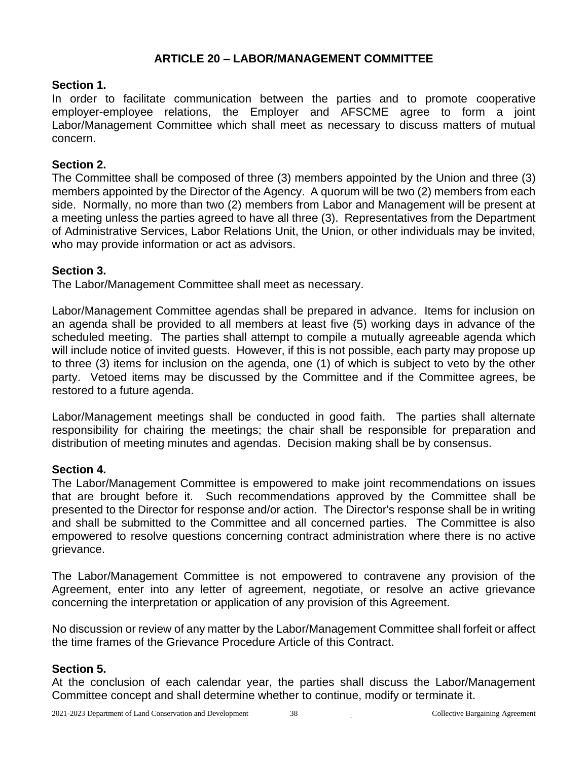## ARTICLE 20 – LABOR/MANAGEMENT COMMITTEE

**Section 1.**
In order to facilitate communication between the parties and to promote cooperative employer-employee relations, the Employer and AFSCME agree to form a joint Labor/Management Committee which shall meet as necessary to discuss matters of mutual concern.

**Section 2.**
The Committee shall be composed of three (3) members appointed by the Union and three (3) members appointed by the Director of the Agency. A quorum will be two (2) members from each side. Normally, no more than two (2) members from Labor and Management will be present at a meeting unless the parties agreed to have all three (3). Representatives from the Department of Administrative Services, Labor Relations Unit, the Union, or other individuals may be invited, who may provide information or act as advisors.

**Section 3.**
The Labor/Management Committee shall meet as necessary.

Labor/Management Committee agendas shall be prepared in advance. Items for inclusion on an agenda shall be provided to all members at least five (5) working days in advance of the scheduled meeting. The parties shall attempt to compile a mutually agreeable agenda which will include notice of invited guests. However, if this is not possible, each party may propose up to three (3) items for inclusion on the agenda, one (1) of which is subject to veto by the other party. Vetoed items may be discussed by the Committee and if the Committee agrees, be restored to a future agenda.

Labor/Management meetings shall be conducted in good faith. The parties shall alternate responsibility for chairing the meetings; the chair shall be responsible for preparation and distribution of meeting minutes and agendas. Decision making shall be by consensus.

**Section 4.**
The Labor/Management Committee is empowered to make joint recommendations on issues that are brought before it. Such recommendations approved by the Committee shall be presented to the Director for response and/or action. The Director's response shall be in writing and shall be submitted to the Committee and all concerned parties. The Committee is also empowered to resolve questions concerning contract administration where there is no active grievance.

The Labor/Management Committee is not empowered to contravene any provision of the Agreement, enter into any letter of agreement, negotiate, or resolve an active grievance concerning the interpretation or application of any provision of this Agreement.

No discussion or review of any matter by the Labor/Management Committee shall forfeit or affect the time frames of the Grievance Procedure Article of this Contract.

**Section 5.**
At the conclusion of each calendar year, the parties shall discuss the Labor/Management Committee concept and shall determine whether to continue, modify or terminate it.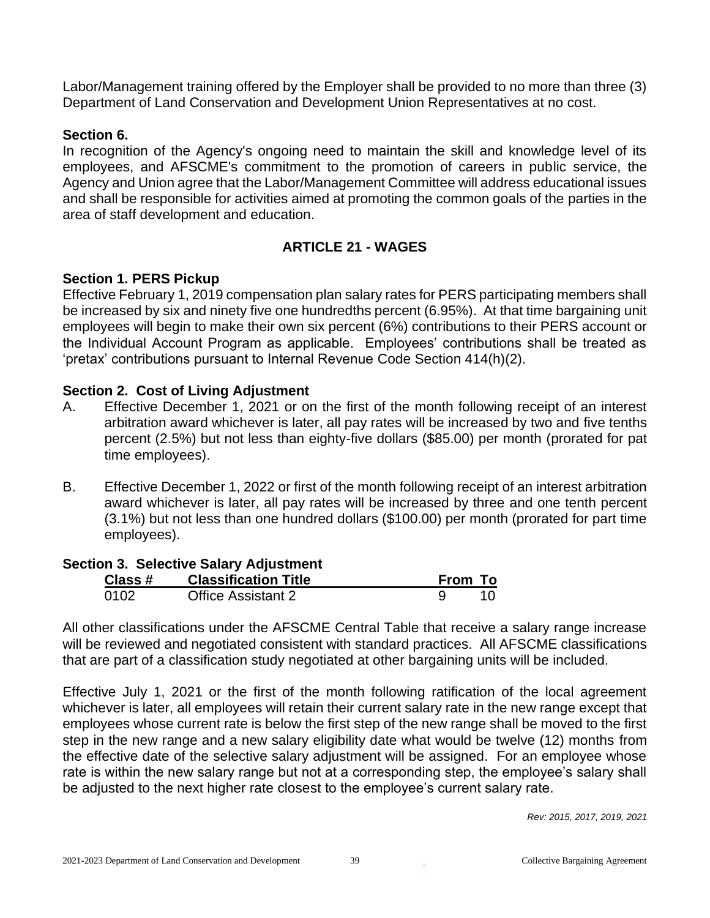Labor/Management training offered by the Employer shall be provided to no more than three (3) Department of Land Conservation and Development Union Representatives at no cost.

**Section 6.**
In recognition of the Agency's ongoing need to maintain the skill and knowledge level of its employees, and AFSCME's commitment to the promotion of careers in public service, the Agency and Union agree that the Labor/Management Committee will address educational issues and shall be responsible for activities aimed at promoting the common goals of the parties in the area of staff development and education.

## ARTICLE 21 - WAGES

**Section 1. PERS Pickup**
Effective February 1, 2019 compensation plan salary rates for PERS participating members shall be increased by six and ninety five one hundredths percent (6.95%). At that time bargaining unit employees will begin to make their own six percent (6%) contributions to their PERS account or the Individual Account Program as applicable. Employees' contributions shall be treated as 'pretax' contributions pursuant to Internal Revenue Code Section 414(h)(2).

**Section 2. Cost of Living Adjustment**

A. Effective December 1, 2021 or on the first of the month following receipt of an interest arbitration award whichever is later, all pay rates will be increased by two and five tenths percent (2.5%) but not less than eighty-five dollars ($85.00) per month (prorated for pat time employees).

B. Effective December 1, 2022 or first of the month following receipt of an interest arbitration award whichever is later, all pay rates will be increased by three and one tenth percent (3.1%) but not less than one hundred dollars ($100.00) per month (prorated for part time employees).

**Section 3. Selective Salary Adjustment**

| Class # | Classification Title | From | To |
|---|---|---|---|
| 0102 | Office Assistant 2 | 9 | 10 |

All other classifications under the AFSCME Central Table that receive a salary range increase will be reviewed and negotiated consistent with standard practices. All AFSCME classifications that are part of a classification study negotiated at other bargaining units will be included.

Effective July 1, 2021 or the first of the month following ratification of the local agreement whichever is later, all employees will retain their current salary rate in the new range except that employees whose current rate is below the first step of the new range shall be moved to the first step in the new range and a new salary eligibility date what would be twelve (12) months from the effective date of the selective salary adjustment will be assigned. For an employee whose rate is within the new salary range but not at a corresponding step, the employee's salary shall be adjusted to the next higher rate closest to the employee's current salary rate.

*Rev: 2015, 2017, 2019, 2021*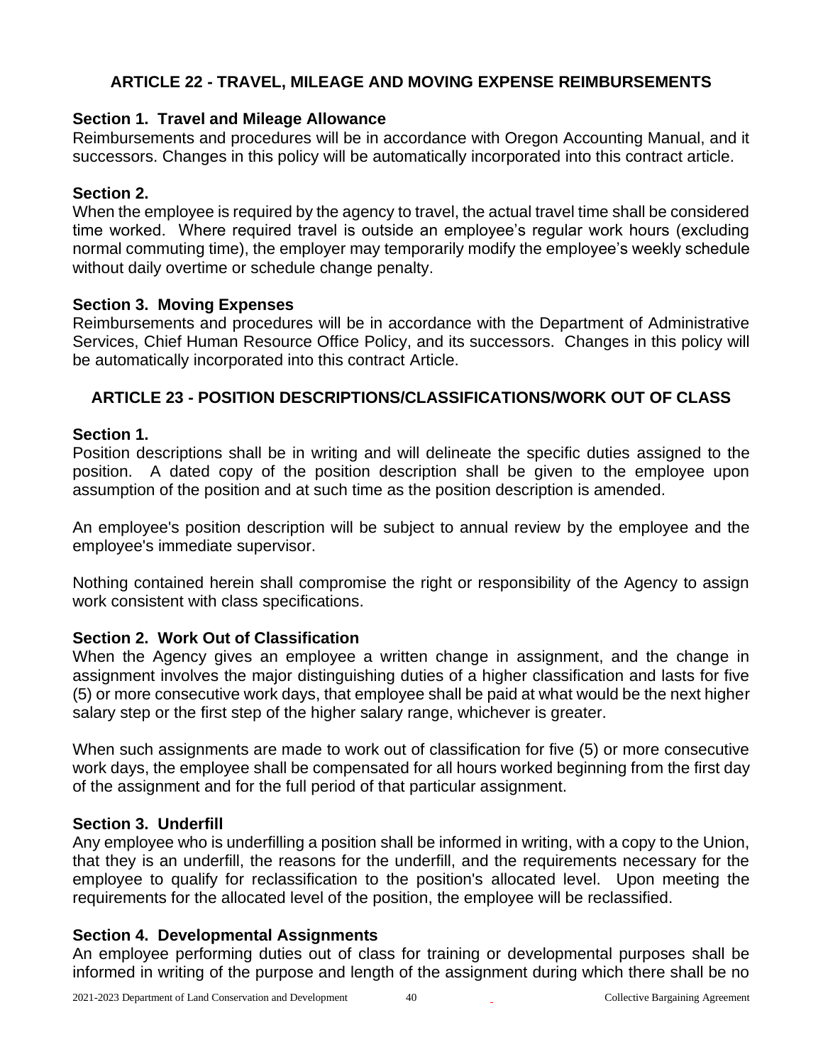## ARTICLE 22 - TRAVEL, MILEAGE AND MOVING EXPENSE REIMBURSEMENTS

**Section 1. Travel and Mileage Allowance**
Reimbursements and procedures will be in accordance with Oregon Accounting Manual, and it successors. Changes in this policy will be automatically incorporated into this contract article.

**Section 2.**
When the employee is required by the agency to travel, the actual travel time shall be considered time worked. Where required travel is outside an employee's regular work hours (excluding normal commuting time), the employer may temporarily modify the employee's weekly schedule without daily overtime or schedule change penalty.

**Section 3. Moving Expenses**
Reimbursements and procedures will be in accordance with the Department of Administrative Services, Chief Human Resource Office Policy, and its successors. Changes in this policy will be automatically incorporated into this contract Article.

## ARTICLE 23 - POSITION DESCRIPTIONS/CLASSIFICATIONS/WORK OUT OF CLASS

**Section 1.**
Position descriptions shall be in writing and will delineate the specific duties assigned to the position. A dated copy of the position description shall be given to the employee upon assumption of the position and at such time as the position description is amended.

An employee's position description will be subject to annual review by the employee and the employee's immediate supervisor.

Nothing contained herein shall compromise the right or responsibility of the Agency to assign work consistent with class specifications.

**Section 2. Work Out of Classification**
When the Agency gives an employee a written change in assignment, and the change in assignment involves the major distinguishing duties of a higher classification and lasts for five (5) or more consecutive work days, that employee shall be paid at what would be the next higher salary step or the first step of the higher salary range, whichever is greater.

When such assignments are made to work out of classification for five (5) or more consecutive work days, the employee shall be compensated for all hours worked beginning from the first day of the assignment and for the full period of that particular assignment.

**Section 3. Underfill**
Any employee who is underfilling a position shall be informed in writing, with a copy to the Union, that they is an underfill, the reasons for the underfill, and the requirements necessary for the employee to qualify for reclassification to the position's allocated level. Upon meeting the requirements for the allocated level of the position, the employee will be reclassified.

**Section 4. Developmental Assignments**
An employee performing duties out of class for training or developmental purposes shall be informed in writing of the purpose and length of the assignment during which there shall be no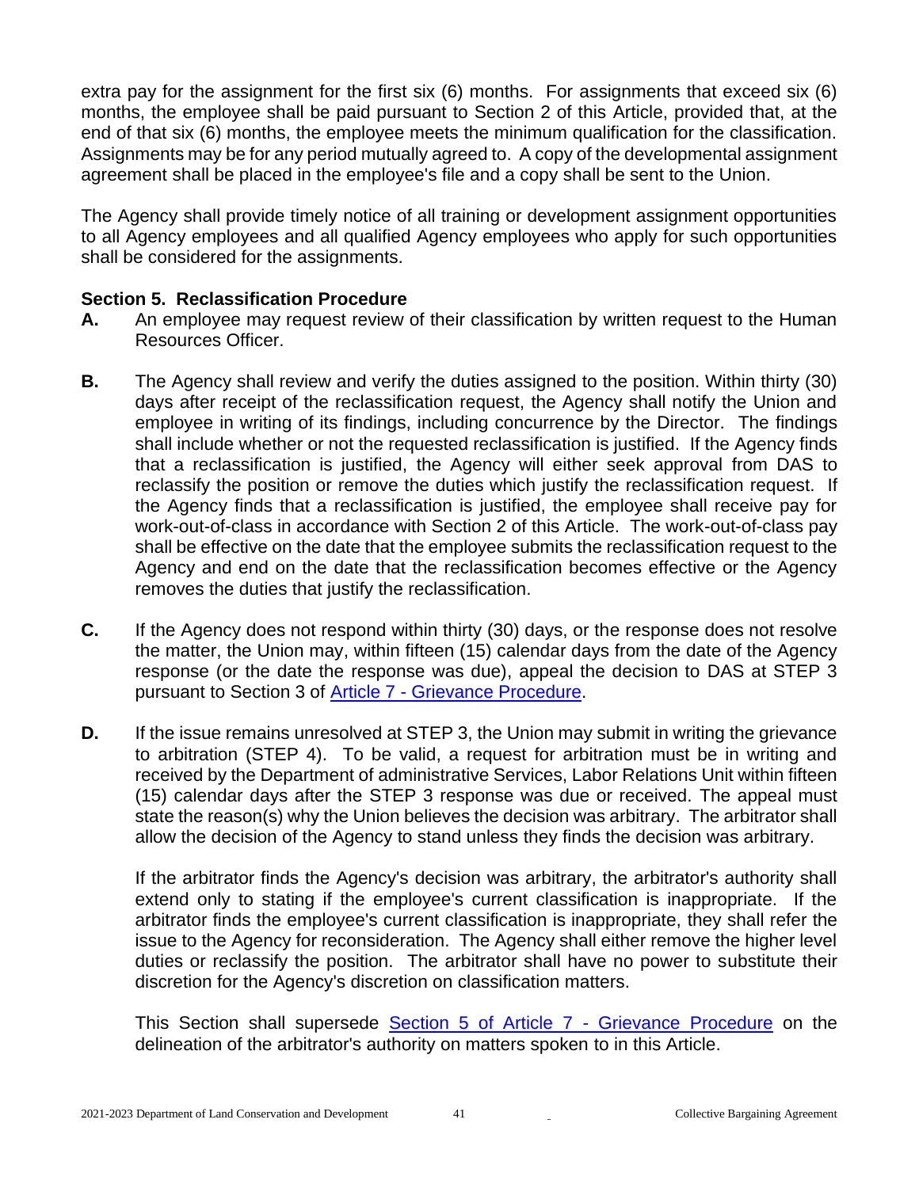extra pay for the assignment for the first six (6) months. For assignments that exceed six (6) months, the employee shall be paid pursuant to Section 2 of this Article, provided that, at the end of that six (6) months, the employee meets the minimum qualification for the classification. Assignments may be for any period mutually agreed to. A copy of the developmental assignment agreement shall be placed in the employee's file and a copy shall be sent to the Union.

The Agency shall provide timely notice of all training or development assignment opportunities to all Agency employees and all qualified Agency employees who apply for such opportunities shall be considered for the assignments.

**Section 5. Reclassification Procedure**

**A.** An employee may request review of their classification by written request to the Human Resources Officer.

**B.** The Agency shall review and verify the duties assigned to the position. Within thirty (30) days after receipt of the reclassification request, the Agency shall notify the Union and employee in writing of its findings, including concurrence by the Director. The findings shall include whether or not the requested reclassification is justified. If the Agency finds that a reclassification is justified, the Agency will either seek approval from DAS to reclassify the position or remove the duties which justify the reclassification request. If the Agency finds that a reclassification is justified, the employee shall receive pay for work-out-of-class in accordance with Section 2 of this Article. The work-out-of-class pay shall be effective on the date that the employee submits the reclassification request to the Agency and end on the date that the reclassification becomes effective or the Agency removes the duties that justify the reclassification.

**C.** If the Agency does not respond within thirty (30) days, or the response does not resolve the matter, the Union may, within fifteen (15) calendar days from the date of the Agency response (or the date the response was due), appeal the decision to DAS at STEP 3 pursuant to Section 3 of [Article 7 - Grievance Procedure](#).

**D.** If the issue remains unresolved at STEP 3, the Union may submit in writing the grievance to arbitration (STEP 4). To be valid, a request for arbitration must be in writing and received by the Department of administrative Services, Labor Relations Unit within fifteen (15) calendar days after the STEP 3 response was due or received. The appeal must state the reason(s) why the Union believes the decision was arbitrary. The arbitrator shall allow the decision of the Agency to stand unless they finds the decision was arbitrary.

If the arbitrator finds the Agency's decision was arbitrary, the arbitrator's authority shall extend only to stating if the employee's current classification is inappropriate. If the arbitrator finds the employee's current classification is inappropriate, they shall refer the issue to the Agency for reconsideration. The Agency shall either remove the higher level duties or reclassify the position. The arbitrator shall have no power to substitute their discretion for the Agency's discretion on classification matters.

This Section shall supersede [Section 5 of Article 7 - Grievance Procedure](#) on the delineation of the arbitrator's authority on matters spoken to in this Article.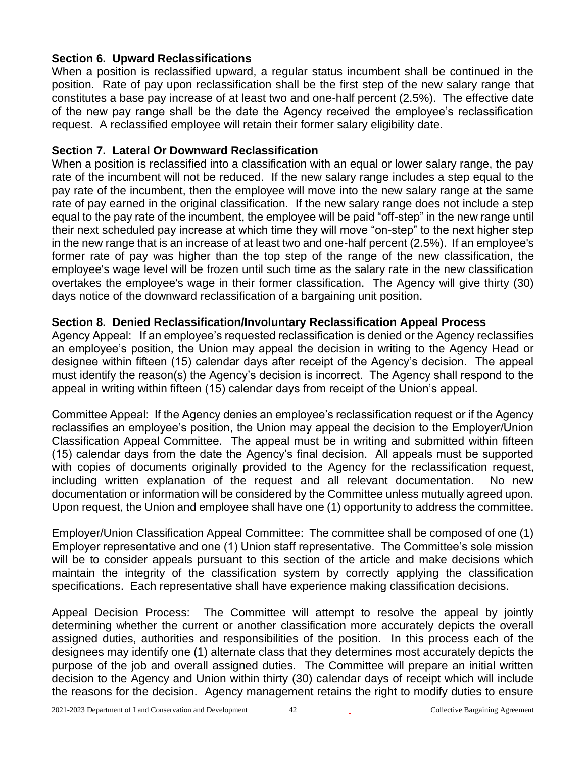### Section 6. Upward Reclassifications

When a position is reclassified upward, a regular status incumbent shall be continued in the position. Rate of pay upon reclassification shall be the first step of the new salary range that constitutes a base pay increase of at least two and one-half percent (2.5%). The effective date of the new pay range shall be the date the Agency received the employee's reclassification request. A reclassified employee will retain their former salary eligibility date.

### Section 7. Lateral Or Downward Reclassification

When a position is reclassified into a classification with an equal or lower salary range, the pay rate of the incumbent will not be reduced. If the new salary range includes a step equal to the pay rate of the incumbent, then the employee will move into the new salary range at the same rate of pay earned in the original classification. If the new salary range does not include a step equal to the pay rate of the incumbent, the employee will be paid "off-step" in the new range until their next scheduled pay increase at which time they will move "on-step" to the next higher step in the new range that is an increase of at least two and one-half percent (2.5%). If an employee's former rate of pay was higher than the top step of the range of the new classification, the employee's wage level will be frozen until such time as the salary rate in the new classification overtakes the employee's wage in their former classification. The Agency will give thirty (30) days notice of the downward reclassification of a bargaining unit position.

### Section 8. Denied Reclassification/Involuntary Reclassification Appeal Process

Agency Appeal: If an employee's requested reclassification is denied or the Agency reclassifies an employee's position, the Union may appeal the decision in writing to the Agency Head or designee within fifteen (15) calendar days after receipt of the Agency's decision. The appeal must identify the reason(s) the Agency's decision is incorrect. The Agency shall respond to the appeal in writing within fifteen (15) calendar days from receipt of the Union's appeal.

Committee Appeal: If the Agency denies an employee's reclassification request or if the Agency reclassifies an employee's position, the Union may appeal the decision to the Employer/Union Classification Appeal Committee. The appeal must be in writing and submitted within fifteen (15) calendar days from the date the Agency's final decision. All appeals must be supported with copies of documents originally provided to the Agency for the reclassification request, including written explanation of the request and all relevant documentation. No new documentation or information will be considered by the Committee unless mutually agreed upon. Upon request, the Union and employee shall have one (1) opportunity to address the committee.

Employer/Union Classification Appeal Committee: The committee shall be composed of one (1) Employer representative and one (1) Union staff representative. The Committee's sole mission will be to consider appeals pursuant to this section of the article and make decisions which maintain the integrity of the classification system by correctly applying the classification specifications. Each representative shall have experience making classification decisions.

Appeal Decision Process: The Committee will attempt to resolve the appeal by jointly determining whether the current or another classification more accurately depicts the overall assigned duties, authorities and responsibilities of the position. In this process each of the designees may identify one (1) alternate class that they determines most accurately depicts the purpose of the job and overall assigned duties. The Committee will prepare an initial written decision to the Agency and Union within thirty (30) calendar days of receipt which will include the reasons for the decision. Agency management retains the right to modify duties to ensure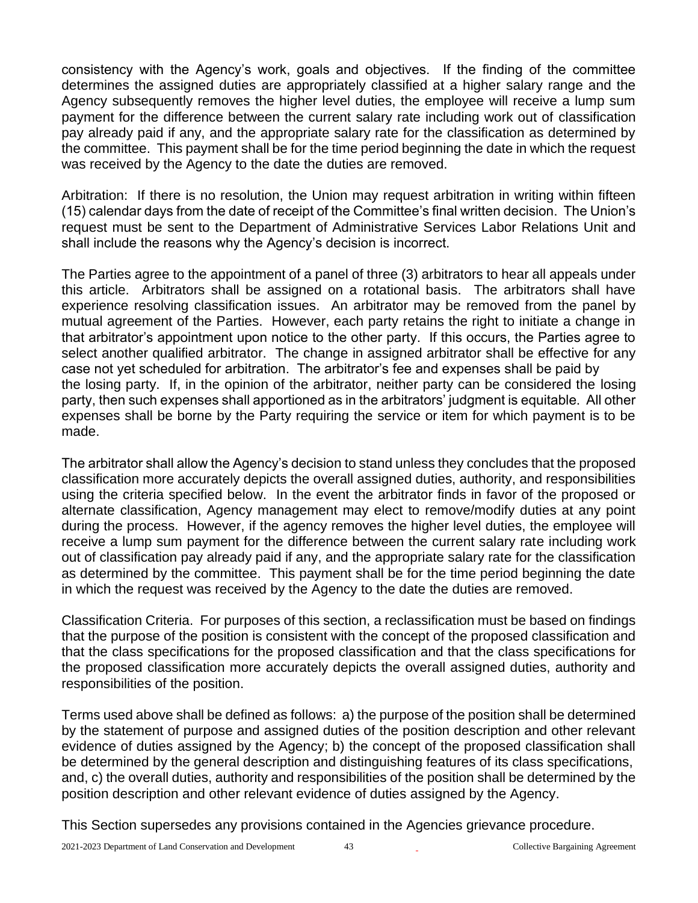consistency with the Agency's work, goals and objectives. If the finding of the committee determines the assigned duties are appropriately classified at a higher salary range and the Agency subsequently removes the higher level duties, the employee will receive a lump sum payment for the difference between the current salary rate including work out of classification pay already paid if any, and the appropriate salary rate for the classification as determined by the committee. This payment shall be for the time period beginning the date in which the request was received by the Agency to the date the duties are removed.

Arbitration: If there is no resolution, the Union may request arbitration in writing within fifteen (15) calendar days from the date of receipt of the Committee's final written decision. The Union's request must be sent to the Department of Administrative Services Labor Relations Unit and shall include the reasons why the Agency's decision is incorrect.

The Parties agree to the appointment of a panel of three (3) arbitrators to hear all appeals under this article. Arbitrators shall be assigned on a rotational basis. The arbitrators shall have experience resolving classification issues. An arbitrator may be removed from the panel by mutual agreement of the Parties. However, each party retains the right to initiate a change in that arbitrator's appointment upon notice to the other party. If this occurs, the Parties agree to select another qualified arbitrator. The change in assigned arbitrator shall be effective for any case not yet scheduled for arbitration. The arbitrator's fee and expenses shall be paid by the losing party. If, in the opinion of the arbitrator, neither party can be considered the losing party, then such expenses shall apportioned as in the arbitrators' judgment is equitable. All other expenses shall be borne by the Party requiring the service or item for which payment is to be made.

The arbitrator shall allow the Agency's decision to stand unless they concludes that the proposed classification more accurately depicts the overall assigned duties, authority, and responsibilities using the criteria specified below. In the event the arbitrator finds in favor of the proposed or alternate classification, Agency management may elect to remove/modify duties at any point during the process. However, if the agency removes the higher level duties, the employee will receive a lump sum payment for the difference between the current salary rate including work out of classification pay already paid if any, and the appropriate salary rate for the classification as determined by the committee. This payment shall be for the time period beginning the date in which the request was received by the Agency to the date the duties are removed.

Classification Criteria. For purposes of this section, a reclassification must be based on findings that the purpose of the position is consistent with the concept of the proposed classification and that the class specifications for the proposed classification and that the class specifications for the proposed classification more accurately depicts the overall assigned duties, authority and responsibilities of the position.

Terms used above shall be defined as follows: a) the purpose of the position shall be determined by the statement of purpose and assigned duties of the position description and other relevant evidence of duties assigned by the Agency; b) the concept of the proposed classification shall be determined by the general description and distinguishing features of its class specifications, and, c) the overall duties, authority and responsibilities of the position shall be determined by the position description and other relevant evidence of duties assigned by the Agency.

This Section supersedes any provisions contained in the Agencies grievance procedure.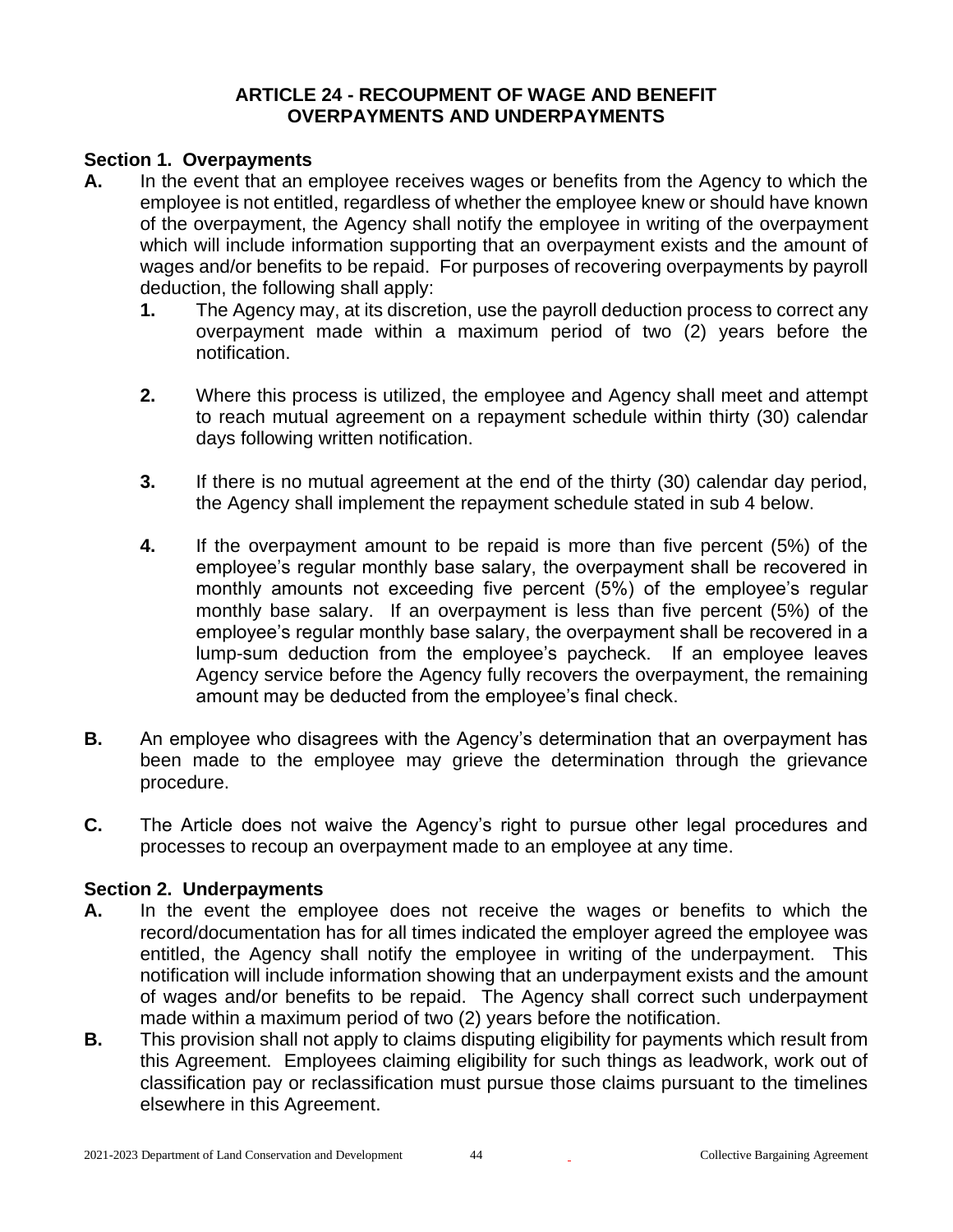## ARTICLE 24 - RECOUPMENT OF WAGE AND BENEFIT OVERPAYMENTS AND UNDERPAYMENTS

### Section 1. Overpayments

**A.** In the event that an employee receives wages or benefits from the Agency to which the employee is not entitled, regardless of whether the employee knew or should have known of the overpayment, the Agency shall notify the employee in writing of the overpayment which will include information supporting that an overpayment exists and the amount of wages and/or benefits to be repaid. For purposes of recovering overpayments by payroll deduction, the following shall apply:

**1.** The Agency may, at its discretion, use the payroll deduction process to correct any overpayment made within a maximum period of two (2) years before the notification.

**2.** Where this process is utilized, the employee and Agency shall meet and attempt to reach mutual agreement on a repayment schedule within thirty (30) calendar days following written notification.

**3.** If there is no mutual agreement at the end of the thirty (30) calendar day period, the Agency shall implement the repayment schedule stated in sub 4 below.

**4.** If the overpayment amount to be repaid is more than five percent (5%) of the employee's regular monthly base salary, the overpayment shall be recovered in monthly amounts not exceeding five percent (5%) of the employee's regular monthly base salary. If an overpayment is less than five percent (5%) of the employee's regular monthly base salary, the overpayment shall be recovered in a lump-sum deduction from the employee's paycheck. If an employee leaves Agency service before the Agency fully recovers the overpayment, the remaining amount may be deducted from the employee's final check.

**B.** An employee who disagrees with the Agency's determination that an overpayment has been made to the employee may grieve the determination through the grievance procedure.

**C.** The Article does not waive the Agency's right to pursue other legal procedures and processes to recoup an overpayment made to an employee at any time.

### Section 2. Underpayments

**A.** In the event the employee does not receive the wages or benefits to which the record/documentation has for all times indicated the employer agreed the employee was entitled, the Agency shall notify the employee in writing of the underpayment. This notification will include information showing that an underpayment exists and the amount of wages and/or benefits to be repaid. The Agency shall correct such underpayment made within a maximum period of two (2) years before the notification.

**B.** This provision shall not apply to claims disputing eligibility for payments which result from this Agreement. Employees claiming eligibility for such things as leadwork, work out of classification pay or reclassification must pursue those claims pursuant to the timelines elsewhere in this Agreement.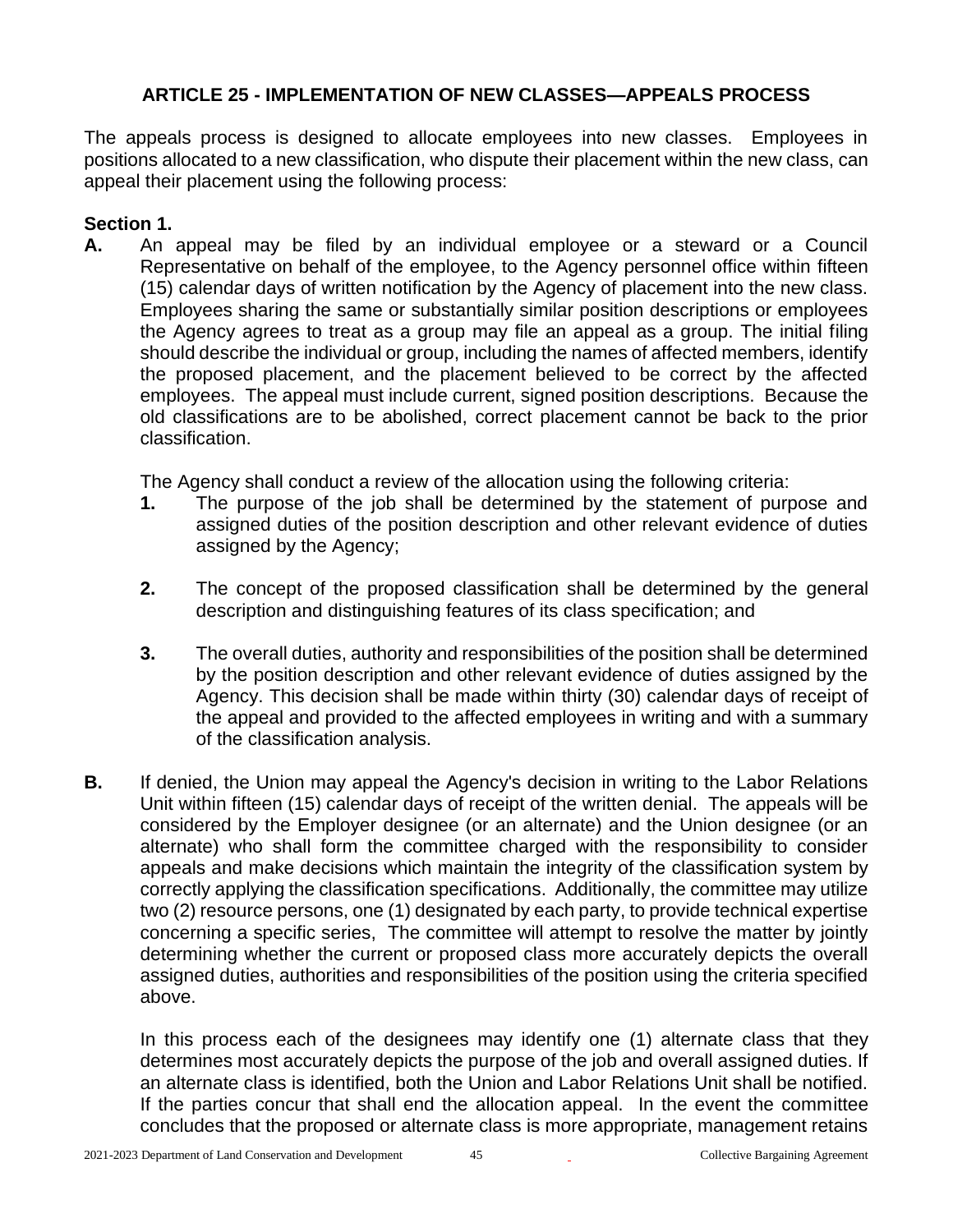## ARTICLE 25 - IMPLEMENTATION OF NEW CLASSES—APPEALS PROCESS

The appeals process is designed to allocate employees into new classes. Employees in positions allocated to a new classification, who dispute their placement within the new class, can appeal their placement using the following process:

**Section 1.**

**A.** An appeal may be filed by an individual employee or a steward or a Council Representative on behalf of the employee, to the Agency personnel office within fifteen (15) calendar days of written notification by the Agency of placement into the new class. Employees sharing the same or substantially similar position descriptions or employees the Agency agrees to treat as a group may file an appeal as a group. The initial filing should describe the individual or group, including the names of affected members, identify the proposed placement, and the placement believed to be correct by the affected employees. The appeal must include current, signed position descriptions. Because the old classifications are to be abolished, correct placement cannot be back to the prior classification.

The Agency shall conduct a review of the allocation using the following criteria:

**1.** The purpose of the job shall be determined by the statement of purpose and assigned duties of the position description and other relevant evidence of duties assigned by the Agency;

**2.** The concept of the proposed classification shall be determined by the general description and distinguishing features of its class specification; and

**3.** The overall duties, authority and responsibilities of the position shall be determined by the position description and other relevant evidence of duties assigned by the Agency. This decision shall be made within thirty (30) calendar days of receipt of the appeal and provided to the affected employees in writing and with a summary of the classification analysis.

**B.** If denied, the Union may appeal the Agency's decision in writing to the Labor Relations Unit within fifteen (15) calendar days of receipt of the written denial. The appeals will be considered by the Employer designee (or an alternate) and the Union designee (or an alternate) who shall form the committee charged with the responsibility to consider appeals and make decisions which maintain the integrity of the classification system by correctly applying the classification specifications. Additionally, the committee may utilize two (2) resource persons, one (1) designated by each party, to provide technical expertise concerning a specific series, The committee will attempt to resolve the matter by jointly determining whether the current or proposed class more accurately depicts the overall assigned duties, authorities and responsibilities of the position using the criteria specified above.

In this process each of the designees may identify one (1) alternate class that they determines most accurately depicts the purpose of the job and overall assigned duties. If an alternate class is identified, both the Union and Labor Relations Unit shall be notified. If the parties concur that shall end the allocation appeal. In the event the committee concludes that the proposed or alternate class is more appropriate, management retains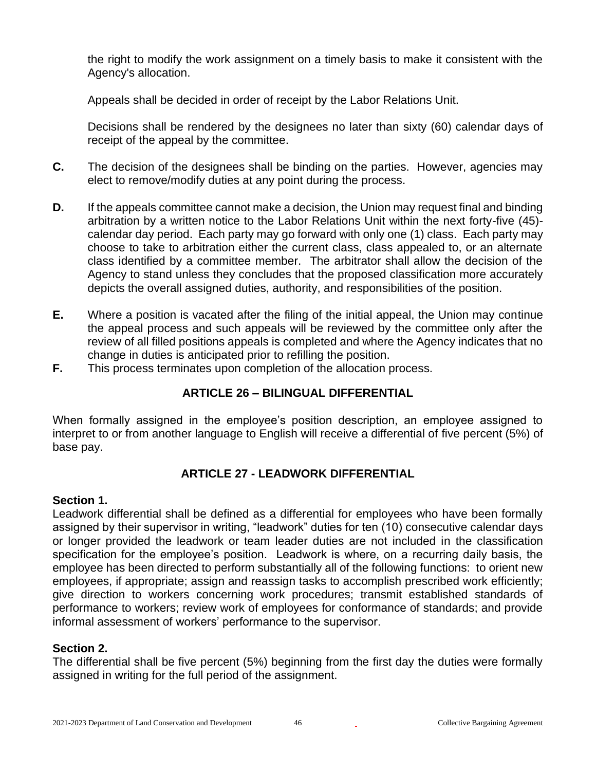the right to modify the work assignment on a timely basis to make it consistent with the Agency's allocation.

Appeals shall be decided in order of receipt by the Labor Relations Unit.

Decisions shall be rendered by the designees no later than sixty (60) calendar days of receipt of the appeal by the committee.

**C.** The decision of the designees shall be binding on the parties. However, agencies may elect to remove/modify duties at any point during the process.

**D.** If the appeals committee cannot make a decision, the Union may request final and binding arbitration by a written notice to the Labor Relations Unit within the next forty-five (45)-calendar day period. Each party may go forward with only one (1) class. Each party may choose to take to arbitration either the current class, class appealed to, or an alternate class identified by a committee member. The arbitrator shall allow the decision of the Agency to stand unless they concludes that the proposed classification more accurately depicts the overall assigned duties, authority, and responsibilities of the position.

**E.** Where a position is vacated after the filing of the initial appeal, the Union may continue the appeal process and such appeals will be reviewed by the committee only after the review of all filled positions appeals is completed and where the Agency indicates that no change in duties is anticipated prior to refilling the position.

**F.** This process terminates upon completion of the allocation process.

## ARTICLE 26 – BILINGUAL DIFFERENTIAL

When formally assigned in the employee's position description, an employee assigned to interpret to or from another language to English will receive a differential of five percent (5%) of base pay.

## ARTICLE 27 - LEADWORK DIFFERENTIAL

**Section 1.**
Leadwork differential shall be defined as a differential for employees who have been formally assigned by their supervisor in writing, "leadwork" duties for ten (10) consecutive calendar days or longer provided the leadwork or team leader duties are not included in the classification specification for the employee's position. Leadwork is where, on a recurring daily basis, the employee has been directed to perform substantially all of the following functions: to orient new employees, if appropriate; assign and reassign tasks to accomplish prescribed work efficiently; give direction to workers concerning work procedures; transmit established standards of performance to workers; review work of employees for conformance of standards; and provide informal assessment of workers' performance to the supervisor.

**Section 2.**
The differential shall be five percent (5%) beginning from the first day the duties were formally assigned in writing for the full period of the assignment.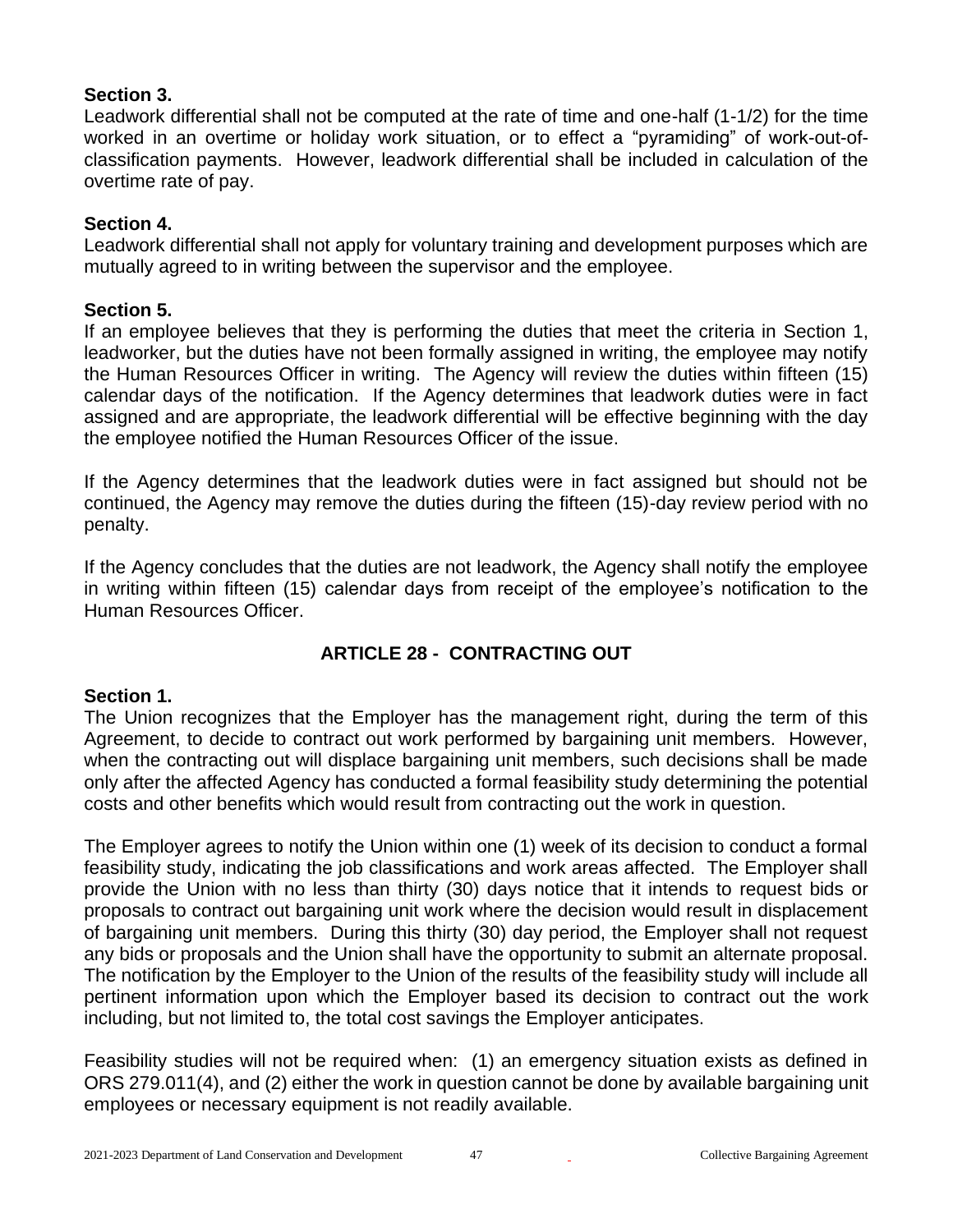**Section 3.**
Leadwork differential shall not be computed at the rate of time and one-half (1-1/2) for the time worked in an overtime or holiday work situation, or to effect a "pyramiding" of work-out-of-classification payments. However, leadwork differential shall be included in calculation of the overtime rate of pay.

**Section 4.**
Leadwork differential shall not apply for voluntary training and development purposes which are mutually agreed to in writing between the supervisor and the employee.

**Section 5.**
If an employee believes that they is performing the duties that meet the criteria in Section 1, leadworker, but the duties have not been formally assigned in writing, the employee may notify the Human Resources Officer in writing. The Agency will review the duties within fifteen (15) calendar days of the notification. If the Agency determines that leadwork duties were in fact assigned and are appropriate, the leadwork differential will be effective beginning with the day the employee notified the Human Resources Officer of the issue.

If the Agency determines that the leadwork duties were in fact assigned but should not be continued, the Agency may remove the duties during the fifteen (15)-day review period with no penalty.

If the Agency concludes that the duties are not leadwork, the Agency shall notify the employee in writing within fifteen (15) calendar days from receipt of the employee's notification to the Human Resources Officer.

## ARTICLE 28 - CONTRACTING OUT

**Section 1.**
The Union recognizes that the Employer has the management right, during the term of this Agreement, to decide to contract out work performed by bargaining unit members. However, when the contracting out will displace bargaining unit members, such decisions shall be made only after the affected Agency has conducted a formal feasibility study determining the potential costs and other benefits which would result from contracting out the work in question.

The Employer agrees to notify the Union within one (1) week of its decision to conduct a formal feasibility study, indicating the job classifications and work areas affected. The Employer shall provide the Union with no less than thirty (30) days notice that it intends to request bids or proposals to contract out bargaining unit work where the decision would result in displacement of bargaining unit members. During this thirty (30) day period, the Employer shall not request any bids or proposals and the Union shall have the opportunity to submit an alternate proposal. The notification by the Employer to the Union of the results of the feasibility study will include all pertinent information upon which the Employer based its decision to contract out the work including, but not limited to, the total cost savings the Employer anticipates.

Feasibility studies will not be required when: (1) an emergency situation exists as defined in ORS 279.011(4), and (2) either the work in question cannot be done by available bargaining unit employees or necessary equipment is not readily available.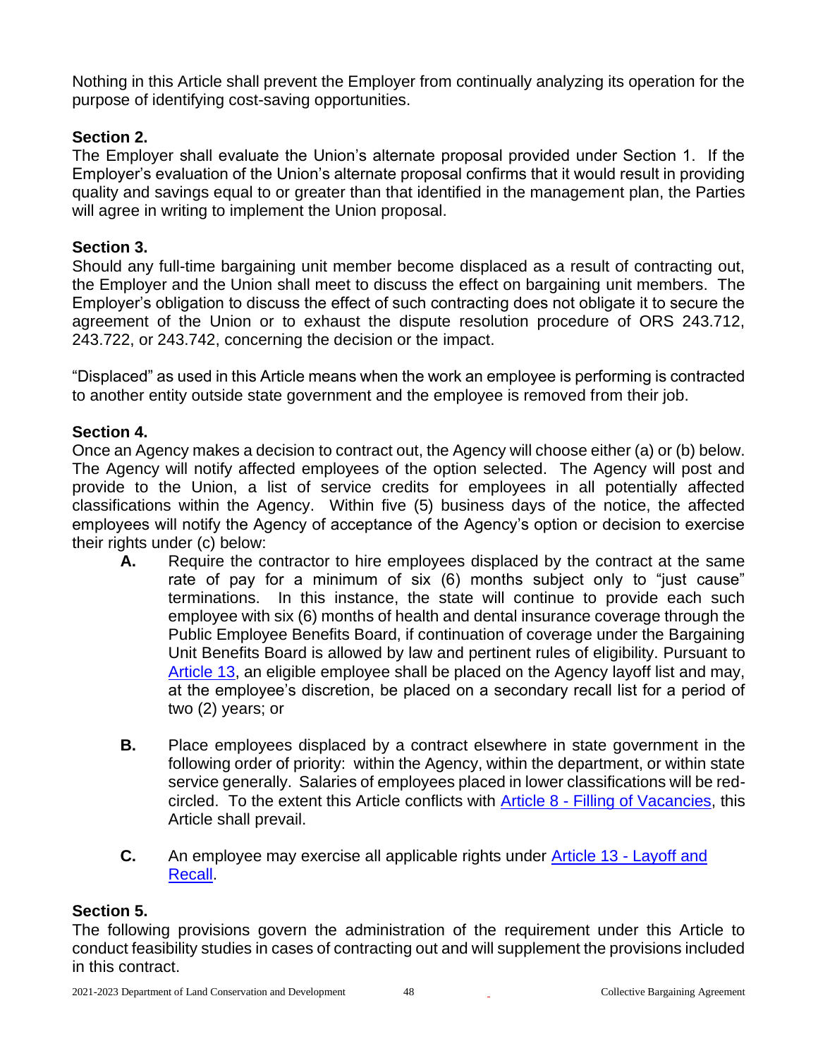Nothing in this Article shall prevent the Employer from continually analyzing its operation for the purpose of identifying cost-saving opportunities.

**Section 2.**
The Employer shall evaluate the Union's alternate proposal provided under Section 1. If the Employer's evaluation of the Union's alternate proposal confirms that it would result in providing quality and savings equal to or greater than that identified in the management plan, the Parties will agree in writing to implement the Union proposal.

**Section 3.**
Should any full-time bargaining unit member become displaced as a result of contracting out, the Employer and the Union shall meet to discuss the effect on bargaining unit members. The Employer's obligation to discuss the effect of such contracting does not obligate it to secure the agreement of the Union or to exhaust the dispute resolution procedure of ORS 243.712, 243.722, or 243.742, concerning the decision or the impact.

"Displaced" as used in this Article means when the work an employee is performing is contracted to another entity outside state government and the employee is removed from their job.

**Section 4.**
Once an Agency makes a decision to contract out, the Agency will choose either (a) or (b) below. The Agency will notify affected employees of the option selected. The Agency will post and provide to the Union, a list of service credits for employees in all potentially affected classifications within the Agency. Within five (5) business days of the notice, the affected employees will notify the Agency of acceptance of the Agency's option or decision to exercise their rights under (c) below:

- **A.** Require the contractor to hire employees displaced by the contract at the same rate of pay for a minimum of six (6) months subject only to "just cause" terminations. In this instance, the state will continue to provide each such employee with six (6) months of health and dental insurance coverage through the Public Employee Benefits Board, if continuation of coverage under the Bargaining Unit Benefits Board is allowed by law and pertinent rules of eligibility. Pursuant to Article 13, an eligible employee shall be placed on the Agency layoff list and may, at the employee's discretion, be placed on a secondary recall list for a period of two (2) years; or

- **B.** Place employees displaced by a contract elsewhere in state government in the following order of priority: within the Agency, within the department, or within state service generally. Salaries of employees placed in lower classifications will be red-circled. To the extent this Article conflicts with Article 8 - Filling of Vacancies, this Article shall prevail.

- **C.** An employee may exercise all applicable rights under Article 13 - Layoff and Recall.

**Section 5.**
The following provisions govern the administration of the requirement under this Article to conduct feasibility studies in cases of contracting out and will supplement the provisions included in this contract.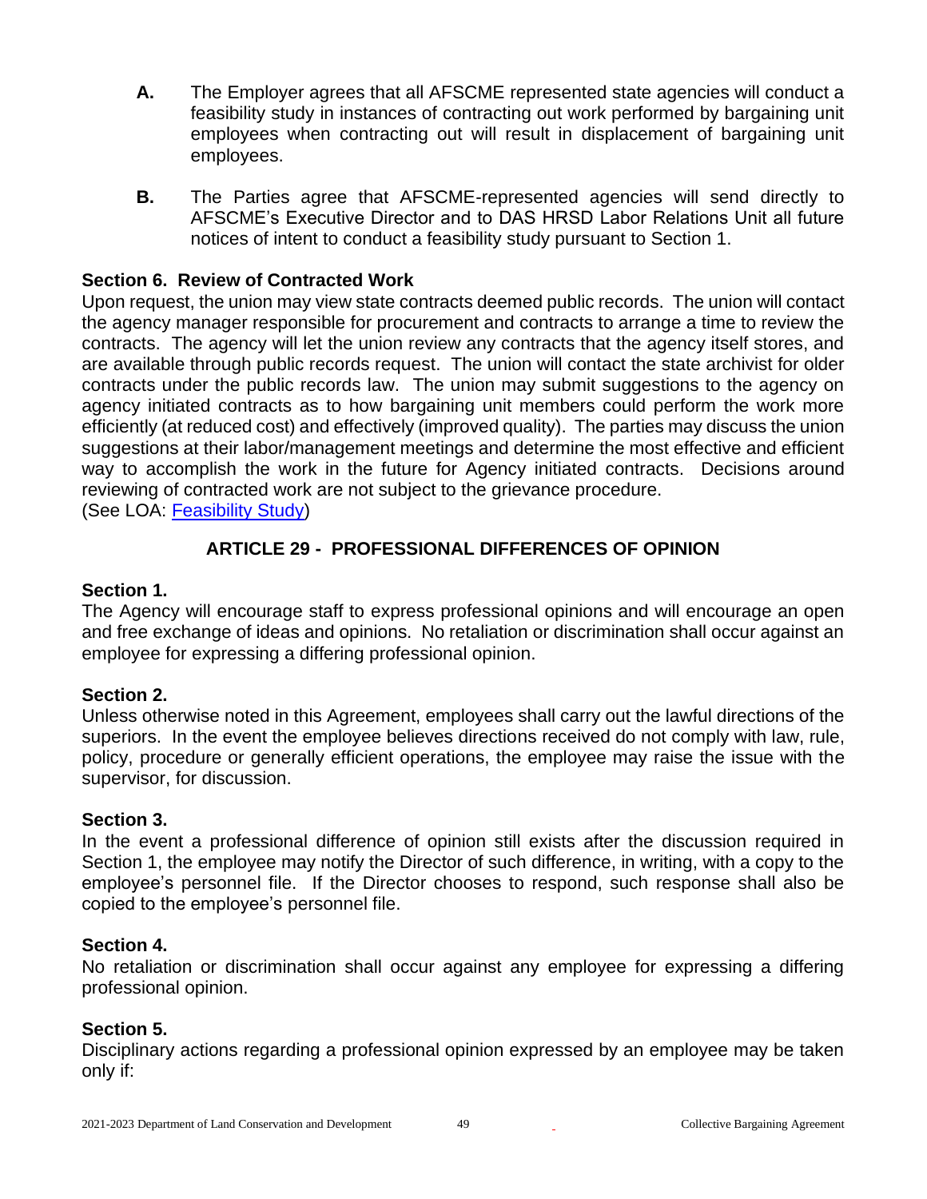**A.** The Employer agrees that all AFSCME represented state agencies will conduct a feasibility study in instances of contracting out work performed by bargaining unit employees when contracting out will result in displacement of bargaining unit employees.

**B.** The Parties agree that AFSCME-represented agencies will send directly to AFSCME's Executive Director and to DAS HRSD Labor Relations Unit all future notices of intent to conduct a feasibility study pursuant to Section 1.

**Section 6. Review of Contracted Work**

Upon request, the union may view state contracts deemed public records. The union will contact the agency manager responsible for procurement and contracts to arrange a time to review the contracts. The agency will let the union review any contracts that the agency itself stores, and are available through public records request. The union will contact the state archivist for older contracts under the public records law. The union may submit suggestions to the agency on agency initiated contracts as to how bargaining unit members could perform the work more efficiently (at reduced cost) and effectively (improved quality). The parties may discuss the union suggestions at their labor/management meetings and determine the most effective and efficient way to accomplish the work in the future for Agency initiated contracts. Decisions around reviewing of contracted work are not subject to the grievance procedure.
(See LOA: Feasibility Study)

## ARTICLE 29 - PROFESSIONAL DIFFERENCES OF OPINION

**Section 1.**

The Agency will encourage staff to express professional opinions and will encourage an open and free exchange of ideas and opinions. No retaliation or discrimination shall occur against an employee for expressing a differing professional opinion.

**Section 2.**

Unless otherwise noted in this Agreement, employees shall carry out the lawful directions of the superiors. In the event the employee believes directions received do not comply with law, rule, policy, procedure or generally efficient operations, the employee may raise the issue with the supervisor, for discussion.

**Section 3.**

In the event a professional difference of opinion still exists after the discussion required in Section 1, the employee may notify the Director of such difference, in writing, with a copy to the employee's personnel file. If the Director chooses to respond, such response shall also be copied to the employee's personnel file.

**Section 4.**

No retaliation or discrimination shall occur against any employee for expressing a differing professional opinion.

**Section 5.**

Disciplinary actions regarding a professional opinion expressed by an employee may be taken only if: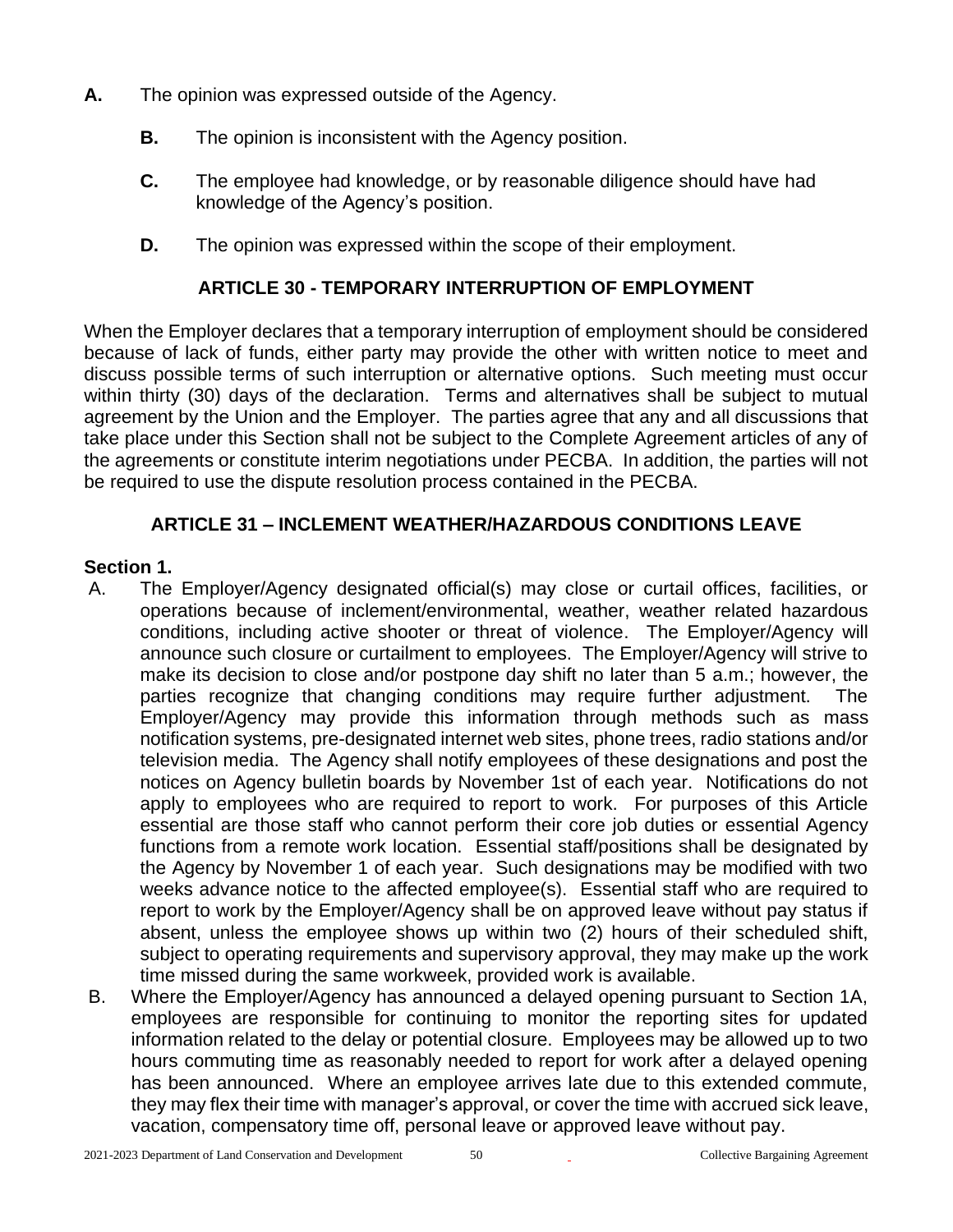**A.** The opinion was expressed outside of the Agency.

**B.** The opinion is inconsistent with the Agency position.

**C.** The employee had knowledge, or by reasonable diligence should have had knowledge of the Agency's position.

**D.** The opinion was expressed within the scope of their employment.

## ARTICLE 30 - TEMPORARY INTERRUPTION OF EMPLOYMENT

When the Employer declares that a temporary interruption of employment should be considered because of lack of funds, either party may provide the other with written notice to meet and discuss possible terms of such interruption or alternative options. Such meeting must occur within thirty (30) days of the declaration. Terms and alternatives shall be subject to mutual agreement by the Union and the Employer. The parties agree that any and all discussions that take place under this Section shall not be subject to the Complete Agreement articles of any of the agreements or constitute interim negotiations under PECBA. In addition, the parties will not be required to use the dispute resolution process contained in the PECBA.

## ARTICLE 31 – INCLEMENT WEATHER/HAZARDOUS CONDITIONS LEAVE

**Section 1.**

A. The Employer/Agency designated official(s) may close or curtail offices, facilities, or operations because of inclement/environmental, weather, weather related hazardous conditions, including active shooter or threat of violence. The Employer/Agency will announce such closure or curtailment to employees. The Employer/Agency will strive to make its decision to close and/or postpone day shift no later than 5 a.m.; however, the parties recognize that changing conditions may require further adjustment. The Employer/Agency may provide this information through methods such as mass notification systems, pre-designated internet web sites, phone trees, radio stations and/or television media. The Agency shall notify employees of these designations and post the notices on Agency bulletin boards by November 1st of each year. Notifications do not apply to employees who are required to report to work. For purposes of this Article essential are those staff who cannot perform their core job duties or essential Agency functions from a remote work location. Essential staff/positions shall be designated by the Agency by November 1 of each year. Such designations may be modified with two weeks advance notice to the affected employee(s). Essential staff who are required to report to work by the Employer/Agency shall be on approved leave without pay status if absent, unless the employee shows up within two (2) hours of their scheduled shift, subject to operating requirements and supervisory approval, they may make up the work time missed during the same workweek, provided work is available.

B. Where the Employer/Agency has announced a delayed opening pursuant to Section 1A, employees are responsible for continuing to monitor the reporting sites for updated information related to the delay or potential closure. Employees may be allowed up to two hours commuting time as reasonably needed to report for work after a delayed opening has been announced. Where an employee arrives late due to this extended commute, they may flex their time with manager's approval, or cover the time with accrued sick leave, vacation, compensatory time off, personal leave or approved leave without pay.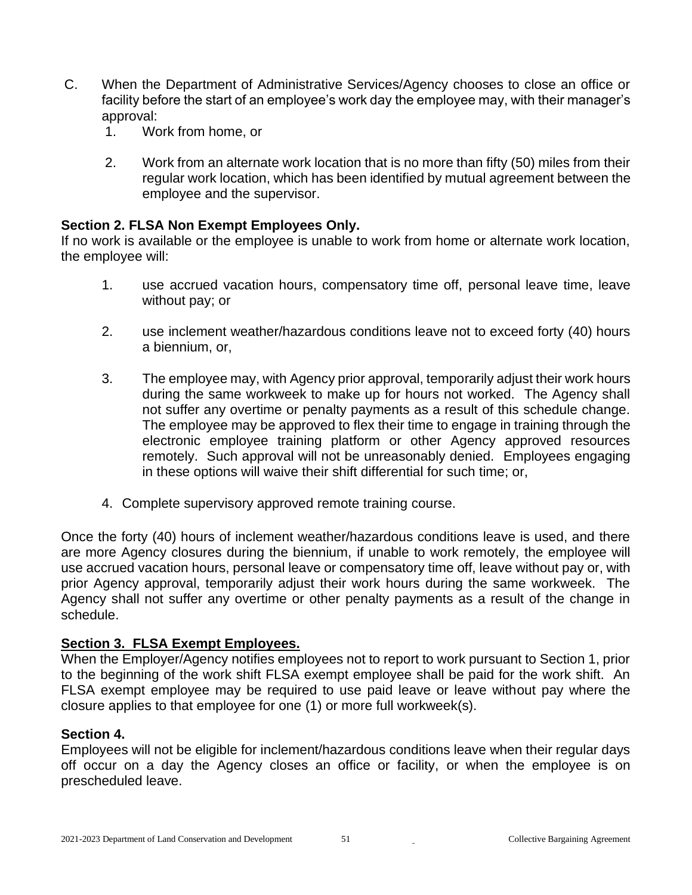C. When the Department of Administrative Services/Agency chooses to close an office or facility before the start of an employee's work day the employee may, with their manager's approval:

1. Work from home, or

2. Work from an alternate work location that is no more than fifty (50) miles from their regular work location, which has been identified by mutual agreement between the employee and the supervisor.

**Section 2. FLSA Non Exempt Employees Only.**
If no work is available or the employee is unable to work from home or alternate work location, the employee will:

1. use accrued vacation hours, compensatory time off, personal leave time, leave without pay; or

2. use inclement weather/hazardous conditions leave not to exceed forty (40) hours a biennium, or,

3. The employee may, with Agency prior approval, temporarily adjust their work hours during the same workweek to make up for hours not worked. The Agency shall not suffer any overtime or penalty payments as a result of this schedule change. The employee may be approved to flex their time to engage in training through the electronic employee training platform or other Agency approved resources remotely. Such approval will not be unreasonably denied. Employees engaging in these options will waive their shift differential for such time; or,

4. Complete supervisory approved remote training course.

Once the forty (40) hours of inclement weather/hazardous conditions leave is used, and there are more Agency closures during the biennium, if unable to work remotely, the employee will use accrued vacation hours, personal leave or compensatory time off, leave without pay or, with prior Agency approval, temporarily adjust their work hours during the same workweek. The Agency shall not suffer any overtime or other penalty payments as a result of the change in schedule.

**Section 3. FLSA Exempt Employees.**
When the Employer/Agency notifies employees not to report to work pursuant to Section 1, prior to the beginning of the work shift FLSA exempt employee shall be paid for the work shift. An FLSA exempt employee may be required to use paid leave or leave without pay where the closure applies to that employee for one (1) or more full workweek(s).

**Section 4.**
Employees will not be eligible for inclement/hazardous conditions leave when their regular days off occur on a day the Agency closes an office or facility, or when the employee is on prescheduled leave.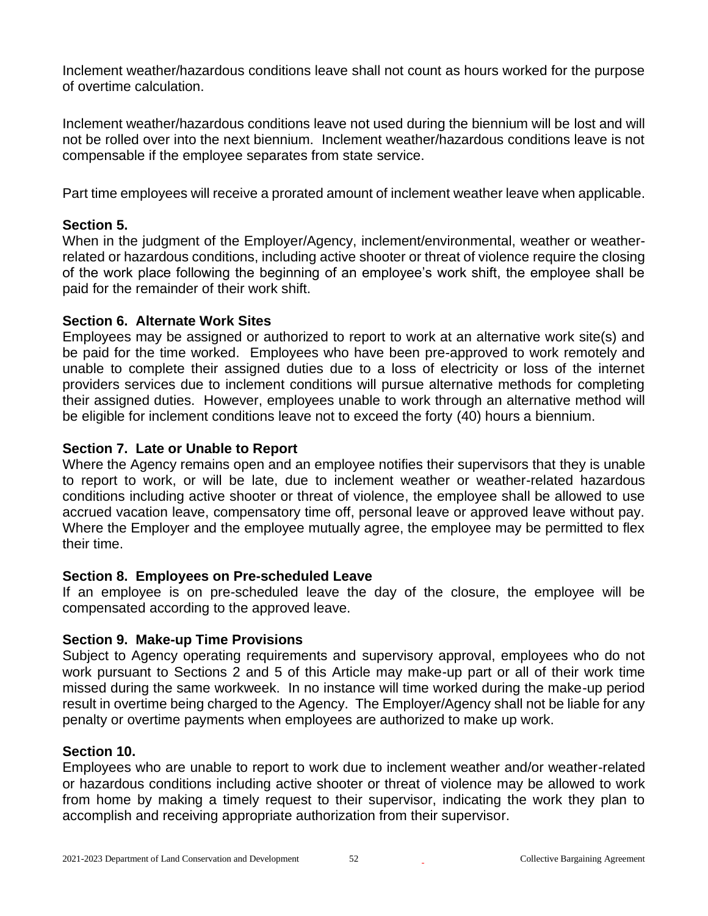Inclement weather/hazardous conditions leave shall not count as hours worked for the purpose of overtime calculation.

Inclement weather/hazardous conditions leave not used during the biennium will be lost and will not be rolled over into the next biennium. Inclement weather/hazardous conditions leave is not compensable if the employee separates from state service.

Part time employees will receive a prorated amount of inclement weather leave when applicable.

**Section 5.**
When in the judgment of the Employer/Agency, inclement/environmental, weather or weather-related or hazardous conditions, including active shooter or threat of violence require the closing of the work place following the beginning of an employee's work shift, the employee shall be paid for the remainder of their work shift.

**Section 6. Alternate Work Sites**
Employees may be assigned or authorized to report to work at an alternative work site(s) and be paid for the time worked. Employees who have been pre-approved to work remotely and unable to complete their assigned duties due to a loss of electricity or loss of the internet providers services due to inclement conditions will pursue alternative methods for completing their assigned duties. However, employees unable to work through an alternative method will be eligible for inclement conditions leave not to exceed the forty (40) hours a biennium.

**Section 7. Late or Unable to Report**
Where the Agency remains open and an employee notifies their supervisors that they is unable to report to work, or will be late, due to inclement weather or weather-related hazardous conditions including active shooter or threat of violence, the employee shall be allowed to use accrued vacation leave, compensatory time off, personal leave or approved leave without pay. Where the Employer and the employee mutually agree, the employee may be permitted to flex their time.

**Section 8. Employees on Pre-scheduled Leave**
If an employee is on pre-scheduled leave the day of the closure, the employee will be compensated according to the approved leave.

**Section 9. Make-up Time Provisions**
Subject to Agency operating requirements and supervisory approval, employees who do not work pursuant to Sections 2 and 5 of this Article may make-up part or all of their work time missed during the same workweek. In no instance will time worked during the make-up period result in overtime being charged to the Agency. The Employer/Agency shall not be liable for any penalty or overtime payments when employees are authorized to make up work.

**Section 10.**
Employees who are unable to report to work due to inclement weather and/or weather-related or hazardous conditions including active shooter or threat of violence may be allowed to work from home by making a timely request to their supervisor, indicating the work they plan to accomplish and receiving appropriate authorization from their supervisor.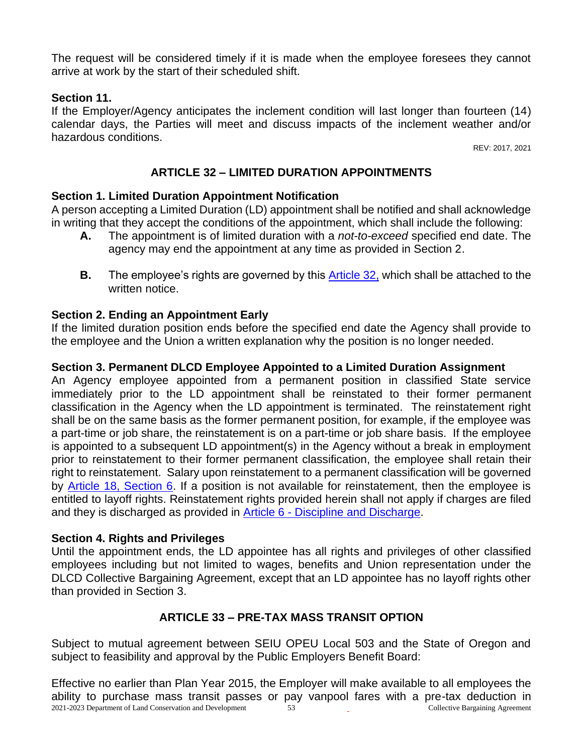The request will be considered timely if it is made when the employee foresees they cannot arrive at work by the start of their scheduled shift.

**Section 11.**
If the Employer/Agency anticipates the inclement condition will last longer than fourteen (14) calendar days, the Parties will meet and discuss impacts of the inclement weather and/or hazardous conditions.

REV: 2017, 2021

## ARTICLE 32 – LIMITED DURATION APPOINTMENTS

**Section 1. Limited Duration Appointment Notification**
A person accepting a Limited Duration (LD) appointment shall be notified and shall acknowledge in writing that they accept the conditions of the appointment, which shall include the following:

- **A.** The appointment is of limited duration with a *not-to-exceed* specified end date. The agency may end the appointment at any time as provided in Section 2.
- **B.** The employee's rights are governed by this Article 32, which shall be attached to the written notice.

**Section 2. Ending an Appointment Early**
If the limited duration position ends before the specified end date the Agency shall provide to the employee and the Union a written explanation why the position is no longer needed.

**Section 3. Permanent DLCD Employee Appointed to a Limited Duration Assignment**
An Agency employee appointed from a permanent position in classified State service immediately prior to the LD appointment shall be reinstated to their former permanent classification in the Agency when the LD appointment is terminated. The reinstatement right shall be on the same basis as the former permanent position, for example, if the employee was a part-time or job share, the reinstatement is on a part-time or job share basis. If the employee is appointed to a subsequent LD appointment(s) in the Agency without a break in employment prior to reinstatement to their former permanent classification, the employee shall retain their right to reinstatement. Salary upon reinstatement to a permanent classification will be governed by Article 18, Section 6. If a position is not available for reinstatement, then the employee is entitled to layoff rights. Reinstatement rights provided herein shall not apply if charges are filed and they is discharged as provided in Article 6 - Discipline and Discharge.

**Section 4. Rights and Privileges**
Until the appointment ends, the LD appointee has all rights and privileges of other classified employees including but not limited to wages, benefits and Union representation under the DLCD Collective Bargaining Agreement, except that an LD appointee has no layoff rights other than provided in Section 3.

## ARTICLE 33 – PRE-TAX MASS TRANSIT OPTION

Subject to mutual agreement between SEIU OPEU Local 503 and the State of Oregon and subject to feasibility and approval by the Public Employers Benefit Board:

Effective no earlier than Plan Year 2015, the Employer will make available to all employees the ability to purchase mass transit passes or pay vanpool fares with a pre-tax deduction in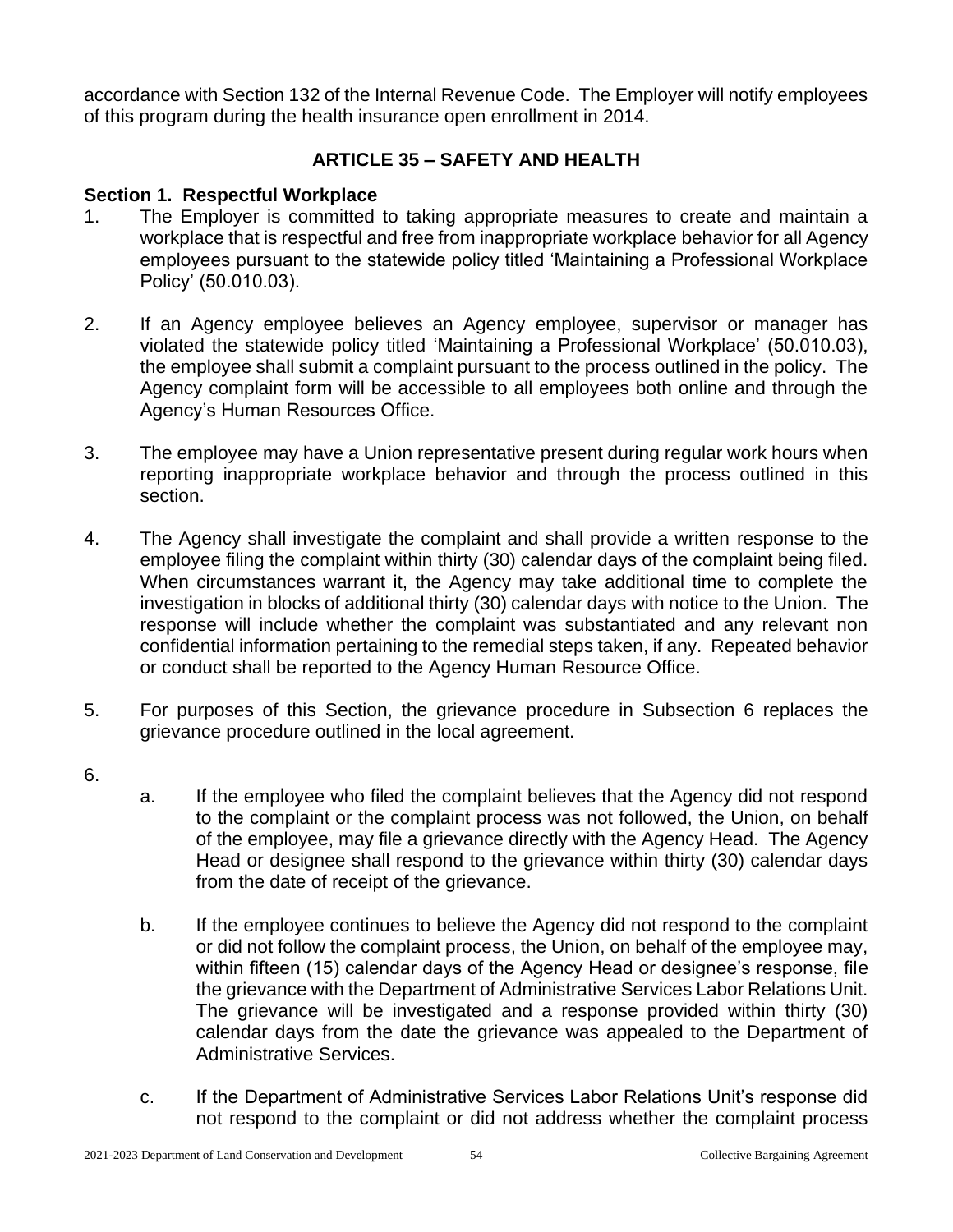accordance with Section 132 of the Internal Revenue Code. The Employer will notify employees of this program during the health insurance open enrollment in 2014.

## ARTICLE 35 – SAFETY AND HEALTH

### Section 1. Respectful Workplace

1. The Employer is committed to taking appropriate measures to create and maintain a workplace that is respectful and free from inappropriate workplace behavior for all Agency employees pursuant to the statewide policy titled 'Maintaining a Professional Workplace Policy' (50.010.03).

2. If an Agency employee believes an Agency employee, supervisor or manager has violated the statewide policy titled 'Maintaining a Professional Workplace' (50.010.03), the employee shall submit a complaint pursuant to the process outlined in the policy. The Agency complaint form will be accessible to all employees both online and through the Agency's Human Resources Office.

3. The employee may have a Union representative present during regular work hours when reporting inappropriate workplace behavior and through the process outlined in this section.

4. The Agency shall investigate the complaint and shall provide a written response to the employee filing the complaint within thirty (30) calendar days of the complaint being filed. When circumstances warrant it, the Agency may take additional time to complete the investigation in blocks of additional thirty (30) calendar days with notice to the Union. The response will include whether the complaint was substantiated and any relevant non confidential information pertaining to the remedial steps taken, if any. Repeated behavior or conduct shall be reported to the Agency Human Resource Office.

5. For purposes of this Section, the grievance procedure in Subsection 6 replaces the grievance procedure outlined in the local agreement.

6.
   a. If the employee who filed the complaint believes that the Agency did not respond to the complaint or the complaint process was not followed, the Union, on behalf of the employee, may file a grievance directly with the Agency Head. The Agency Head or designee shall respond to the grievance within thirty (30) calendar days from the date of receipt of the grievance.

   b. If the employee continues to believe the Agency did not respond to the complaint or did not follow the complaint process, the Union, on behalf of the employee may, within fifteen (15) calendar days of the Agency Head or designee's response, file the grievance with the Department of Administrative Services Labor Relations Unit. The grievance will be investigated and a response provided within thirty (30) calendar days from the date the grievance was appealed to the Department of Administrative Services.

   c. If the Department of Administrative Services Labor Relations Unit's response did not respond to the complaint or did not address whether the complaint process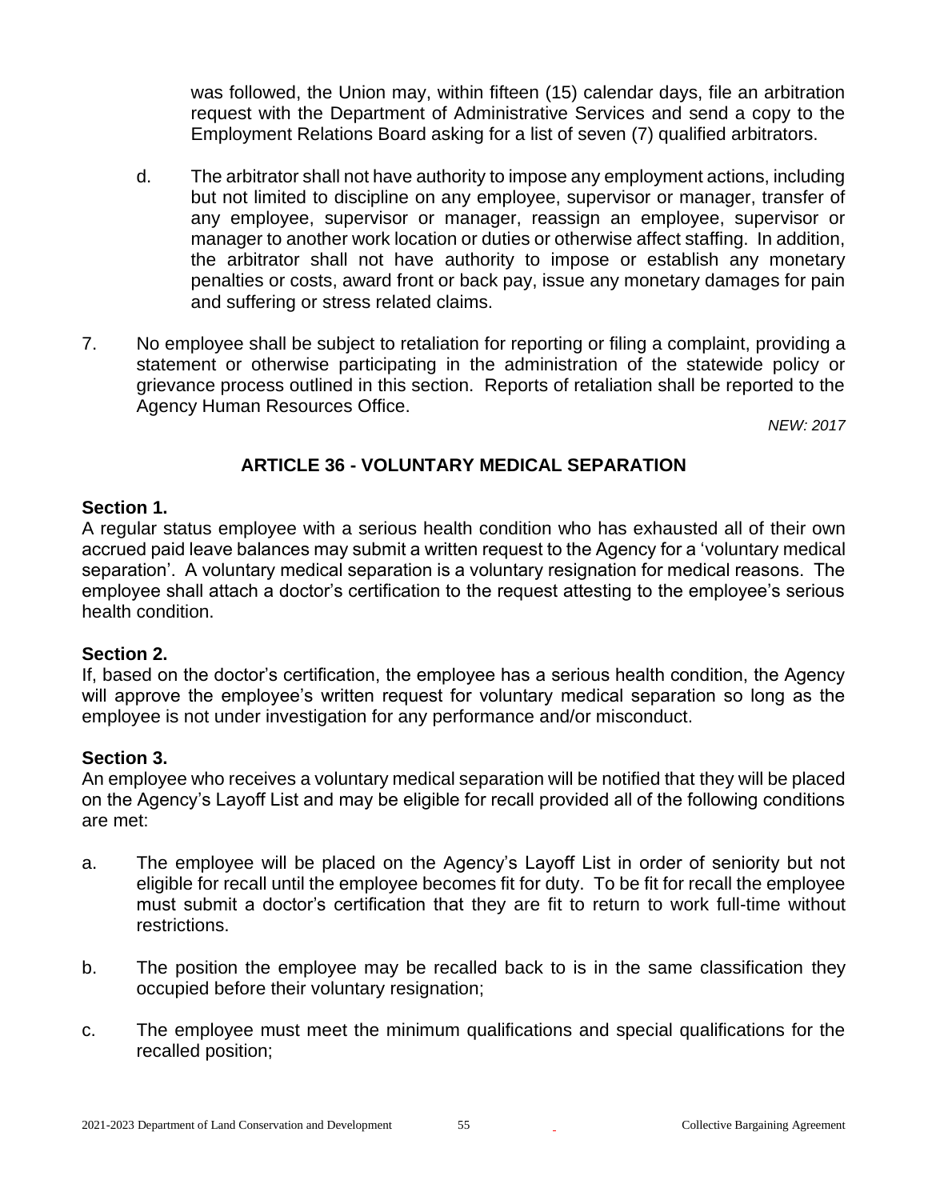was followed, the Union may, within fifteen (15) calendar days, file an arbitration request with the Department of Administrative Services and send a copy to the Employment Relations Board asking for a list of seven (7) qualified arbitrators.

d. The arbitrator shall not have authority to impose any employment actions, including but not limited to discipline on any employee, supervisor or manager, transfer of any employee, supervisor or manager, reassign an employee, supervisor or manager to another work location or duties or otherwise affect staffing. In addition, the arbitrator shall not have authority to impose or establish any monetary penalties or costs, award front or back pay, issue any monetary damages for pain and suffering or stress related claims.

7. No employee shall be subject to retaliation for reporting or filing a complaint, providing a statement or otherwise participating in the administration of the statewide policy or grievance process outlined in this section. Reports of retaliation shall be reported to the Agency Human Resources Office.

*NEW: 2017*

## ARTICLE 36 - VOLUNTARY MEDICAL SEPARATION

**Section 1.**
A regular status employee with a serious health condition who has exhausted all of their own accrued paid leave balances may submit a written request to the Agency for a 'voluntary medical separation'. A voluntary medical separation is a voluntary resignation for medical reasons. The employee shall attach a doctor's certification to the request attesting to the employee's serious health condition.

**Section 2.**
If, based on the doctor's certification, the employee has a serious health condition, the Agency will approve the employee's written request for voluntary medical separation so long as the employee is not under investigation for any performance and/or misconduct.

**Section 3.**
An employee who receives a voluntary medical separation will be notified that they will be placed on the Agency's Layoff List and may be eligible for recall provided all of the following conditions are met:

a. The employee will be placed on the Agency's Layoff List in order of seniority but not eligible for recall until the employee becomes fit for duty. To be fit for recall the employee must submit a doctor's certification that they are fit to return to work full-time without restrictions.

b. The position the employee may be recalled back to is in the same classification they occupied before their voluntary resignation;

c. The employee must meet the minimum qualifications and special qualifications for the recalled position;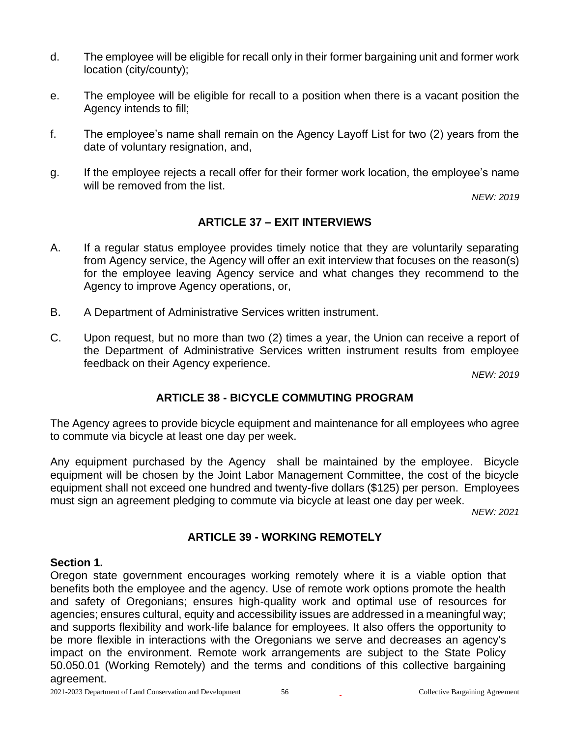d. The employee will be eligible for recall only in their former bargaining unit and former work location (city/county);

e. The employee will be eligible for recall to a position when there is a vacant position the Agency intends to fill;

f. The employee's name shall remain on the Agency Layoff List for two (2) years from the date of voluntary resignation, and,

g. If the employee rejects a recall offer for their former work location, the employee's name will be removed from the list.

*NEW: 2019*

## ARTICLE 37 – EXIT INTERVIEWS

A. If a regular status employee provides timely notice that they are voluntarily separating from Agency service, the Agency will offer an exit interview that focuses on the reason(s) for the employee leaving Agency service and what changes they recommend to the Agency to improve Agency operations, or,

B. A Department of Administrative Services written instrument.

C. Upon request, but no more than two (2) times a year, the Union can receive a report of the Department of Administrative Services written instrument results from employee feedback on their Agency experience.

*NEW: 2019*

## ARTICLE 38 - BICYCLE COMMUTING PROGRAM

The Agency agrees to provide bicycle equipment and maintenance for all employees who agree to commute via bicycle at least one day per week.

Any equipment purchased by the Agency shall be maintained by the employee. Bicycle equipment will be chosen by the Joint Labor Management Committee, the cost of the bicycle equipment shall not exceed one hundred and twenty-five dollars ($125) per person. Employees must sign an agreement pledging to commute via bicycle at least one day per week.

*NEW: 2021*

## ARTICLE 39 - WORKING REMOTELY

**Section 1.**

Oregon state government encourages working remotely where it is a viable option that benefits both the employee and the agency. Use of remote work options promote the health and safety of Oregonians; ensures high-quality work and optimal use of resources for agencies; ensures cultural, equity and accessibility issues are addressed in a meaningful way; and supports flexibility and work-life balance for employees. It also offers the opportunity to be more flexible in interactions with the Oregonians we serve and decreases an agency's impact on the environment. Remote work arrangements are subject to the State Policy 50.050.01 (Working Remotely) and the terms and conditions of this collective bargaining agreement.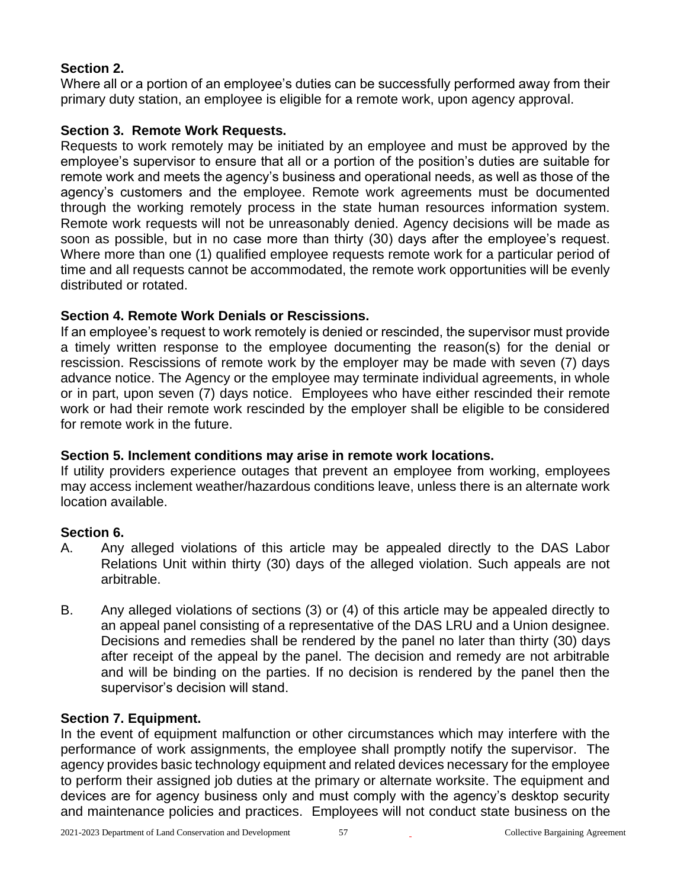**Section 2.**
Where all or a portion of an employee's duties can be successfully performed away from their primary duty station, an employee is eligible for ~~a~~ remote work, upon agency approval.

**Section 3. Remote Work Requests.**
Requests to work remotely may be initiated by an employee and must be approved by the employee's supervisor to ensure that all or a portion of the position's duties are suitable for remote work and meets the agency's business and operational needs, as well as those of the agency's customers and the employee. Remote work agreements must be documented through the working remotely process in the state human resources information system. Remote work requests will not be unreasonably denied. Agency decisions will be made as soon as possible, but in no case more than thirty (30) days after the employee's request. Where more than one (1) qualified employee requests remote work for a particular period of time and all requests cannot be accommodated, the remote work opportunities will be evenly distributed or rotated.

**Section 4. Remote Work Denials or Rescissions.**
If an employee's request to work remotely is denied or rescinded, the supervisor must provide a timely written response to the employee documenting the reason(s) for the denial or rescission. Rescissions of remote work by the employer may be made with seven (7) days advance notice. The Agency or the employee may terminate individual agreements, in whole or in part, upon seven (7) days notice. Employees who have either rescinded their remote work or had their remote work rescinded by the employer shall be eligible to be considered for remote work in the future.

**Section 5. Inclement conditions may arise in remote work locations.**
If utility providers experience outages that prevent an employee from working, employees may access inclement weather/hazardous conditions leave, unless there is an alternate work location available.

**Section 6.**

A. Any alleged violations of this article may be appealed directly to the DAS Labor Relations Unit within thirty (30) days of the alleged violation. Such appeals are not arbitrable.

B. Any alleged violations of sections (3) or (4) of this article may be appealed directly to an appeal panel consisting of a representative of the DAS LRU and a Union designee. Decisions and remedies shall be rendered by the panel no later than thirty (30) days after receipt of the appeal by the panel. The decision and remedy are not arbitrable and will be binding on the parties. If no decision is rendered by the panel then the supervisor's decision will stand.

**Section 7. Equipment.**
In the event of equipment malfunction or other circumstances which may interfere with the performance of work assignments, the employee shall promptly notify the supervisor. The agency provides basic technology equipment and related devices necessary for the employee to perform their assigned job duties at the primary or alternate worksite. The equipment and devices are for agency business only and must comply with the agency's desktop security and maintenance policies and practices. Employees will not conduct state business on the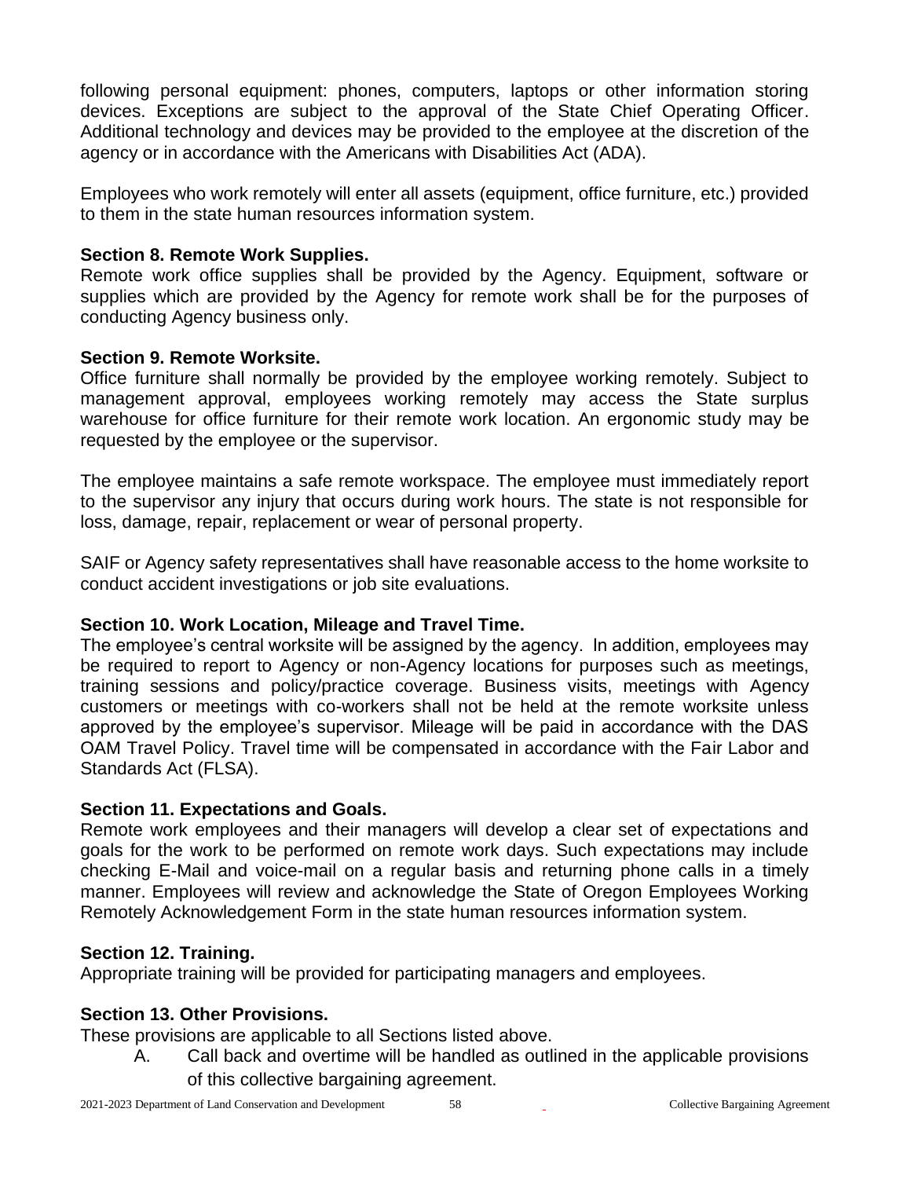following personal equipment: phones, computers, laptops or other information storing devices. Exceptions are subject to the approval of the State Chief Operating Officer. Additional technology and devices may be provided to the employee at the discretion of the agency or in accordance with the Americans with Disabilities Act (ADA).

Employees who work remotely will enter all assets (equipment, office furniture, etc.) provided to them in the state human resources information system.

**Section 8. Remote Work Supplies.**
Remote work office supplies shall be provided by the Agency. Equipment, software or supplies which are provided by the Agency for remote work shall be for the purposes of conducting Agency business only.

**Section 9. Remote Worksite.**
Office furniture shall normally be provided by the employee working remotely. Subject to management approval, employees working remotely may access the State surplus warehouse for office furniture for their remote work location. An ergonomic study may be requested by the employee or the supervisor.

The employee maintains a safe remote workspace. The employee must immediately report to the supervisor any injury that occurs during work hours. The state is not responsible for loss, damage, repair, replacement or wear of personal property.

SAIF or Agency safety representatives shall have reasonable access to the home worksite to conduct accident investigations or job site evaluations.

**Section 10. Work Location, Mileage and Travel Time.**
The employee's central worksite will be assigned by the agency. In addition, employees may be required to report to Agency or non-Agency locations for purposes such as meetings, training sessions and policy/practice coverage. Business visits, meetings with Agency customers or meetings with co-workers shall not be held at the remote worksite unless approved by the employee's supervisor. Mileage will be paid in accordance with the DAS OAM Travel Policy. Travel time will be compensated in accordance with the Fair Labor and Standards Act (FLSA).

**Section 11. Expectations and Goals.**
Remote work employees and their managers will develop a clear set of expectations and goals for the work to be performed on remote work days. Such expectations may include checking E-Mail and voice-mail on a regular basis and returning phone calls in a timely manner. Employees will review and acknowledge the State of Oregon Employees Working Remotely Acknowledgement Form in the state human resources information system.

**Section 12. Training.**
Appropriate training will be provided for participating managers and employees.

**Section 13. Other Provisions.**
These provisions are applicable to all Sections listed above.

A. Call back and overtime will be handled as outlined in the applicable provisions of this collective bargaining agreement.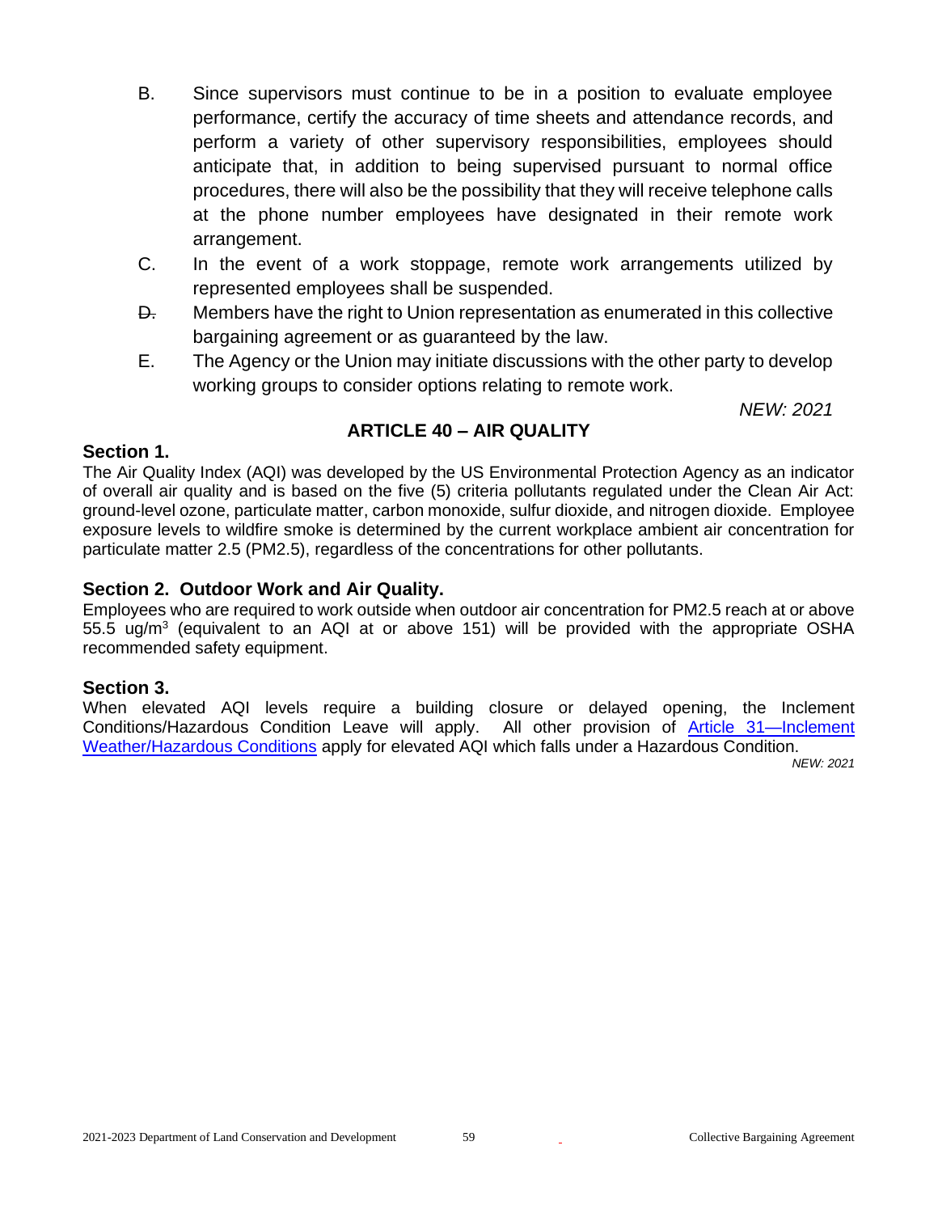B. Since supervisors must continue to be in a position to evaluate employee performance, certify the accuracy of time sheets and attendance records, and perform a variety of other supervisory responsibilities, employees should anticipate that, in addition to being supervised pursuant to normal office procedures, there will also be the possibility that they will receive telephone calls at the phone number employees have designated in their remote work arrangement.

C. In the event of a work stoppage, remote work arrangements utilized by represented employees shall be suspended.

~~D.~~ Members have the right to Union representation as enumerated in this collective bargaining agreement or as guaranteed by the law.

E. The Agency or the Union may initiate discussions with the other party to develop working groups to consider options relating to remote work.

*NEW: 2021*

## ARTICLE 40 – AIR QUALITY

### Section 1.

The Air Quality Index (AQI) was developed by the US Environmental Protection Agency as an indicator of overall air quality and is based on the five (5) criteria pollutants regulated under the Clean Air Act: ground-level ozone, particulate matter, carbon monoxide, sulfur dioxide, and nitrogen dioxide. Employee exposure levels to wildfire smoke is determined by the current workplace ambient air concentration for particulate matter 2.5 (PM2.5), regardless of the concentrations for other pollutants.

### Section 2. Outdoor Work and Air Quality.

Employees who are required to work outside when outdoor air concentration for PM2.5 reach at or above 55.5 ug/$m^3$ (equivalent to an AQI at or above 151) will be provided with the appropriate OSHA recommended safety equipment.

### Section 3.

When elevated AQI levels require a building closure or delayed opening, the Inclement Conditions/Hazardous Condition Leave will apply. All other provision of Article 31—Inclement Weather/Hazardous Conditions apply for elevated AQI which falls under a Hazardous Condition.

*NEW: 2021*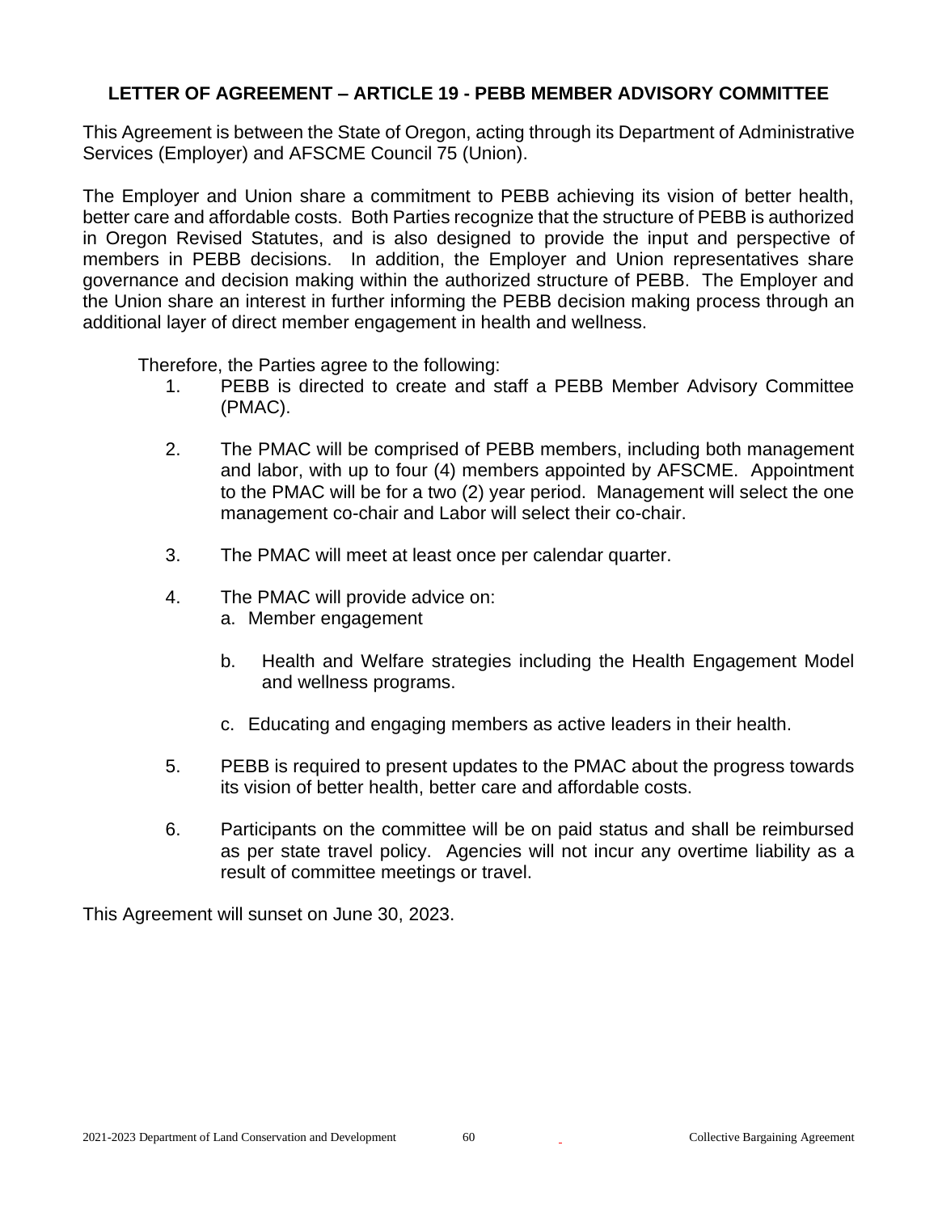## LETTER OF AGREEMENT – ARTICLE 19 - PEBB MEMBER ADVISORY COMMITTEE

This Agreement is between the State of Oregon, acting through its Department of Administrative Services (Employer) and AFSCME Council 75 (Union).

The Employer and Union share a commitment to PEBB achieving its vision of better health, better care and affordable costs. Both Parties recognize that the structure of PEBB is authorized in Oregon Revised Statutes, and is also designed to provide the input and perspective of members in PEBB decisions. In addition, the Employer and Union representatives share governance and decision making within the authorized structure of PEBB. The Employer and the Union share an interest in further informing the PEBB decision making process through an additional layer of direct member engagement in health and wellness.

Therefore, the Parties agree to the following:

1. PEBB is directed to create and staff a PEBB Member Advisory Committee (PMAC).

2. The PMAC will be comprised of PEBB members, including both management and labor, with up to four (4) members appointed by AFSCME. Appointment to the PMAC will be for a two (2) year period. Management will select the one management co-chair and Labor will select their co-chair.

3. The PMAC will meet at least once per calendar quarter.

4. The PMAC will provide advice on:
   a. Member engagement

   b. Health and Welfare strategies including the Health Engagement Model and wellness programs.

   c. Educating and engaging members as active leaders in their health.

5. PEBB is required to present updates to the PMAC about the progress towards its vision of better health, better care and affordable costs.

6. Participants on the committee will be on paid status and shall be reimbursed as per state travel policy. Agencies will not incur any overtime liability as a result of committee meetings or travel.

This Agreement will sunset on June 30, 2023.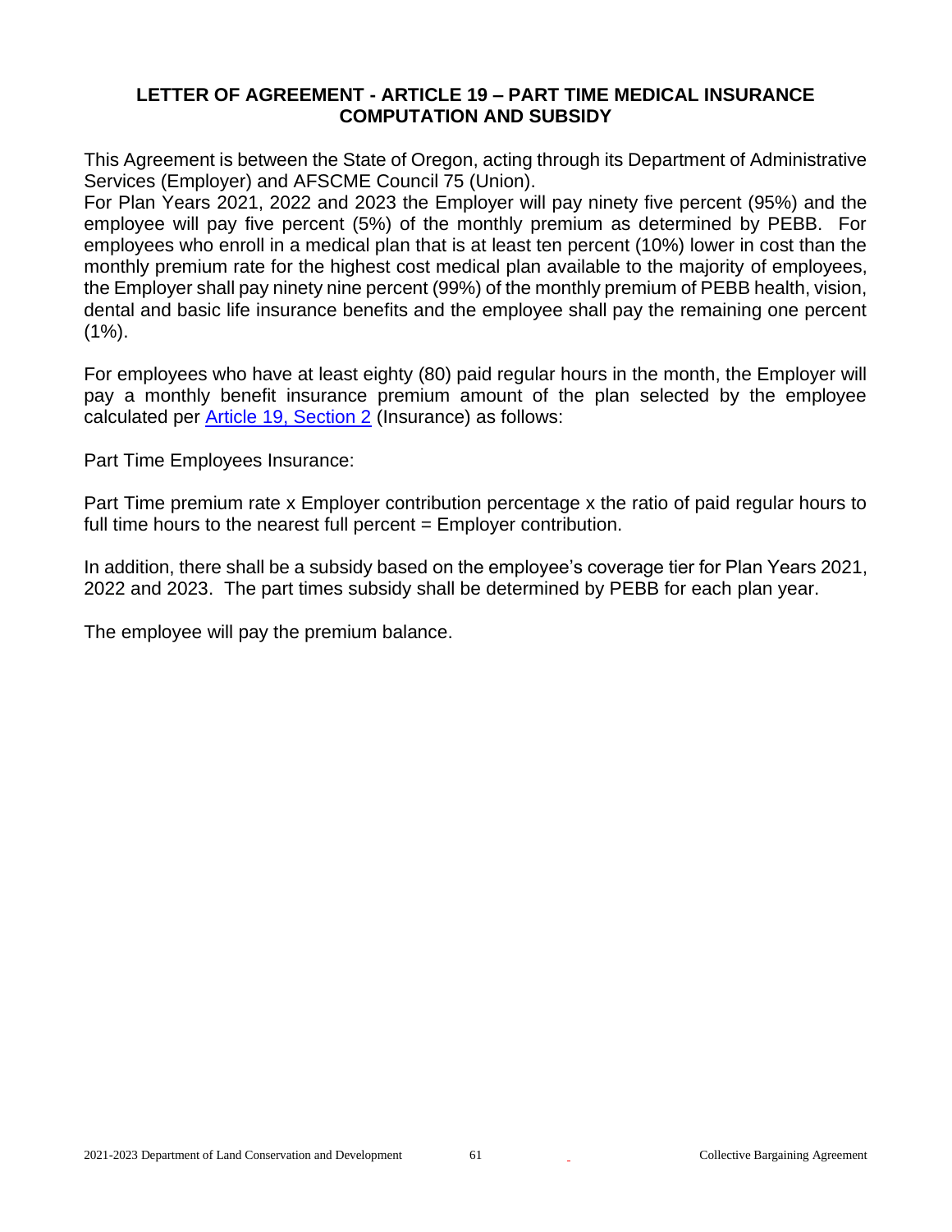## LETTER OF AGREEMENT - ARTICLE 19 – PART TIME MEDICAL INSURANCE COMPUTATION AND SUBSIDY

This Agreement is between the State of Oregon, acting through its Department of Administrative Services (Employer) and AFSCME Council 75 (Union).
For Plan Years 2021, 2022 and 2023 the Employer will pay ninety five percent (95%) and the employee will pay five percent (5%) of the monthly premium as determined by PEBB. For employees who enroll in a medical plan that is at least ten percent (10%) lower in cost than the monthly premium rate for the highest cost medical plan available to the majority of employees, the Employer shall pay ninety nine percent (99%) of the monthly premium of PEBB health, vision, dental and basic life insurance benefits and the employee shall pay the remaining one percent (1%).

For employees who have at least eighty (80) paid regular hours in the month, the Employer will pay a monthly benefit insurance premium amount of the plan selected by the employee calculated per Article 19, Section 2 (Insurance) as follows:

Part Time Employees Insurance:

Part Time premium rate x Employer contribution percentage x the ratio of paid regular hours to full time hours to the nearest full percent = Employer contribution.

In addition, there shall be a subsidy based on the employee's coverage tier for Plan Years 2021, 2022 and 2023. The part times subsidy shall be determined by PEBB for each plan year.

The employee will pay the premium balance.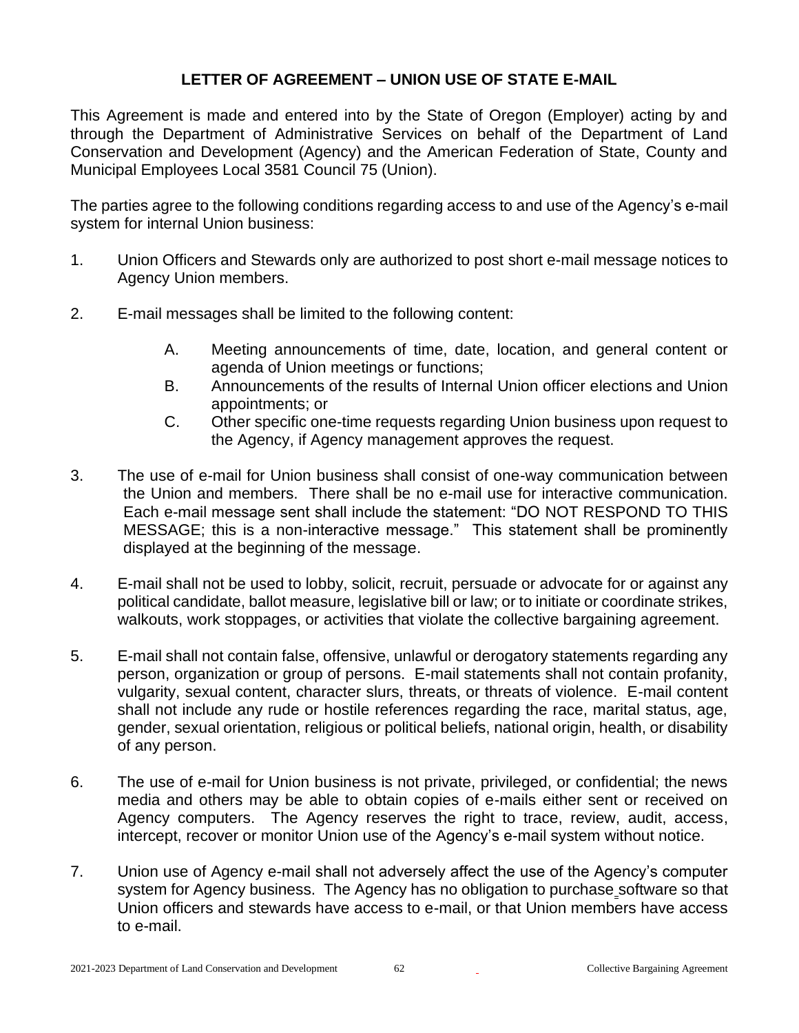## LETTER OF AGREEMENT – UNION USE OF STATE E-MAIL

This Agreement is made and entered into by the State of Oregon (Employer) acting by and through the Department of Administrative Services on behalf of the Department of Land Conservation and Development (Agency) and the American Federation of State, County and Municipal Employees Local 3581 Council 75 (Union).

The parties agree to the following conditions regarding access to and use of the Agency's e-mail system for internal Union business:

1. Union Officers and Stewards only are authorized to post short e-mail message notices to Agency Union members.

2. E-mail messages shall be limited to the following content:

   A. Meeting announcements of time, date, location, and general content or agenda of Union meetings or functions;

   B. Announcements of the results of Internal Union officer elections and Union appointments; or

   C. Other specific one-time requests regarding Union business upon request to the Agency, if Agency management approves the request.

3. The use of e-mail for Union business shall consist of one-way communication between the Union and members. There shall be no e-mail use for interactive communication. Each e-mail message sent shall include the statement: "DO NOT RESPOND TO THIS MESSAGE; this is a non-interactive message." This statement shall be prominently displayed at the beginning of the message.

4. E-mail shall not be used to lobby, solicit, recruit, persuade or advocate for or against any political candidate, ballot measure, legislative bill or law; or to initiate or coordinate strikes, walkouts, work stoppages, or activities that violate the collective bargaining agreement.

5. E-mail shall not contain false, offensive, unlawful or derogatory statements regarding any person, organization or group of persons. E-mail statements shall not contain profanity, vulgarity, sexual content, character slurs, threats, or threats of violence. E-mail content shall not include any rude or hostile references regarding the race, marital status, age, gender, sexual orientation, religious or political beliefs, national origin, health, or disability of any person.

6. The use of e-mail for Union business is not private, privileged, or confidential; the news media and others may be able to obtain copies of e-mails either sent or received on Agency computers. The Agency reserves the right to trace, review, audit, access, intercept, recover or monitor Union use of the Agency's e-mail system without notice.

7. Union use of Agency e-mail shall not adversely affect the use of the Agency's computer system for Agency business. The Agency has no obligation to purchase software so that Union officers and stewards have access to e-mail, or that Union members have access to e-mail.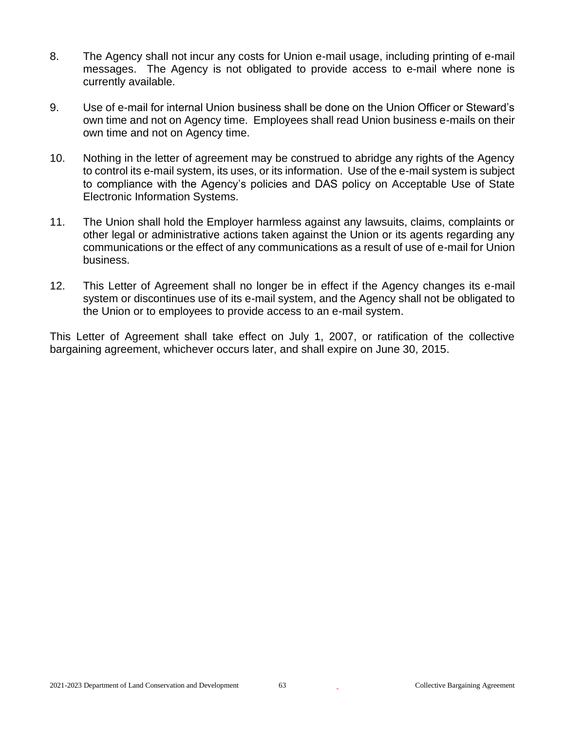8. The Agency shall not incur any costs for Union e-mail usage, including printing of e-mail messages. The Agency is not obligated to provide access to e-mail where none is currently available.

9. Use of e-mail for internal Union business shall be done on the Union Officer or Steward's own time and not on Agency time. Employees shall read Union business e-mails on their own time and not on Agency time.

10. Nothing in the letter of agreement may be construed to abridge any rights of the Agency to control its e-mail system, its uses, or its information. Use of the e-mail system is subject to compliance with the Agency's policies and DAS policy on Acceptable Use of State Electronic Information Systems.

11. The Union shall hold the Employer harmless against any lawsuits, claims, complaints or other legal or administrative actions taken against the Union or its agents regarding any communications or the effect of any communications as a result of use of e-mail for Union business.

12. This Letter of Agreement shall no longer be in effect if the Agency changes its e-mail system or discontinues use of its e-mail system, and the Agency shall not be obligated to the Union or to employees to provide access to an e-mail system.

This Letter of Agreement shall take effect on July 1, 2007, or ratification of the collective bargaining agreement, whichever occurs later, and shall expire on June 30, 2015.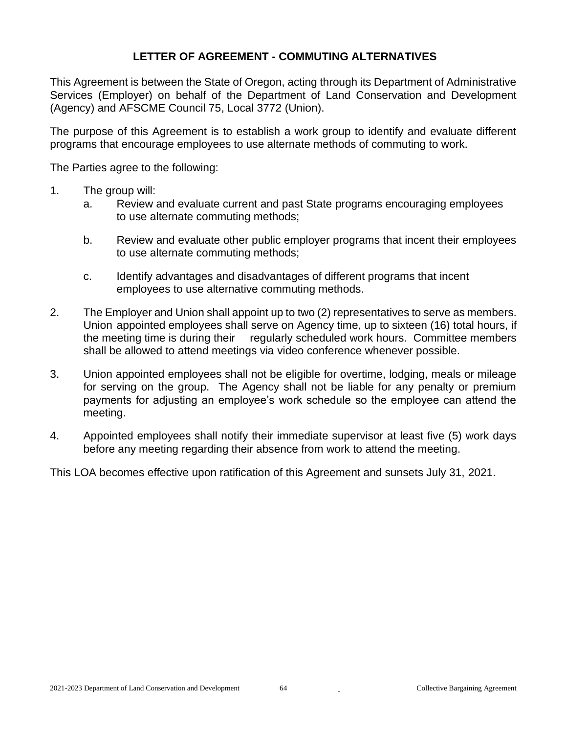## LETTER OF AGREEMENT - COMMUTING ALTERNATIVES

This Agreement is between the State of Oregon, acting through its Department of Administrative Services (Employer) on behalf of the Department of Land Conservation and Development (Agency) and AFSCME Council 75, Local 3772 (Union).

The purpose of this Agreement is to establish a work group to identify and evaluate different programs that encourage employees to use alternate methods of commuting to work.

The Parties agree to the following:

1. The group will:
   a. Review and evaluate current and past State programs encouraging employees to use alternate commuting methods;

   b. Review and evaluate other public employer programs that incent their employees to use alternate commuting methods;

   c. Identify advantages and disadvantages of different programs that incent employees to use alternative commuting methods.

2. The Employer and Union shall appoint up to two (2) representatives to serve as members. Union appointed employees shall serve on Agency time, up to sixteen (16) total hours, if the meeting time is during their regularly scheduled work hours. Committee members shall be allowed to attend meetings via video conference whenever possible.

3. Union appointed employees shall not be eligible for overtime, lodging, meals or mileage for serving on the group. The Agency shall not be liable for any penalty or premium payments for adjusting an employee's work schedule so the employee can attend the meeting.

4. Appointed employees shall notify their immediate supervisor at least five (5) work days before any meeting regarding their absence from work to attend the meeting.

This LOA becomes effective upon ratification of this Agreement and sunsets July 31, 2021.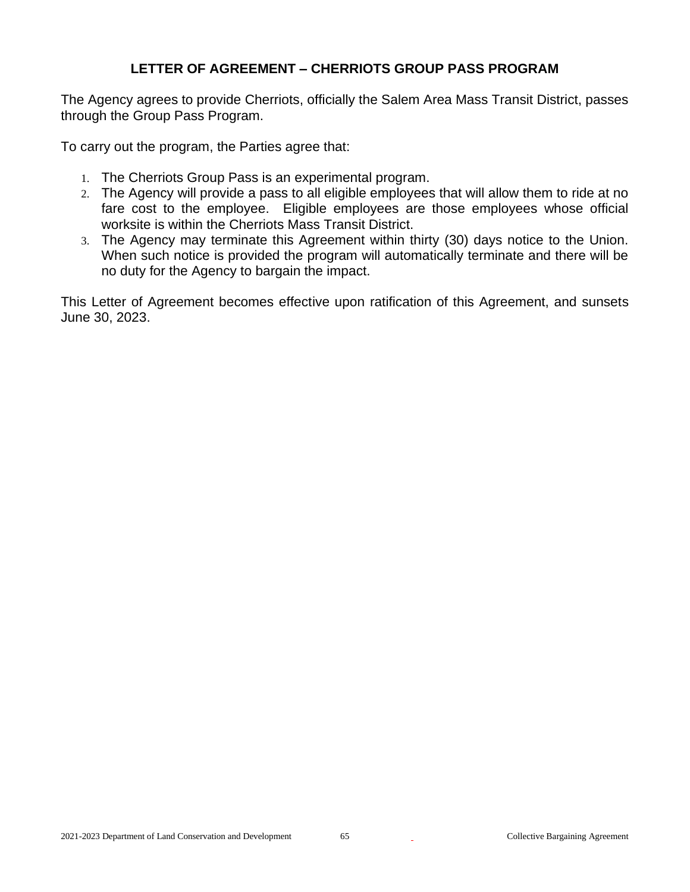# LETTER OF AGREEMENT – CHERRIOTS GROUP PASS PROGRAM

The Agency agrees to provide Cherriots, officially the Salem Area Mass Transit District, passes through the Group Pass Program.

To carry out the program, the Parties agree that:

1. The Cherriots Group Pass is an experimental program.
2. The Agency will provide a pass to all eligible employees that will allow them to ride at no fare cost to the employee. Eligible employees are those employees whose official worksite is within the Cherriots Mass Transit District.
3. The Agency may terminate this Agreement within thirty (30) days notice to the Union. When such notice is provided the program will automatically terminate and there will be no duty for the Agency to bargain the impact.

This Letter of Agreement becomes effective upon ratification of this Agreement, and sunsets June 30, 2023.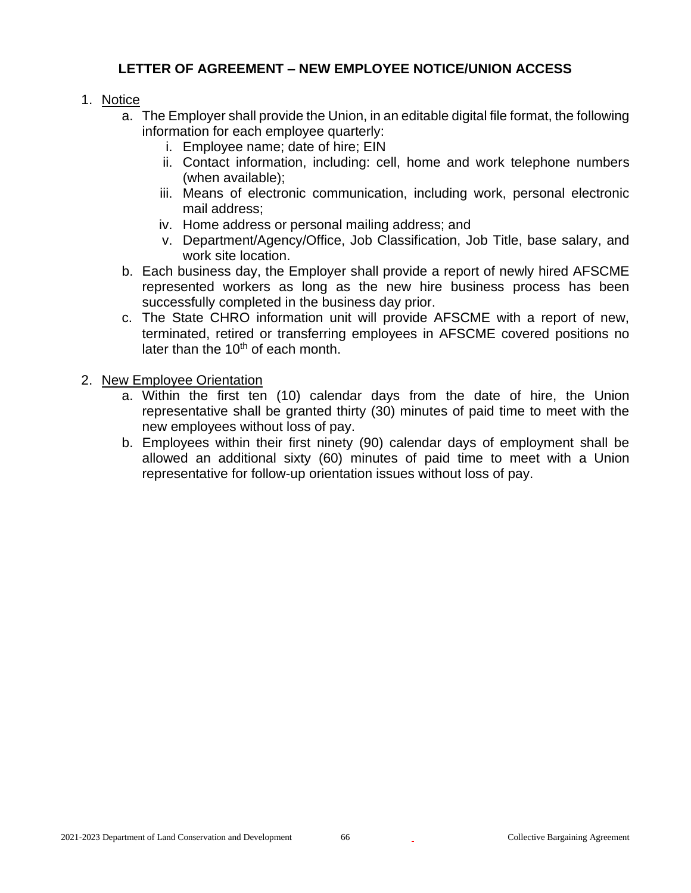## LETTER OF AGREEMENT – NEW EMPLOYEE NOTICE/UNION ACCESS

1. Notice
   a. The Employer shall provide the Union, in an editable digital file format, the following information for each employee quarterly:
      i. Employee name; date of hire; EIN
      ii. Contact information, including: cell, home and work telephone numbers (when available);
      iii. Means of electronic communication, including work, personal electronic mail address;
      iv. Home address or personal mailing address; and
      v. Department/Agency/Office, Job Classification, Job Title, base salary, and work site location.
   b. Each business day, the Employer shall provide a report of newly hired AFSCME represented workers as long as the new hire business process has been successfully completed in the business day prior.
   c. The State CHRO information unit will provide AFSCME with a report of new, terminated, retired or transferring employees in AFSCME covered positions no later than the 10th of each month.

2. New Employee Orientation
   a. Within the first ten (10) calendar days from the date of hire, the Union representative shall be granted thirty (30) minutes of paid time to meet with the new employees without loss of pay.
   b. Employees within their first ninety (90) calendar days of employment shall be allowed an additional sixty (60) minutes of paid time to meet with a Union representative for follow-up orientation issues without loss of pay.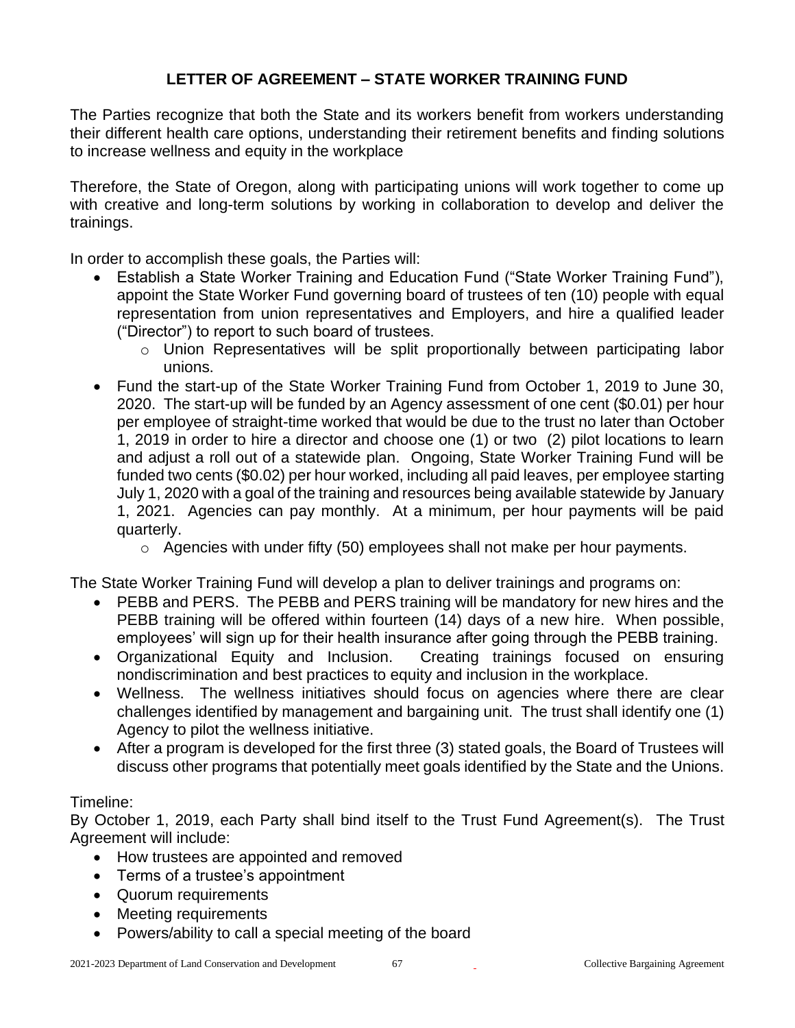## LETTER OF AGREEMENT – STATE WORKER TRAINING FUND

The Parties recognize that both the State and its workers benefit from workers understanding their different health care options, understanding their retirement benefits and finding solutions to increase wellness and equity in the workplace

Therefore, the State of Oregon, along with participating unions will work together to come up with creative and long-term solutions by working in collaboration to develop and deliver the trainings.

In order to accomplish these goals, the Parties will:

- Establish a State Worker Training and Education Fund ("State Worker Training Fund"), appoint the State Worker Fund governing board of trustees of ten (10) people with equal representation from union representatives and Employers, and hire a qualified leader ("Director") to report to such board of trustees.
  - Union Representatives will be split proportionally between participating labor unions.
- Fund the start-up of the State Worker Training Fund from October 1, 2019 to June 30, 2020. The start-up will be funded by an Agency assessment of one cent ($0.01) per hour per employee of straight-time worked that would be due to the trust no later than October 1, 2019 in order to hire a director and choose one (1) or two (2) pilot locations to learn and adjust a roll out of a statewide plan. Ongoing, State Worker Training Fund will be funded two cents ($0.02) per hour worked, including all paid leaves, per employee starting July 1, 2020 with a goal of the training and resources being available statewide by January 1, 2021. Agencies can pay monthly. At a minimum, per hour payments will be paid quarterly.
  - Agencies with under fifty (50) employees shall not make per hour payments.

The State Worker Training Fund will develop a plan to deliver trainings and programs on:

- PEBB and PERS. The PEBB and PERS training will be mandatory for new hires and the PEBB training will be offered within fourteen (14) days of a new hire. When possible, employees' will sign up for their health insurance after going through the PEBB training.
- Organizational Equity and Inclusion. Creating trainings focused on ensuring nondiscrimination and best practices to equity and inclusion in the workplace.
- Wellness. The wellness initiatives should focus on agencies where there are clear challenges identified by management and bargaining unit. The trust shall identify one (1) Agency to pilot the wellness initiative.
- After a program is developed for the first three (3) stated goals, the Board of Trustees will discuss other programs that potentially meet goals identified by the State and the Unions.

Timeline:
By October 1, 2019, each Party shall bind itself to the Trust Fund Agreement(s). The Trust Agreement will include:

- How trustees are appointed and removed
- Terms of a trustee's appointment
- Quorum requirements
- Meeting requirements
- Powers/ability to call a special meeting of the board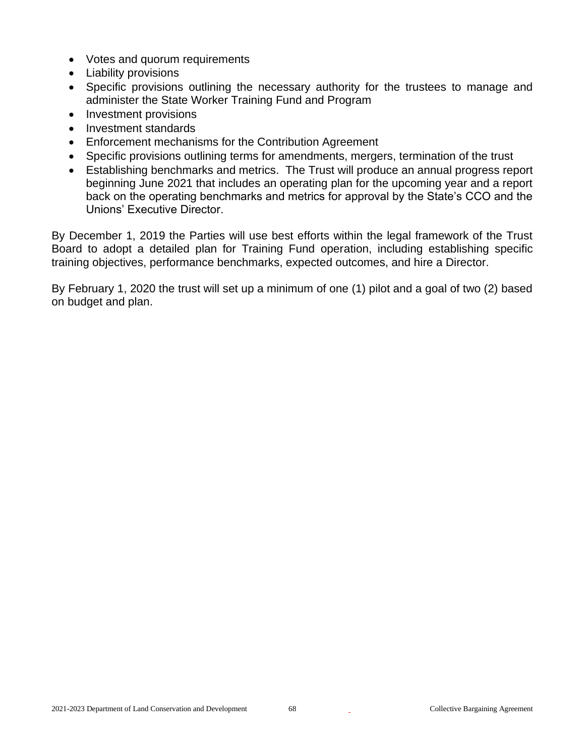- Votes and quorum requirements
- Liability provisions
- Specific provisions outlining the necessary authority for the trustees to manage and administer the State Worker Training Fund and Program
- Investment provisions
- Investment standards
- Enforcement mechanisms for the Contribution Agreement
- Specific provisions outlining terms for amendments, mergers, termination of the trust
- Establishing benchmarks and metrics. The Trust will produce an annual progress report beginning June 2021 that includes an operating plan for the upcoming year and a report back on the operating benchmarks and metrics for approval by the State's CCO and the Unions' Executive Director.

By December 1, 2019 the Parties will use best efforts within the legal framework of the Trust Board to adopt a detailed plan for Training Fund operation, including establishing specific training objectives, performance benchmarks, expected outcomes, and hire a Director.

By February 1, 2020 the trust will set up a minimum of one (1) pilot and a goal of two (2) based on budget and plan.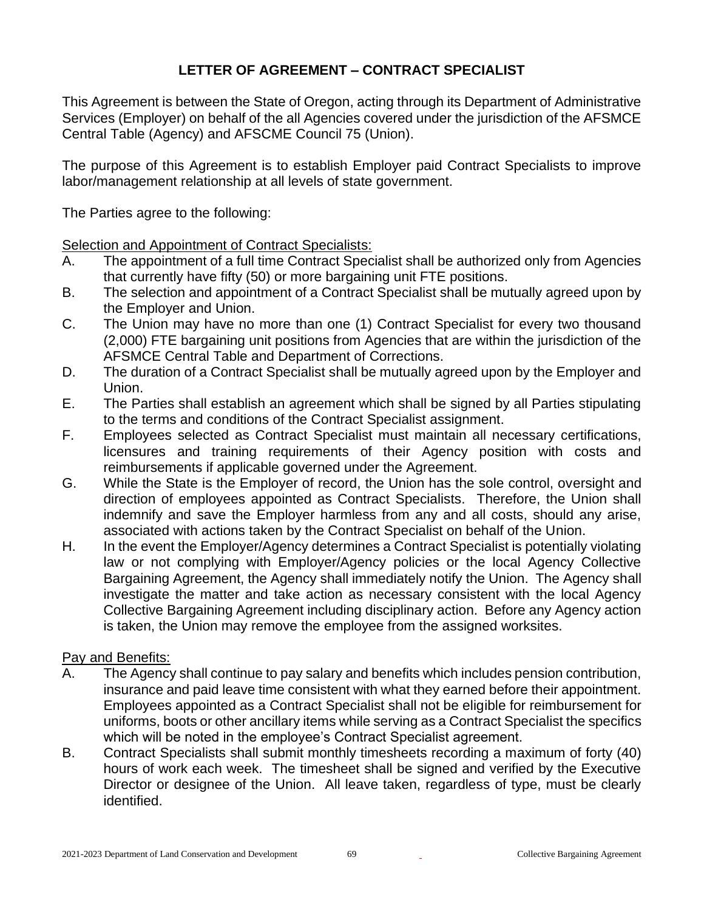# LETTER OF AGREEMENT – CONTRACT SPECIALIST

This Agreement is between the State of Oregon, acting through its Department of Administrative Services (Employer) on behalf of the all Agencies covered under the jurisdiction of the AFSMCE Central Table (Agency) and AFSCME Council 75 (Union).

The purpose of this Agreement is to establish Employer paid Contract Specialists to improve labor/management relationship at all levels of state government.

The Parties agree to the following:

<u>Selection and Appointment of Contract Specialists:</u>

A. The appointment of a full time Contract Specialist shall be authorized only from Agencies that currently have fifty (50) or more bargaining unit FTE positions.

B. The selection and appointment of a Contract Specialist shall be mutually agreed upon by the Employer and Union.

C. The Union may have no more than one (1) Contract Specialist for every two thousand (2,000) FTE bargaining unit positions from Agencies that are within the jurisdiction of the AFSMCE Central Table and Department of Corrections.

D. The duration of a Contract Specialist shall be mutually agreed upon by the Employer and Union.

E. The Parties shall establish an agreement which shall be signed by all Parties stipulating to the terms and conditions of the Contract Specialist assignment.

F. Employees selected as Contract Specialist must maintain all necessary certifications, licensures and training requirements of their Agency position with costs and reimbursements if applicable governed under the Agreement.

G. While the State is the Employer of record, the Union has the sole control, oversight and direction of employees appointed as Contract Specialists. Therefore, the Union shall indemnify and save the Employer harmless from any and all costs, should any arise, associated with actions taken by the Contract Specialist on behalf of the Union.

H. In the event the Employer/Agency determines a Contract Specialist is potentially violating law or not complying with Employer/Agency policies or the local Agency Collective Bargaining Agreement, the Agency shall immediately notify the Union. The Agency shall investigate the matter and take action as necessary consistent with the local Agency Collective Bargaining Agreement including disciplinary action. Before any Agency action is taken, the Union may remove the employee from the assigned worksites.

<u>Pay and Benefits:</u>

A. The Agency shall continue to pay salary and benefits which includes pension contribution, insurance and paid leave time consistent with what they earned before their appointment. Employees appointed as a Contract Specialist shall not be eligible for reimbursement for uniforms, boots or other ancillary items while serving as a Contract Specialist the specifics which will be noted in the employee's Contract Specialist agreement.

B. Contract Specialists shall submit monthly timesheets recording a maximum of forty (40) hours of work each week. The timesheet shall be signed and verified by the Executive Director or designee of the Union. All leave taken, regardless of type, must be clearly identified.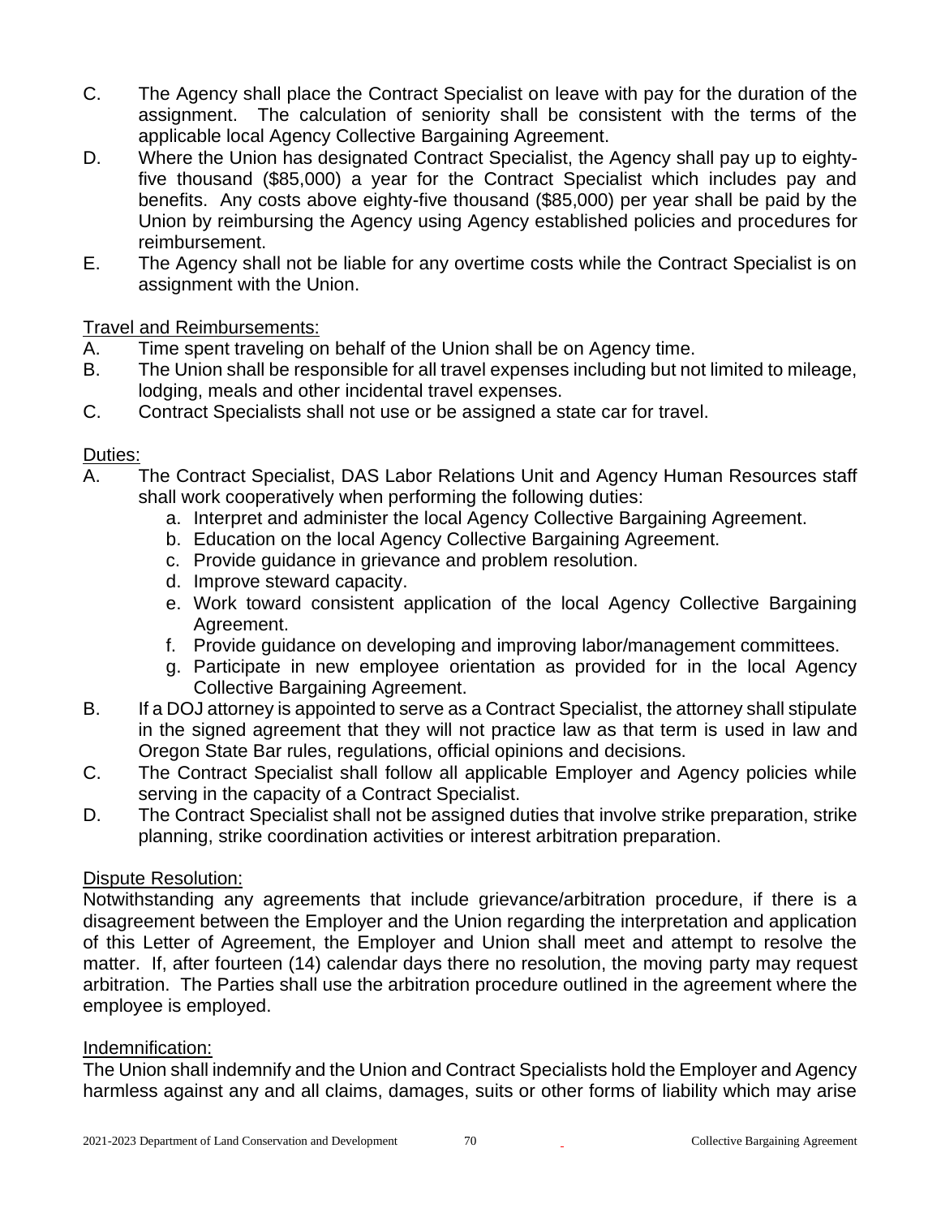C. The Agency shall place the Contract Specialist on leave with pay for the duration of the assignment. The calculation of seniority shall be consistent with the terms of the applicable local Agency Collective Bargaining Agreement.

D. Where the Union has designated Contract Specialist, the Agency shall pay up to eighty-five thousand ($85,000) a year for the Contract Specialist which includes pay and benefits. Any costs above eighty-five thousand ($85,000) per year shall be paid by the Union by reimbursing the Agency using Agency established policies and procedures for reimbursement.

E. The Agency shall not be liable for any overtime costs while the Contract Specialist is on assignment with the Union.

<u>Travel and Reimbursements:</u>

A. Time spent traveling on behalf of the Union shall be on Agency time.

B. The Union shall be responsible for all travel expenses including but not limited to mileage, lodging, meals and other incidental travel expenses.

C. Contract Specialists shall not use or be assigned a state car for travel.

<u>Duties:</u>

A. The Contract Specialist, DAS Labor Relations Unit and Agency Human Resources staff shall work cooperatively when performing the following duties:
   a. Interpret and administer the local Agency Collective Bargaining Agreement.
   b. Education on the local Agency Collective Bargaining Agreement.
   c. Provide guidance in grievance and problem resolution.
   d. Improve steward capacity.
   e. Work toward consistent application of the local Agency Collective Bargaining Agreement.
   f. Provide guidance on developing and improving labor/management committees.
   g. Participate in new employee orientation as provided for in the local Agency Collective Bargaining Agreement.

B. If a DOJ attorney is appointed to serve as a Contract Specialist, the attorney shall stipulate in the signed agreement that they will not practice law as that term is used in law and Oregon State Bar rules, regulations, official opinions and decisions.

C. The Contract Specialist shall follow all applicable Employer and Agency policies while serving in the capacity of a Contract Specialist.

D. The Contract Specialist shall not be assigned duties that involve strike preparation, strike planning, strike coordination activities or interest arbitration preparation.

<u>Dispute Resolution:</u>

Notwithstanding any agreements that include grievance/arbitration procedure, if there is a disagreement between the Employer and the Union regarding the interpretation and application of this Letter of Agreement, the Employer and Union shall meet and attempt to resolve the matter. If, after fourteen (14) calendar days there no resolution, the moving party may request arbitration. The Parties shall use the arbitration procedure outlined in the agreement where the employee is employed.

<u>Indemnification:</u>

The Union shall indemnify and the Union and Contract Specialists hold the Employer and Agency harmless against any and all claims, damages, suits or other forms of liability which may arise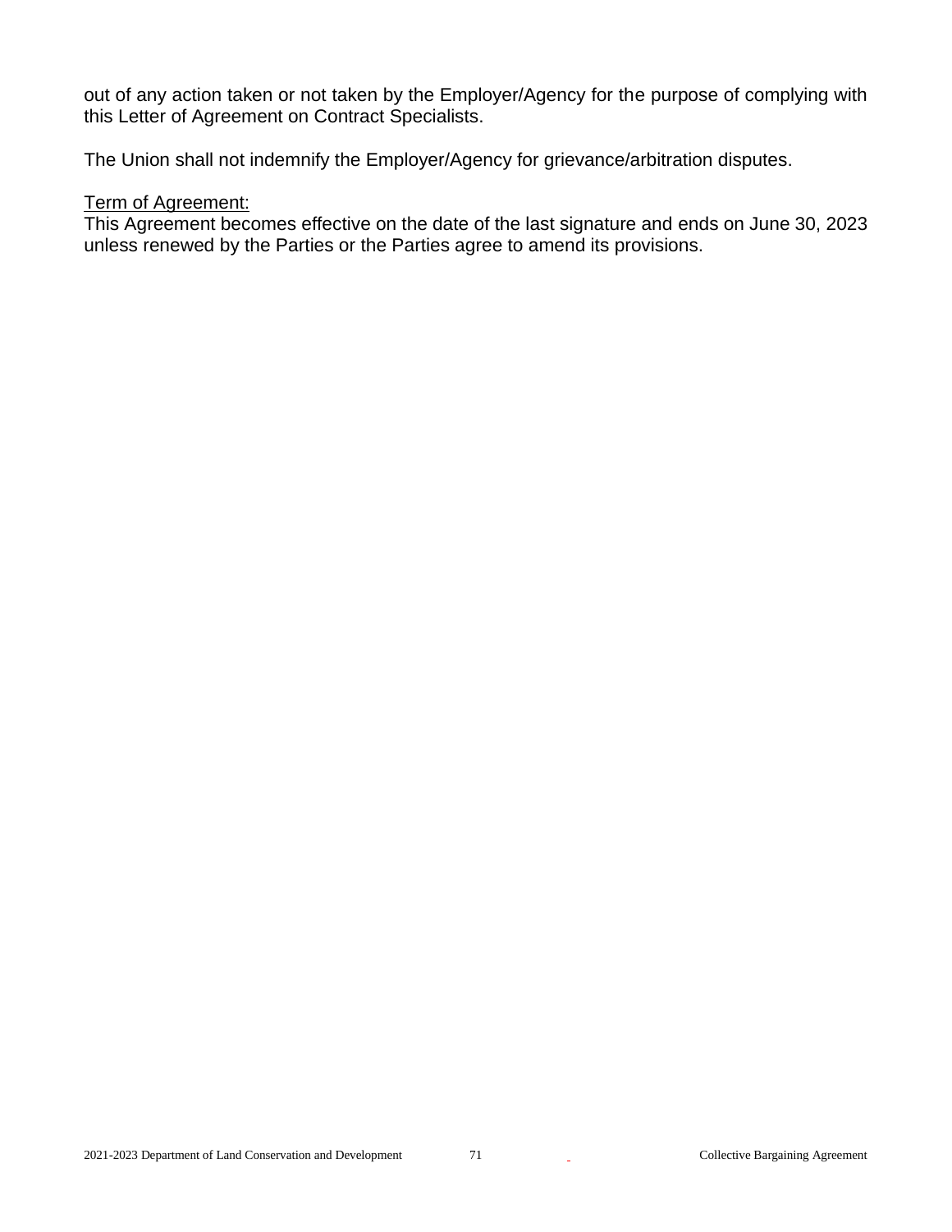out of any action taken or not taken by the Employer/Agency for the purpose of complying with this Letter of Agreement on Contract Specialists.

The Union shall not indemnify the Employer/Agency for grievance/arbitration disputes.

<u>Term of Agreement:</u>
This Agreement becomes effective on the date of the last signature and ends on June 30, 2023 unless renewed by the Parties or the Parties agree to amend its provisions.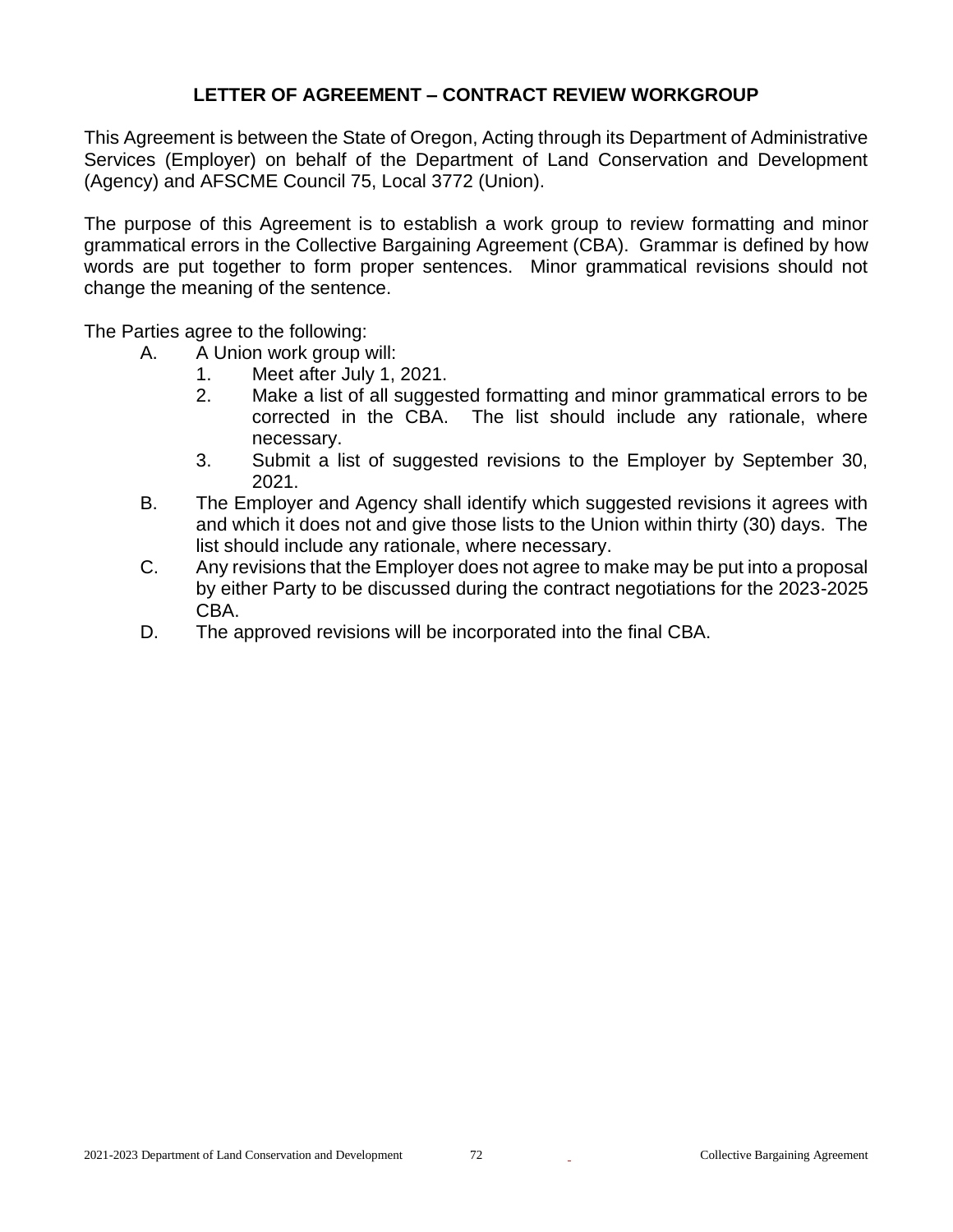## LETTER OF AGREEMENT – CONTRACT REVIEW WORKGROUP

This Agreement is between the State of Oregon, Acting through its Department of Administrative Services (Employer) on behalf of the Department of Land Conservation and Development (Agency) and AFSCME Council 75, Local 3772 (Union).

The purpose of this Agreement is to establish a work group to review formatting and minor grammatical errors in the Collective Bargaining Agreement (CBA). Grammar is defined by how words are put together to form proper sentences. Minor grammatical revisions should not change the meaning of the sentence.

The Parties agree to the following:

A. A Union work group will:
   1. Meet after July 1, 2021.
   2. Make a list of all suggested formatting and minor grammatical errors to be corrected in the CBA. The list should include any rationale, where necessary.
   3. Submit a list of suggested revisions to the Employer by September 30, 2021.

B. The Employer and Agency shall identify which suggested revisions it agrees with and which it does not and give those lists to the Union within thirty (30) days. The list should include any rationale, where necessary.

C. Any revisions that the Employer does not agree to make may be put into a proposal by either Party to be discussed during the contract negotiations for the 2023-2025 CBA.

D. The approved revisions will be incorporated into the final CBA.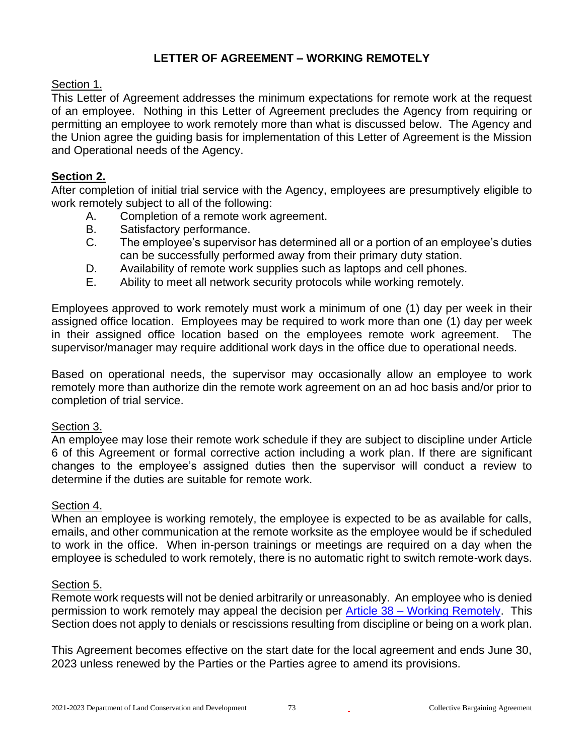# LETTER OF AGREEMENT – WORKING REMOTELY

Section 1.
This Letter of Agreement addresses the minimum expectations for remote work at the request of an employee. Nothing in this Letter of Agreement precludes the Agency from requiring or permitting an employee to work remotely more than what is discussed below. The Agency and the Union agree the guiding basis for implementation of this Letter of Agreement is the Mission and Operational needs of the Agency.

**Section 2.**
After completion of initial trial service with the Agency, employees are presumptively eligible to work remotely subject to all of the following:

A. Completion of a remote work agreement.
B. Satisfactory performance.
C. The employee's supervisor has determined all or a portion of an employee's duties can be successfully performed away from their primary duty station.
D. Availability of remote work supplies such as laptops and cell phones.
E. Ability to meet all network security protocols while working remotely.

Employees approved to work remotely must work a minimum of one (1) day per week in their assigned office location. Employees may be required to work more than one (1) day per week in their assigned office location based on the employees remote work agreement. The supervisor/manager may require additional work days in the office due to operational needs.

Based on operational needs, the supervisor may occasionally allow an employee to work remotely more than authorize din the remote work agreement on an ad hoc basis and/or prior to completion of trial service.

Section 3.
An employee may lose their remote work schedule if they are subject to discipline under Article 6 of this Agreement or formal corrective action including a work plan. If there are significant changes to the employee's assigned duties then the supervisor will conduct a review to determine if the duties are suitable for remote work.

Section 4.
When an employee is working remotely, the employee is expected to be as available for calls, emails, and other communication at the remote worksite as the employee would be if scheduled to work in the office. When in-person trainings or meetings are required on a day when the employee is scheduled to work remotely, there is no automatic right to switch remote-work days.

Section 5.
Remote work requests will not be denied arbitrarily or unreasonably. An employee who is denied permission to work remotely may appeal the decision per Article 38 – Working Remotely. This Section does not apply to denials or rescissions resulting from discipline or being on a work plan.

This Agreement becomes effective on the start date for the local agreement and ends June 30, 2023 unless renewed by the Parties or the Parties agree to amend its provisions.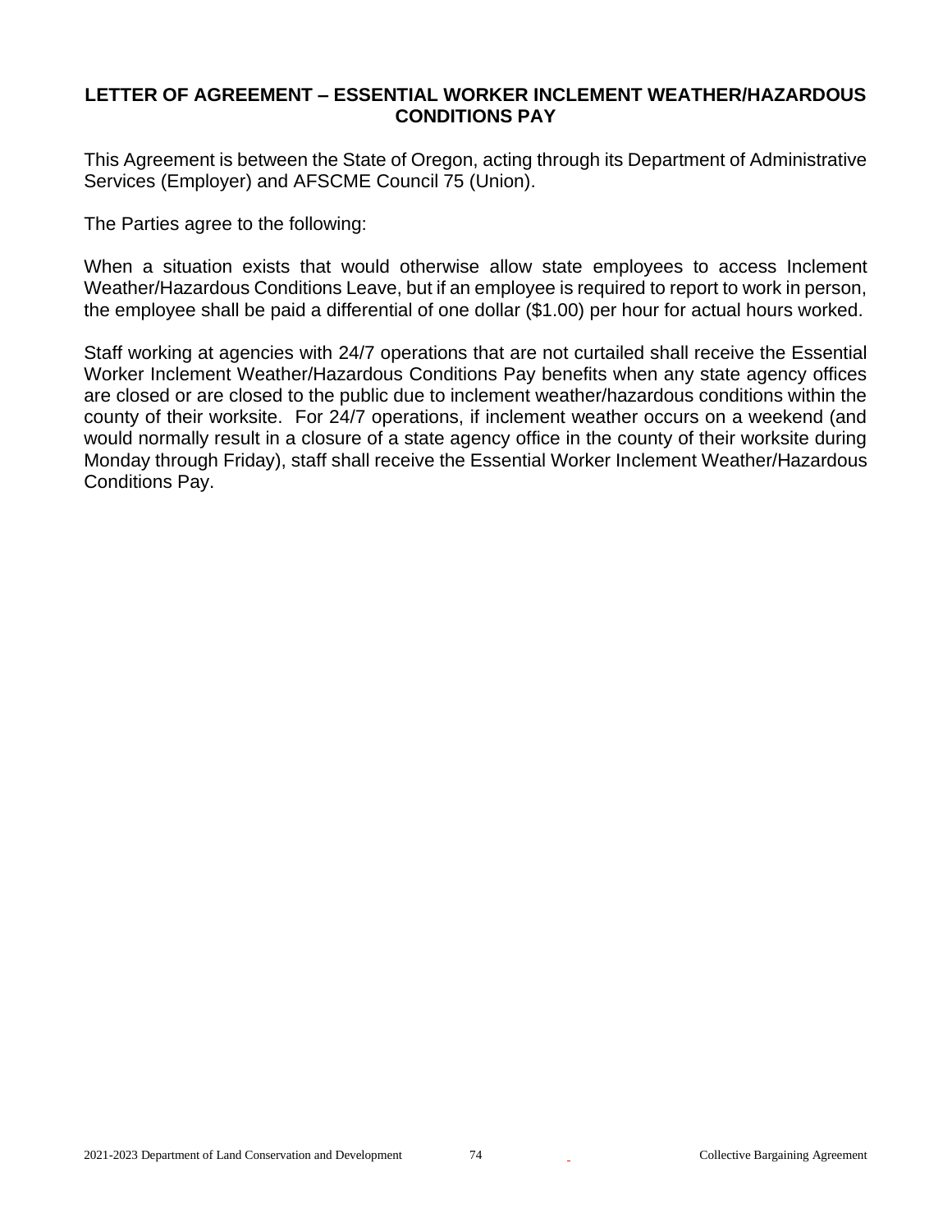## LETTER OF AGREEMENT – ESSENTIAL WORKER INCLEMENT WEATHER/HAZARDOUS CONDITIONS PAY

This Agreement is between the State of Oregon, acting through its Department of Administrative Services (Employer) and AFSCME Council 75 (Union).

The Parties agree to the following:

When a situation exists that would otherwise allow state employees to access Inclement Weather/Hazardous Conditions Leave, but if an employee is required to report to work in person, the employee shall be paid a differential of one dollar ($1.00) per hour for actual hours worked.

Staff working at agencies with 24/7 operations that are not curtailed shall receive the Essential Worker Inclement Weather/Hazardous Conditions Pay benefits when any state agency offices are closed or are closed to the public due to inclement weather/hazardous conditions within the county of their worksite. For 24/7 operations, if inclement weather occurs on a weekend (and would normally result in a closure of a state agency office in the county of their worksite during Monday through Friday), staff shall receive the Essential Worker Inclement Weather/Hazardous Conditions Pay.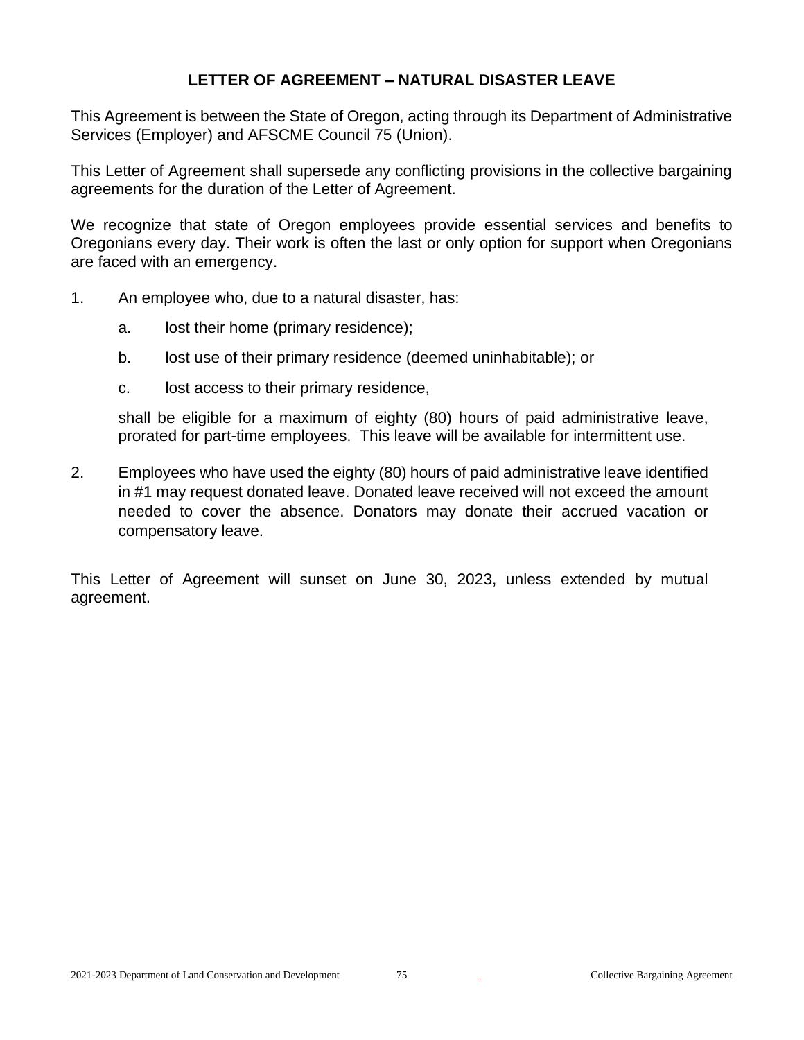## LETTER OF AGREEMENT – NATURAL DISASTER LEAVE

This Agreement is between the State of Oregon, acting through its Department of Administrative Services (Employer) and AFSCME Council 75 (Union).

This Letter of Agreement shall supersede any conflicting provisions in the collective bargaining agreements for the duration of the Letter of Agreement.

We recognize that state of Oregon employees provide essential services and benefits to Oregonians every day. Their work is often the last or only option for support when Oregonians are faced with an emergency.

1. An employee who, due to a natural disaster, has:

   a. lost their home (primary residence);

   b. lost use of their primary residence (deemed uninhabitable); or

   c. lost access to their primary residence,

   shall be eligible for a maximum of eighty (80) hours of paid administrative leave, prorated for part-time employees. This leave will be available for intermittent use.

2. Employees who have used the eighty (80) hours of paid administrative leave identified in #1 may request donated leave. Donated leave received will not exceed the amount needed to cover the absence. Donators may donate their accrued vacation or compensatory leave.

This Letter of Agreement will sunset on June 30, 2023, unless extended by mutual agreement.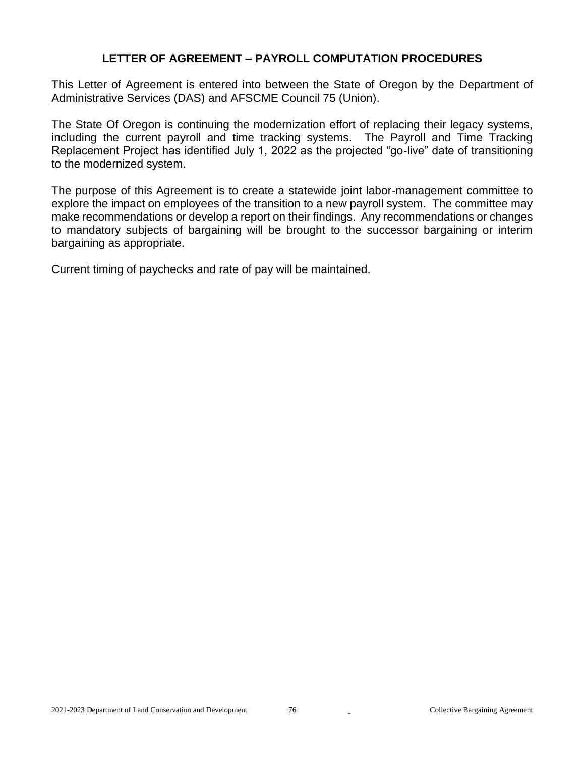## LETTER OF AGREEMENT – PAYROLL COMPUTATION PROCEDURES

This Letter of Agreement is entered into between the State of Oregon by the Department of Administrative Services (DAS) and AFSCME Council 75 (Union).

The State Of Oregon is continuing the modernization effort of replacing their legacy systems, including the current payroll and time tracking systems. The Payroll and Time Tracking Replacement Project has identified July 1, 2022 as the projected "go-live" date of transitioning to the modernized system.

The purpose of this Agreement is to create a statewide joint labor-management committee to explore the impact on employees of the transition to a new payroll system. The committee may make recommendations or develop a report on their findings. Any recommendations or changes to mandatory subjects of bargaining will be brought to the successor bargaining or interim bargaining as appropriate.

Current timing of paychecks and rate of pay will be maintained.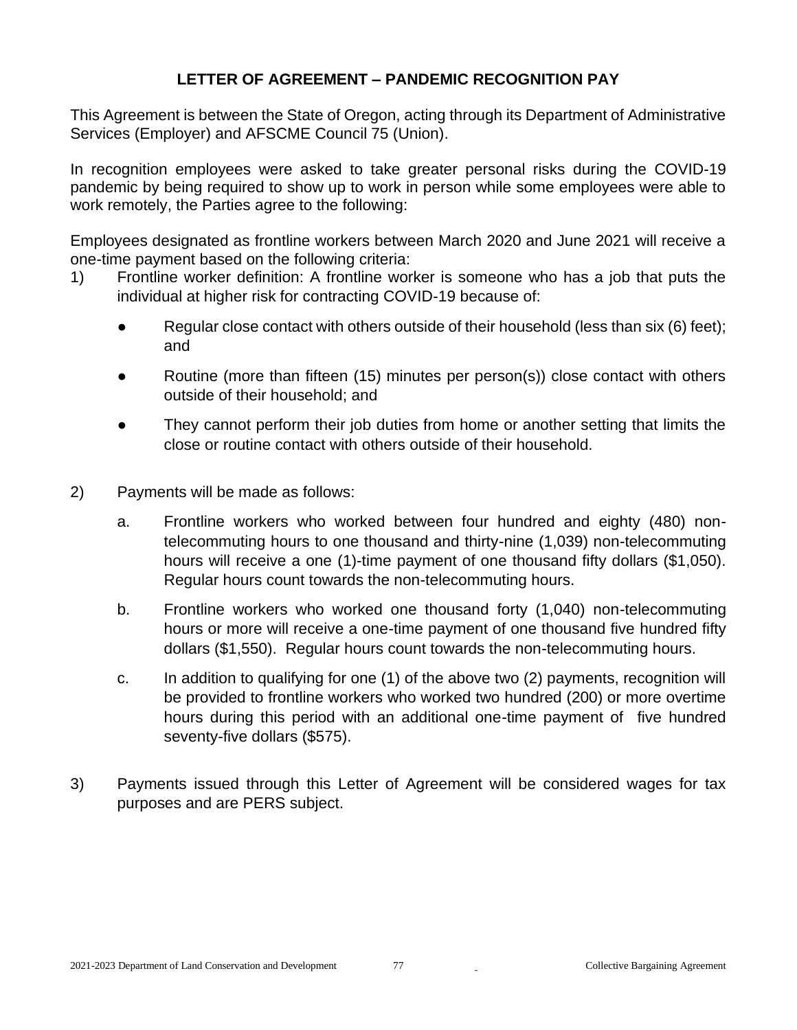## LETTER OF AGREEMENT – PANDEMIC RECOGNITION PAY

This Agreement is between the State of Oregon, acting through its Department of Administrative Services (Employer) and AFSCME Council 75 (Union).

In recognition employees were asked to take greater personal risks during the COVID-19 pandemic by being required to show up to work in person while some employees were able to work remotely, the Parties agree to the following:

Employees designated as frontline workers between March 2020 and June 2021 will receive a one-time payment based on the following criteria:

1) Frontline worker definition: A frontline worker is someone who has a job that puts the individual at higher risk for contracting COVID-19 because of:

   - Regular close contact with others outside of their household (less than six (6) feet); and
   - Routine (more than fifteen (15) minutes per person(s)) close contact with others outside of their household; and
   - They cannot perform their job duties from home or another setting that limits the close or routine contact with others outside of their household.

2) Payments will be made as follows:

   a. Frontline workers who worked between four hundred and eighty (480) non-telecommuting hours to one thousand and thirty-nine (1,039) non-telecommuting hours will receive a one (1)-time payment of one thousand fifty dollars ($1,050). Regular hours count towards the non-telecommuting hours.

   b. Frontline workers who worked one thousand forty (1,040) non-telecommuting hours or more will receive a one-time payment of one thousand five hundred fifty dollars ($1,550). Regular hours count towards the non-telecommuting hours.

   c. In addition to qualifying for one (1) of the above two (2) payments, recognition will be provided to frontline workers who worked two hundred (200) or more overtime hours during this period with an additional one-time payment of five hundred seventy-five dollars ($575).

3) Payments issued through this Letter of Agreement will be considered wages for tax purposes and are PERS subject.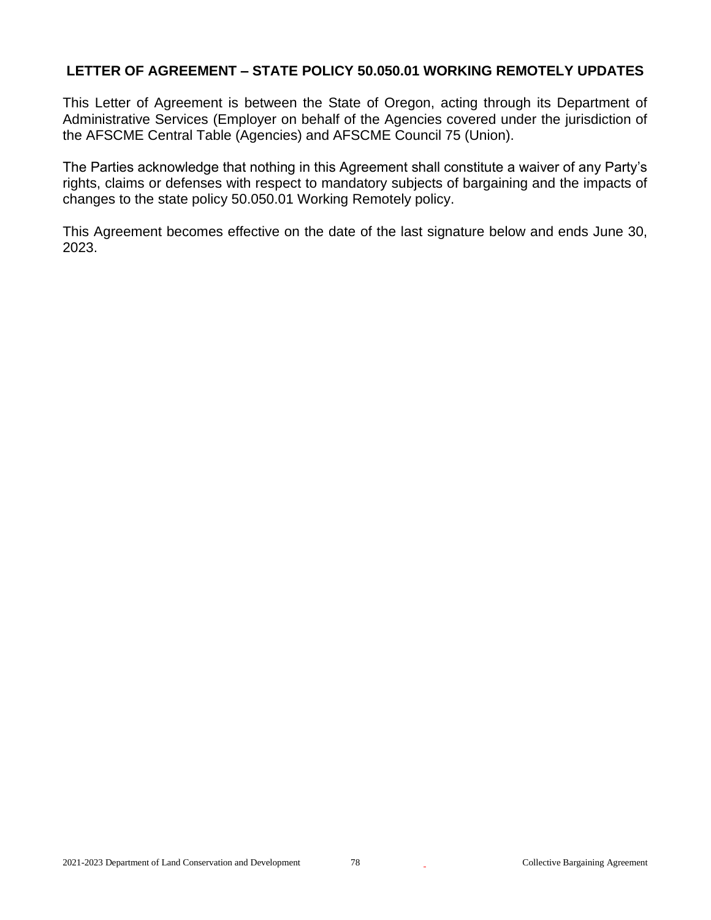## LETTER OF AGREEMENT – STATE POLICY 50.050.01 WORKING REMOTELY UPDATES

This Letter of Agreement is between the State of Oregon, acting through its Department of Administrative Services (Employer on behalf of the Agencies covered under the jurisdiction of the AFSCME Central Table (Agencies) and AFSCME Council 75 (Union).

The Parties acknowledge that nothing in this Agreement shall constitute a waiver of any Party's rights, claims or defenses with respect to mandatory subjects of bargaining and the impacts of changes to the state policy 50.050.01 Working Remotely policy.

This Agreement becomes effective on the date of the last signature below and ends June 30, 2023.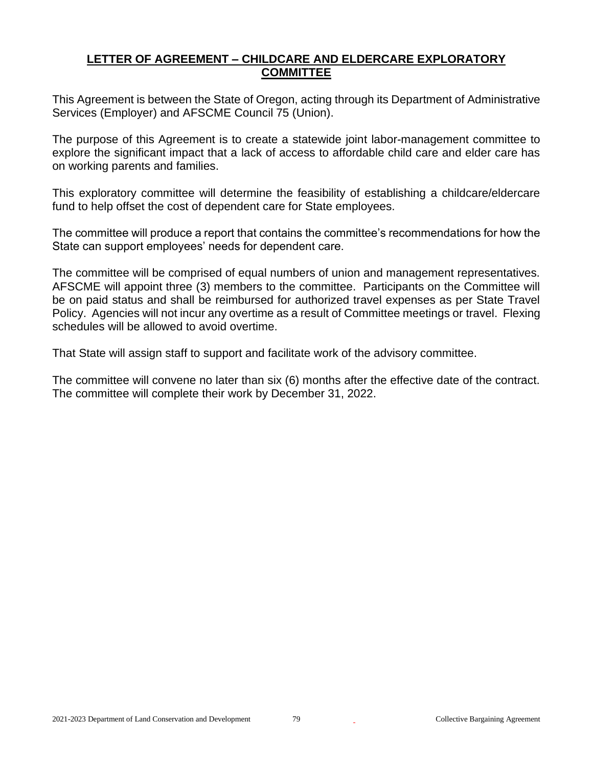## LETTER OF AGREEMENT – CHILDCARE AND ELDERCARE EXPLORATORY COMMITTEE

This Agreement is between the State of Oregon, acting through its Department of Administrative Services (Employer) and AFSCME Council 75 (Union).

The purpose of this Agreement is to create a statewide joint labor-management committee to explore the significant impact that a lack of access to affordable child care and elder care has on working parents and families.

This exploratory committee will determine the feasibility of establishing a childcare/eldercare fund to help offset the cost of dependent care for State employees.

The committee will produce a report that contains the committee's recommendations for how the State can support employees' needs for dependent care.

The committee will be comprised of equal numbers of union and management representatives. AFSCME will appoint three (3) members to the committee. Participants on the Committee will be on paid status and shall be reimbursed for authorized travel expenses as per State Travel Policy. Agencies will not incur any overtime as a result of Committee meetings or travel. Flexing schedules will be allowed to avoid overtime.

That State will assign staff to support and facilitate work of the advisory committee.

The committee will convene no later than six (6) months after the effective date of the contract. The committee will complete their work by December 31, 2022.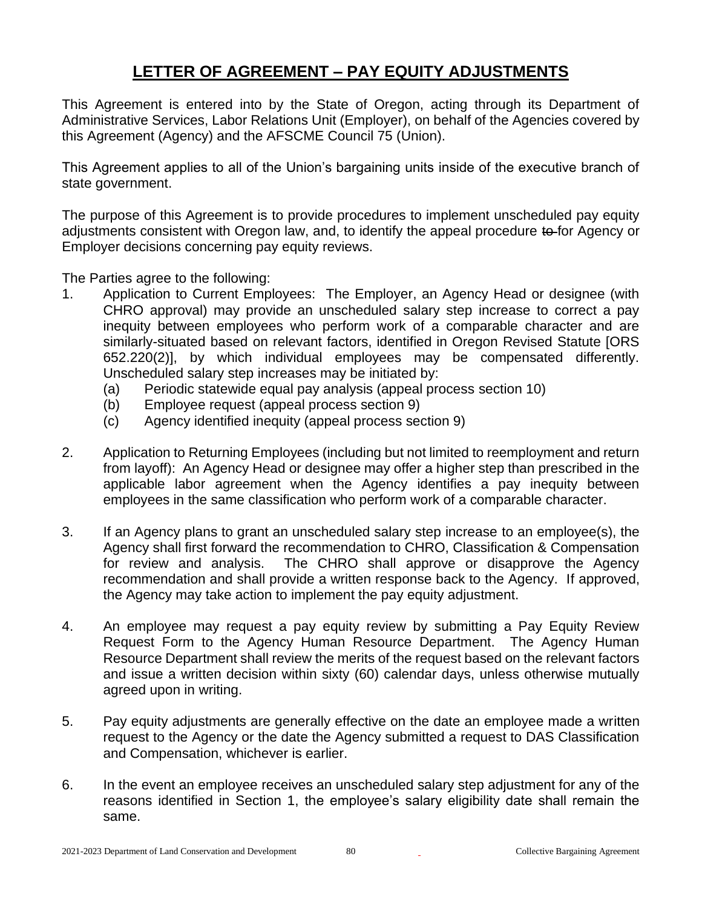# LETTER OF AGREEMENT – PAY EQUITY ADJUSTMENTS

This Agreement is entered into by the State of Oregon, acting through its Department of Administrative Services, Labor Relations Unit (Employer), on behalf of the Agencies covered by this Agreement (Agency) and the AFSCME Council 75 (Union).

This Agreement applies to all of the Union's bargaining units inside of the executive branch of state government.

The purpose of this Agreement is to provide procedures to implement unscheduled pay equity adjustments consistent with Oregon law, and, to identify the appeal procedure ~~to~~ for Agency or Employer decisions concerning pay equity reviews.

The Parties agree to the following:

1. Application to Current Employees: The Employer, an Agency Head or designee (with CHRO approval) may provide an unscheduled salary step increase to correct a pay inequity between employees who perform work of a comparable character and are similarly-situated based on relevant factors, identified in Oregon Revised Statute [ORS 652.220(2)], by which individual employees may be compensated differently. Unscheduled salary step increases may be initiated by:
   - (a) Periodic statewide equal pay analysis (appeal process section 10)
   - (b) Employee request (appeal process section 9)
   - (c) Agency identified inequity (appeal process section 9)

2. Application to Returning Employees (including but not limited to reemployment and return from layoff): An Agency Head or designee may offer a higher step than prescribed in the applicable labor agreement when the Agency identifies a pay inequity between employees in the same classification who perform work of a comparable character.

3. If an Agency plans to grant an unscheduled salary step increase to an employee(s), the Agency shall first forward the recommendation to CHRO, Classification & Compensation for review and analysis. The CHRO shall approve or disapprove the Agency recommendation and shall provide a written response back to the Agency. If approved, the Agency may take action to implement the pay equity adjustment.

4. An employee may request a pay equity review by submitting a Pay Equity Review Request Form to the Agency Human Resource Department. The Agency Human Resource Department shall review the merits of the request based on the relevant factors and issue a written decision within sixty (60) calendar days, unless otherwise mutually agreed upon in writing.

5. Pay equity adjustments are generally effective on the date an employee made a written request to the Agency or the date the Agency submitted a request to DAS Classification and Compensation, whichever is earlier.

6. In the event an employee receives an unscheduled salary step adjustment for any of the reasons identified in Section 1, the employee's salary eligibility date shall remain the same.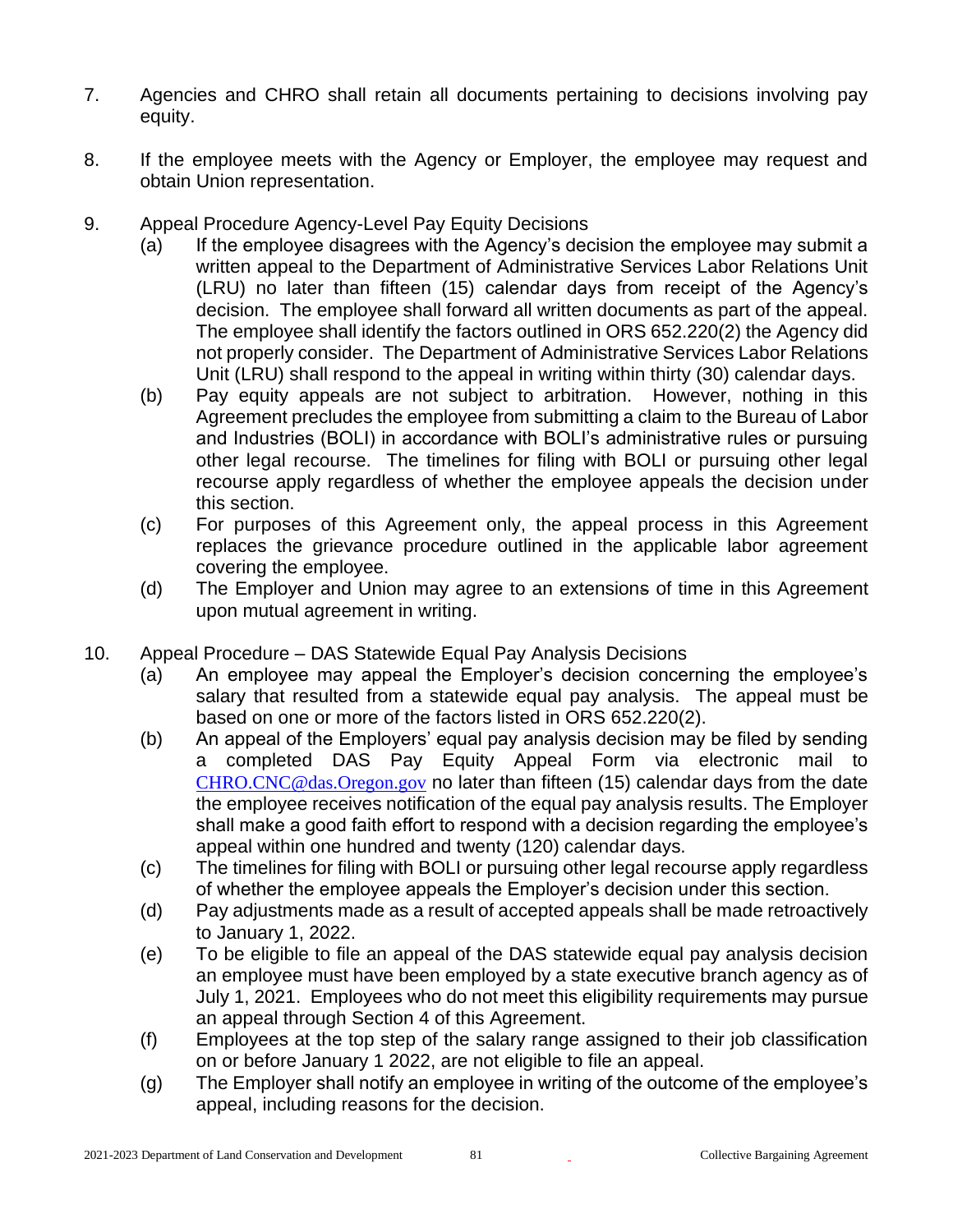7. Agencies and CHRO shall retain all documents pertaining to decisions involving pay equity.

8. If the employee meets with the Agency or Employer, the employee may request and obtain Union representation.

9. Appeal Procedure Agency-Level Pay Equity Decisions
   (a) If the employee disagrees with the Agency's decision the employee may submit a written appeal to the Department of Administrative Services Labor Relations Unit (LRU) no later than fifteen (15) calendar days from receipt of the Agency's decision. The employee shall forward all written documents as part of the appeal. The employee shall identify the factors outlined in ORS 652.220(2) the Agency did not properly consider. The Department of Administrative Services Labor Relations Unit (LRU) shall respond to the appeal in writing within thirty (30) calendar days.
   (b) Pay equity appeals are not subject to arbitration. However, nothing in this Agreement precludes the employee from submitting a claim to the Bureau of Labor and Industries (BOLI) in accordance with BOLI's administrative rules or pursuing other legal recourse. The timelines for filing with BOLI or pursuing other legal recourse apply regardless of whether the employee appeals the decision under this section.
   (c) For purposes of this Agreement only, the appeal process in this Agreement replaces the grievance procedure outlined in the applicable labor agreement covering the employee.
   (d) The Employer and Union may agree to an extensions of time in this Agreement upon mutual agreement in writing.

10. Appeal Procedure – DAS Statewide Equal Pay Analysis Decisions
   (a) An employee may appeal the Employer's decision concerning the employee's salary that resulted from a statewide equal pay analysis. The appeal must be based on one or more of the factors listed in ORS 652.220(2).
   (b) An appeal of the Employers' equal pay analysis decision may be filed by sending a completed DAS Pay Equity Appeal Form via electronic mail to CHRO.CNC@das.Oregon.gov no later than fifteen (15) calendar days from the date the employee receives notification of the equal pay analysis results. The Employer shall make a good faith effort to respond with a decision regarding the employee's appeal within one hundred and twenty (120) calendar days.
   (c) The timelines for filing with BOLI or pursuing other legal recourse apply regardless of whether the employee appeals the Employer's decision under this section.
   (d) Pay adjustments made as a result of accepted appeals shall be made retroactively to January 1, 2022.
   (e) To be eligible to file an appeal of the DAS statewide equal pay analysis decision an employee must have been employed by a state executive branch agency as of July 1, 2021. Employees who do not meet this eligibility requirements may pursue an appeal through Section 4 of this Agreement.
   (f) Employees at the top step of the salary range assigned to their job classification on or before January 1 2022, are not eligible to file an appeal.
   (g) The Employer shall notify an employee in writing of the outcome of the employee's appeal, including reasons for the decision.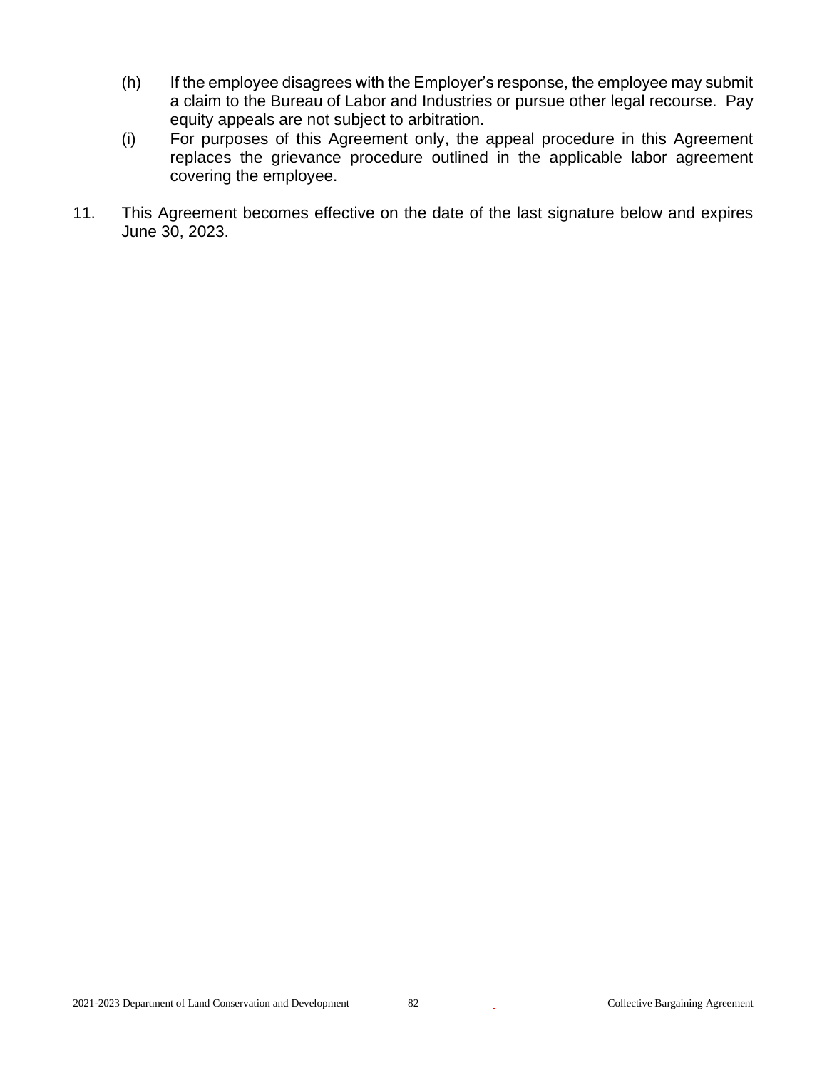(h) If the employee disagrees with the Employer's response, the employee may submit a claim to the Bureau of Labor and Industries or pursue other legal recourse. Pay equity appeals are not subject to arbitration.

(i) For purposes of this Agreement only, the appeal procedure in this Agreement replaces the grievance procedure outlined in the applicable labor agreement covering the employee.

11. This Agreement becomes effective on the date of the last signature below and expires June 30, 2023.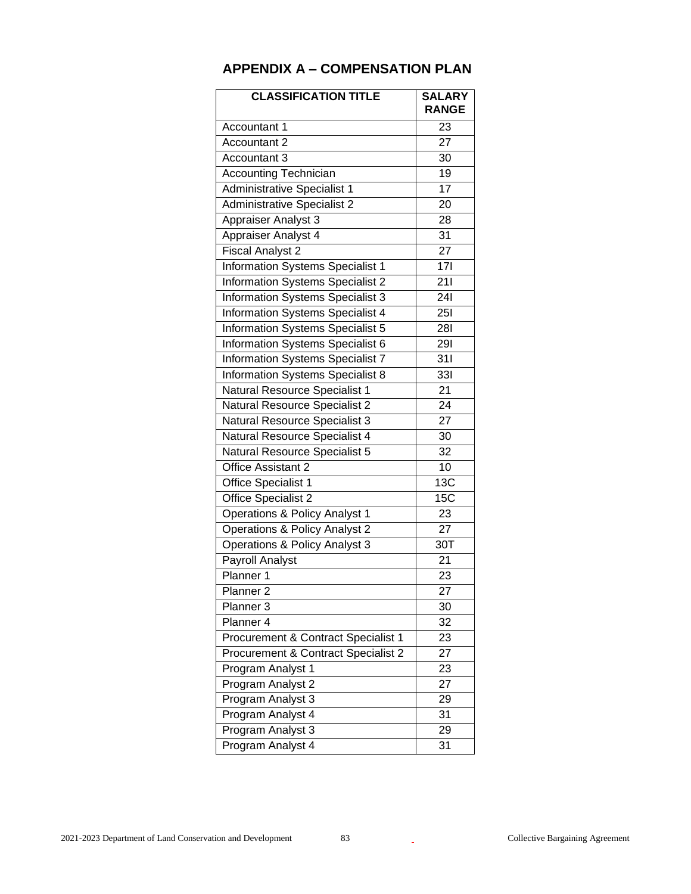## APPENDIX A – COMPENSATION PLAN

| CLASSIFICATION TITLE | SALARY RANGE |
|---|---|
| Accountant 1 | 23 |
| Accountant 2 | 27 |
| Accountant 3 | 30 |
| Accounting Technician | 19 |
| Administrative Specialist 1 | 17 |
| Administrative Specialist 2 | 20 |
| Appraiser Analyst 3 | 28 |
| Appraiser Analyst 4 | 31 |
| Fiscal Analyst 2 | 27 |
| Information Systems Specialist 1 | 17I |
| Information Systems Specialist 2 | 21I |
| Information Systems Specialist 3 | 24I |
| Information Systems Specialist 4 | 25I |
| Information Systems Specialist 5 | 28I |
| Information Systems Specialist 6 | 29I |
| Information Systems Specialist 7 | 31I |
| Information Systems Specialist 8 | 33I |
| Natural Resource Specialist 1 | 21 |
| Natural Resource Specialist 2 | 24 |
| Natural Resource Specialist 3 | 27 |
| Natural Resource Specialist 4 | 30 |
| Natural Resource Specialist 5 | 32 |
| Office Assistant 2 | 10 |
| Office Specialist 1 | 13C |
| Office Specialist 2 | 15C |
| Operations & Policy Analyst 1 | 23 |
| Operations & Policy Analyst 2 | 27 |
| Operations & Policy Analyst 3 | 30T |
| Payroll Analyst | 21 |
| Planner 1 | 23 |
| Planner 2 | 27 |
| Planner 3 | 30 |
| Planner 4 | 32 |
| Procurement & Contract Specialist 1 | 23 |
| Procurement & Contract Specialist 2 | 27 |
| Program Analyst 1 | 23 |
| Program Analyst 2 | 27 |
| Program Analyst 3 | 29 |
| Program Analyst 4 | 31 |
| Program Analyst 3 | 29 |
| Program Analyst 4 | 31 |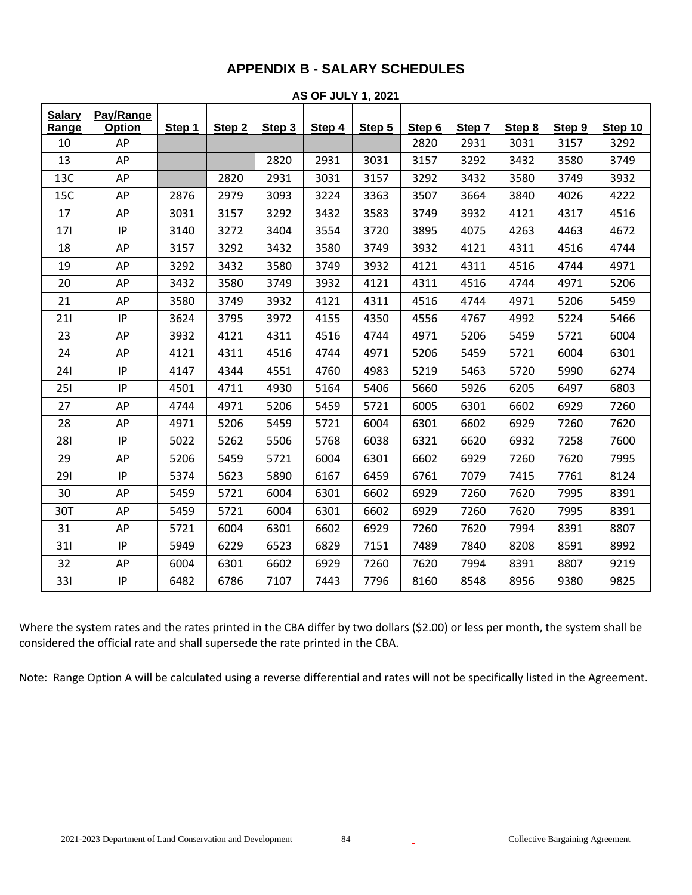# APPENDIX B - SALARY SCHEDULES

## AS OF JULY 1, 2021

| Salary Range | Pay/Range Option | Step 1 | Step 2 | Step 3 | Step 4 | Step 5 | Step 6 | Step 7 | Step 8 | Step 9 | Step 10 |
|---|---|---|---|---|---|---|---|---|---|---|---|
| 10 | AP | | | | | | 2820 | 2931 | 3031 | 3157 | 3292 |
| 13 | AP | | | 2820 | 2931 | 3031 | 3157 | 3292 | 3432 | 3580 | 3749 |
| 13C | AP | | 2820 | 2931 | 3031 | 3157 | 3292 | 3432 | 3580 | 3749 | 3932 |
| 15C | AP | 2876 | 2979 | 3093 | 3224 | 3363 | 3507 | 3664 | 3840 | 4026 | 4222 |
| 17 | AP | 3031 | 3157 | 3292 | 3432 | 3583 | 3749 | 3932 | 4121 | 4317 | 4516 |
| 17I | IP | 3140 | 3272 | 3404 | 3554 | 3720 | 3895 | 4075 | 4263 | 4463 | 4672 |
| 18 | AP | 3157 | 3292 | 3432 | 3580 | 3749 | 3932 | 4121 | 4311 | 4516 | 4744 |
| 19 | AP | 3292 | 3432 | 3580 | 3749 | 3932 | 4121 | 4311 | 4516 | 4744 | 4971 |
| 20 | AP | 3432 | 3580 | 3749 | 3932 | 4121 | 4311 | 4516 | 4744 | 4971 | 5206 |
| 21 | AP | 3580 | 3749 | 3932 | 4121 | 4311 | 4516 | 4744 | 4971 | 5206 | 5459 |
| 21I | IP | 3624 | 3795 | 3972 | 4155 | 4350 | 4556 | 4767 | 4992 | 5224 | 5466 |
| 23 | AP | 3932 | 4121 | 4311 | 4516 | 4744 | 4971 | 5206 | 5459 | 5721 | 6004 |
| 24 | AP | 4121 | 4311 | 4516 | 4744 | 4971 | 5206 | 5459 | 5721 | 6004 | 6301 |
| 24I | IP | 4147 | 4344 | 4551 | 4760 | 4983 | 5219 | 5463 | 5720 | 5990 | 6274 |
| 25I | IP | 4501 | 4711 | 4930 | 5164 | 5406 | 5660 | 5926 | 6205 | 6497 | 6803 |
| 27 | AP | 4744 | 4971 | 5206 | 5459 | 5721 | 6005 | 6301 | 6602 | 6929 | 7260 |
| 28 | AP | 4971 | 5206 | 5459 | 5721 | 6004 | 6301 | 6602 | 6929 | 7260 | 7620 |
| 28I | IP | 5022 | 5262 | 5506 | 5768 | 6038 | 6321 | 6620 | 6932 | 7258 | 7600 |
| 29 | AP | 5206 | 5459 | 5721 | 6004 | 6301 | 6602 | 6929 | 7260 | 7620 | 7995 |
| 29I | IP | 5374 | 5623 | 5890 | 6167 | 6459 | 6761 | 7079 | 7415 | 7761 | 8124 |
| 30 | AP | 5459 | 5721 | 6004 | 6301 | 6602 | 6929 | 7260 | 7620 | 7995 | 8391 |
| 30T | AP | 5459 | 5721 | 6004 | 6301 | 6602 | 6929 | 7260 | 7620 | 7995 | 8391 |
| 31 | AP | 5721 | 6004 | 6301 | 6602 | 6929 | 7260 | 7620 | 7994 | 8391 | 8807 |
| 31I | IP | 5949 | 6229 | 6523 | 6829 | 7151 | 7489 | 7840 | 8208 | 8591 | 8992 |
| 32 | AP | 6004 | 6301 | 6602 | 6929 | 7260 | 7620 | 7994 | 8391 | 8807 | 9219 |
| 33I | IP | 6482 | 6786 | 7107 | 7443 | 7796 | 8160 | 8548 | 8956 | 9380 | 9825 |

Where the system rates and the rates printed in the CBA differ by two dollars ($2.00) or less per month, the system shall be considered the official rate and shall supersede the rate printed in the CBA.

Note: Range Option A will be calculated using a reverse differential and rates will not be specifically listed in the Agreement.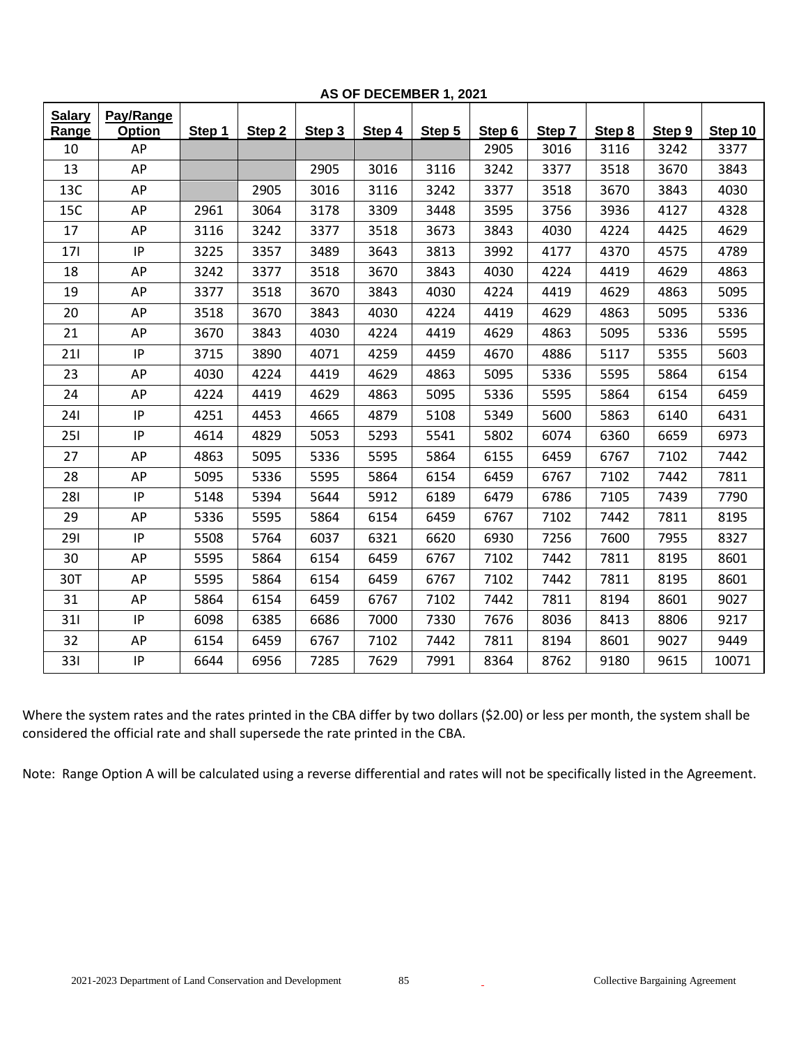**AS OF DECEMBER 1, 2021**

| Salary Range | Pay/Range Option | Step 1 | Step 2 | Step 3 | Step 4 | Step 5 | Step 6 | Step 7 | Step 8 | Step 9 | Step 10 |
|---|---|---|---|---|---|---|---|---|---|---|---|
| 10 | AP | | | | | | 2905 | 3016 | 3116 | 3242 | 3377 |
| 13 | AP | | | 2905 | 3016 | 3116 | 3242 | 3377 | 3518 | 3670 | 3843 |
| 13C | AP | | 2905 | 3016 | 3116 | 3242 | 3377 | 3518 | 3670 | 3843 | 4030 |
| 15C | AP | 2961 | 3064 | 3178 | 3309 | 3448 | 3595 | 3756 | 3936 | 4127 | 4328 |
| 17 | AP | 3116 | 3242 | 3377 | 3518 | 3673 | 3843 | 4030 | 4224 | 4425 | 4629 |
| 17I | IP | 3225 | 3357 | 3489 | 3643 | 3813 | 3992 | 4177 | 4370 | 4575 | 4789 |
| 18 | AP | 3242 | 3377 | 3518 | 3670 | 3843 | 4030 | 4224 | 4419 | 4629 | 4863 |
| 19 | AP | 3377 | 3518 | 3670 | 3843 | 4030 | 4224 | 4419 | 4629 | 4863 | 5095 |
| 20 | AP | 3518 | 3670 | 3843 | 4030 | 4224 | 4419 | 4629 | 4863 | 5095 | 5336 |
| 21 | AP | 3670 | 3843 | 4030 | 4224 | 4419 | 4629 | 4863 | 5095 | 5336 | 5595 |
| 21I | IP | 3715 | 3890 | 4071 | 4259 | 4459 | 4670 | 4886 | 5117 | 5355 | 5603 |
| 23 | AP | 4030 | 4224 | 4419 | 4629 | 4863 | 5095 | 5336 | 5595 | 5864 | 6154 |
| 24 | AP | 4224 | 4419 | 4629 | 4863 | 5095 | 5336 | 5595 | 5864 | 6154 | 6459 |
| 24I | IP | 4251 | 4453 | 4665 | 4879 | 5108 | 5349 | 5600 | 5863 | 6140 | 6431 |
| 25I | IP | 4614 | 4829 | 5053 | 5293 | 5541 | 5802 | 6074 | 6360 | 6659 | 6973 |
| 27 | AP | 4863 | 5095 | 5336 | 5595 | 5864 | 6155 | 6459 | 6767 | 7102 | 7442 |
| 28 | AP | 5095 | 5336 | 5595 | 5864 | 6154 | 6459 | 6767 | 7102 | 7442 | 7811 |
| 28I | IP | 5148 | 5394 | 5644 | 5912 | 6189 | 6479 | 6786 | 7105 | 7439 | 7790 |
| 29 | AP | 5336 | 5595 | 5864 | 6154 | 6459 | 6767 | 7102 | 7442 | 7811 | 8195 |
| 29I | IP | 5508 | 5764 | 6037 | 6321 | 6620 | 6930 | 7256 | 7600 | 7955 | 8327 |
| 30 | AP | 5595 | 5864 | 6154 | 6459 | 6767 | 7102 | 7442 | 7811 | 8195 | 8601 |
| 30T | AP | 5595 | 5864 | 6154 | 6459 | 6767 | 7102 | 7442 | 7811 | 8195 | 8601 |
| 31 | AP | 5864 | 6154 | 6459 | 6767 | 7102 | 7442 | 7811 | 8194 | 8601 | 9027 |
| 31I | IP | 6098 | 6385 | 6686 | 7000 | 7330 | 7676 | 8036 | 8413 | 8806 | 9217 |
| 32 | AP | 6154 | 6459 | 6767 | 7102 | 7442 | 7811 | 8194 | 8601 | 9027 | 9449 |
| 33I | IP | 6644 | 6956 | 7285 | 7629 | 7991 | 8364 | 8762 | 9180 | 9615 | 10071 |

Where the system rates and the rates printed in the CBA differ by two dollars ($2.00) or less per month, the system shall be considered the official rate and shall supersede the rate printed in the CBA.

Note: Range Option A will be calculated using a reverse differential and rates will not be specifically listed in the Agreement.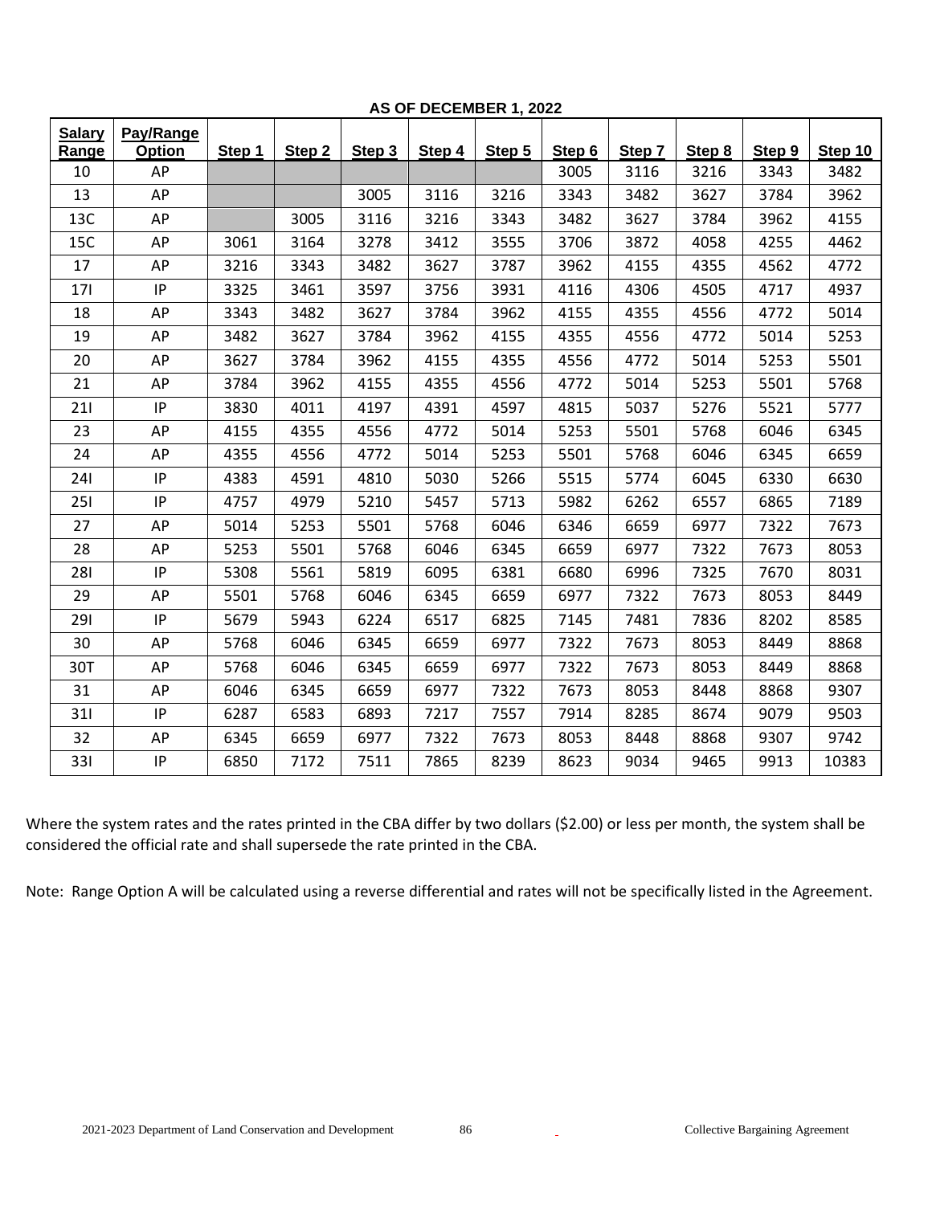**AS OF DECEMBER 1, 2022**

| Salary Range | Pay/Range Option | Step 1 | Step 2 | Step 3 | Step 4 | Step 5 | Step 6 | Step 7 | Step 8 | Step 9 | Step 10 |
|---|---|---|---|---|---|---|---|---|---|---|---|
| 10 | AP | | | | | | 3005 | 3116 | 3216 | 3343 | 3482 |
| 13 | AP | | | 3005 | 3116 | 3216 | 3343 | 3482 | 3627 | 3784 | 3962 |
| 13C | AP | | 3005 | 3116 | 3216 | 3343 | 3482 | 3627 | 3784 | 3962 | 4155 |
| 15C | AP | 3061 | 3164 | 3278 | 3412 | 3555 | 3706 | 3872 | 4058 | 4255 | 4462 |
| 17 | AP | 3216 | 3343 | 3482 | 3627 | 3787 | 3962 | 4155 | 4355 | 4562 | 4772 |
| 17I | IP | 3325 | 3461 | 3597 | 3756 | 3931 | 4116 | 4306 | 4505 | 4717 | 4937 |
| 18 | AP | 3343 | 3482 | 3627 | 3784 | 3962 | 4155 | 4355 | 4556 | 4772 | 5014 |
| 19 | AP | 3482 | 3627 | 3784 | 3962 | 4155 | 4355 | 4556 | 4772 | 5014 | 5253 |
| 20 | AP | 3627 | 3784 | 3962 | 4155 | 4355 | 4556 | 4772 | 5014 | 5253 | 5501 |
| 21 | AP | 3784 | 3962 | 4155 | 4355 | 4556 | 4772 | 5014 | 5253 | 5501 | 5768 |
| 21I | IP | 3830 | 4011 | 4197 | 4391 | 4597 | 4815 | 5037 | 5276 | 5521 | 5777 |
| 23 | AP | 4155 | 4355 | 4556 | 4772 | 5014 | 5253 | 5501 | 5768 | 6046 | 6345 |
| 24 | AP | 4355 | 4556 | 4772 | 5014 | 5253 | 5501 | 5768 | 6046 | 6345 | 6659 |
| 24I | IP | 4383 | 4591 | 4810 | 5030 | 5266 | 5515 | 5774 | 6045 | 6330 | 6630 |
| 25I | IP | 4757 | 4979 | 5210 | 5457 | 5713 | 5982 | 6262 | 6557 | 6865 | 7189 |
| 27 | AP | 5014 | 5253 | 5501 | 5768 | 6046 | 6346 | 6659 | 6977 | 7322 | 7673 |
| 28 | AP | 5253 | 5501 | 5768 | 6046 | 6345 | 6659 | 6977 | 7322 | 7673 | 8053 |
| 28I | IP | 5308 | 5561 | 5819 | 6095 | 6381 | 6680 | 6996 | 7325 | 7670 | 8031 |
| 29 | AP | 5501 | 5768 | 6046 | 6345 | 6659 | 6977 | 7322 | 7673 | 8053 | 8449 |
| 29I | IP | 5679 | 5943 | 6224 | 6517 | 6825 | 7145 | 7481 | 7836 | 8202 | 8585 |
| 30 | AP | 5768 | 6046 | 6345 | 6659 | 6977 | 7322 | 7673 | 8053 | 8449 | 8868 |
| 30T | AP | 5768 | 6046 | 6345 | 6659 | 6977 | 7322 | 7673 | 8053 | 8449 | 8868 |
| 31 | AP | 6046 | 6345 | 6659 | 6977 | 7322 | 7673 | 8053 | 8448 | 8868 | 9307 |
| 31I | IP | 6287 | 6583 | 6893 | 7217 | 7557 | 7914 | 8285 | 8674 | 9079 | 9503 |
| 32 | AP | 6345 | 6659 | 6977 | 7322 | 7673 | 8053 | 8448 | 8868 | 9307 | 9742 |
| 33I | IP | 6850 | 7172 | 7511 | 7865 | 8239 | 8623 | 9034 | 9465 | 9913 | 10383 |

Where the system rates and the rates printed in the CBA differ by two dollars ($2.00) or less per month, the system shall be considered the official rate and shall supersede the rate printed in the CBA.

Note: Range Option A will be calculated using a reverse differential and rates will not be specifically listed in the Agreement.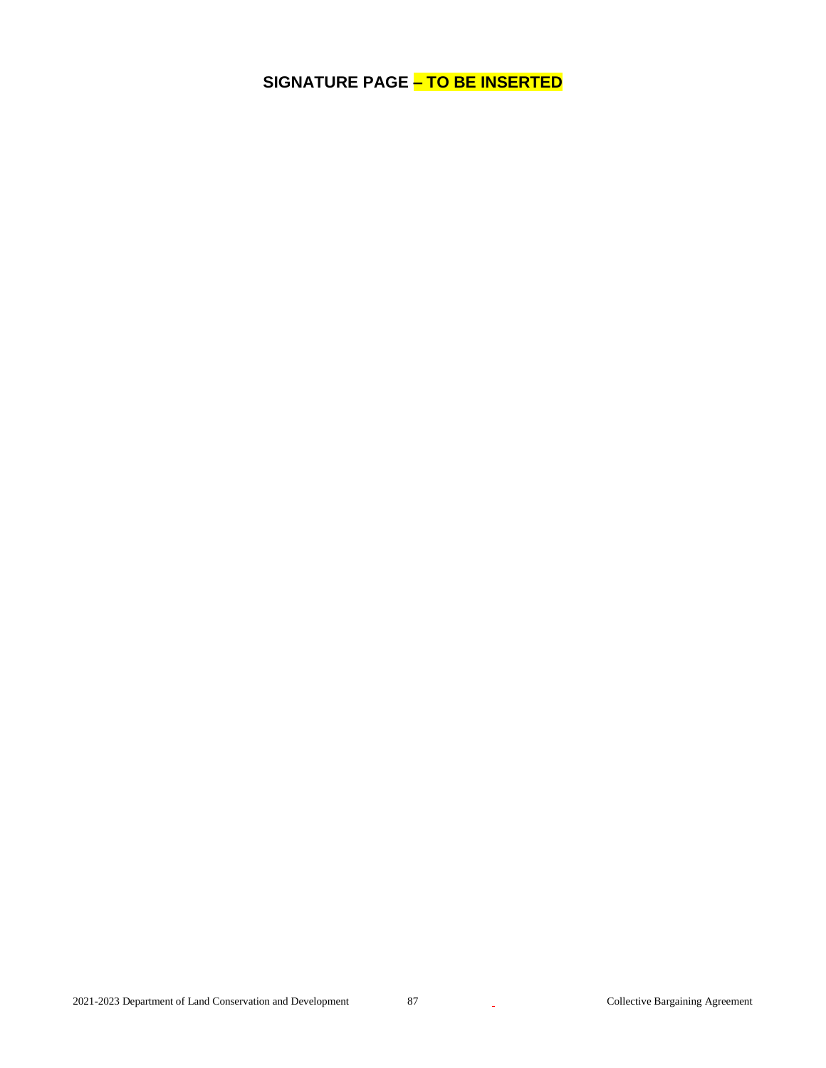# SIGNATURE PAGE – TO BE INSERTED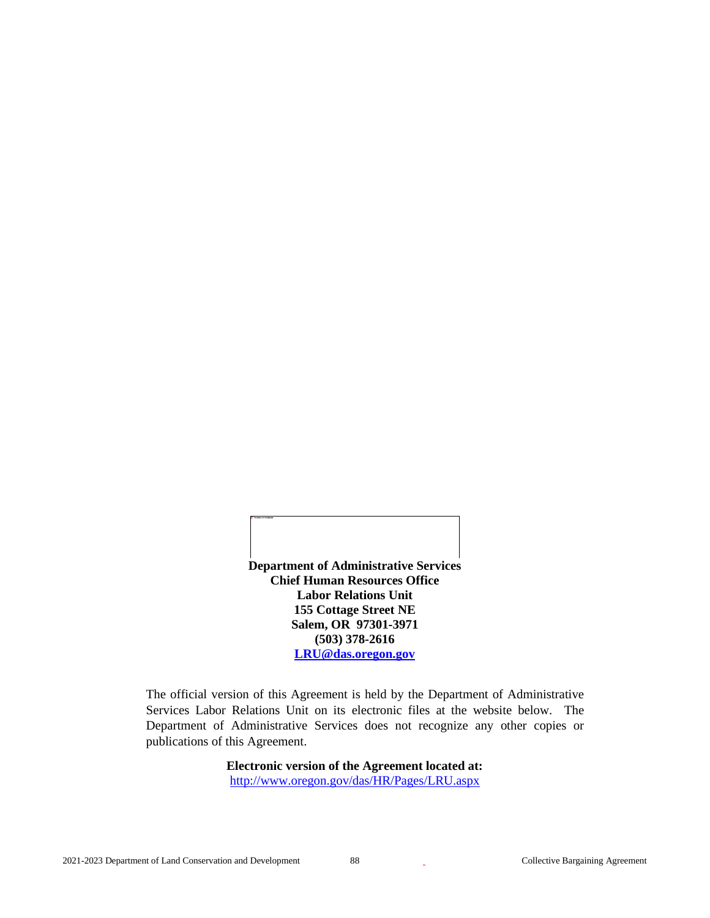**Department of Administrative Services**
**Chief Human Resources Office**
**Labor Relations Unit**
**155 Cottage Street NE**
**Salem, OR 97301-3971**
**(503) 378-2616**
**LRU@das.oregon.gov**

The official version of this Agreement is held by the Department of Administrative Services Labor Relations Unit on its electronic files at the website below. The Department of Administrative Services does not recognize any other copies or publications of this Agreement.

**Electronic version of the Agreement located at:**
http://www.oregon.gov/das/HR/Pages/LRU.aspx